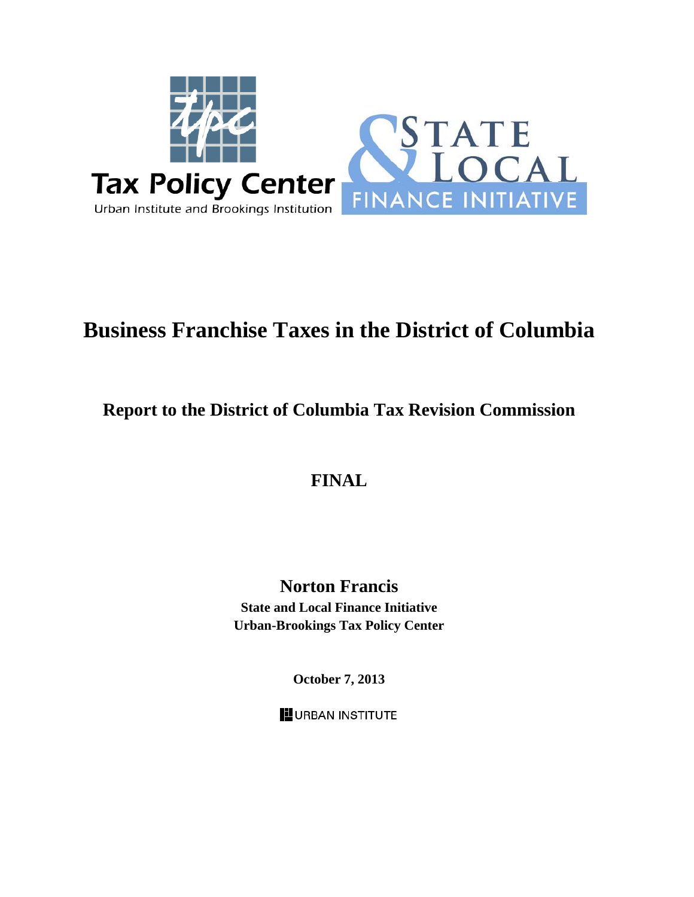Tax Policy Center

Urban Institute and Brookings Institution

STATE & LOCAL FINANCE INITIATIVE

# Business Franchise Taxes in the District of Columbia

## Report to the District of Columbia Tax Revision Commission

**FINAL**

**Norton Francis**

**State and Local Finance Initiative**

**Urban-Brookings Tax Policy Center**

**October 7, 2013**

URBAN INSTITUTE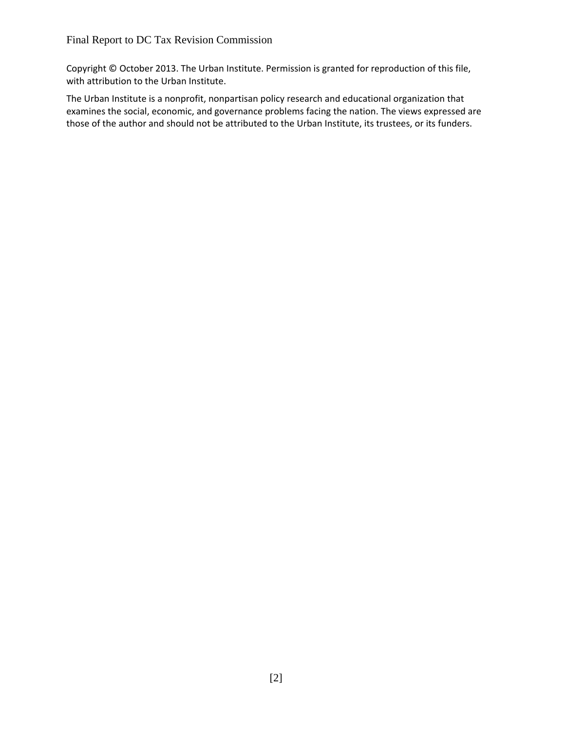Copyright © October 2013. The Urban Institute. Permission is granted for reproduction of this file, with attribution to the Urban Institute.

The Urban Institute is a nonprofit, nonpartisan policy research and educational organization that examines the social, economic, and governance problems facing the nation. The views expressed are those of the author and should not be attributed to the Urban Institute, its trustees, or its funders.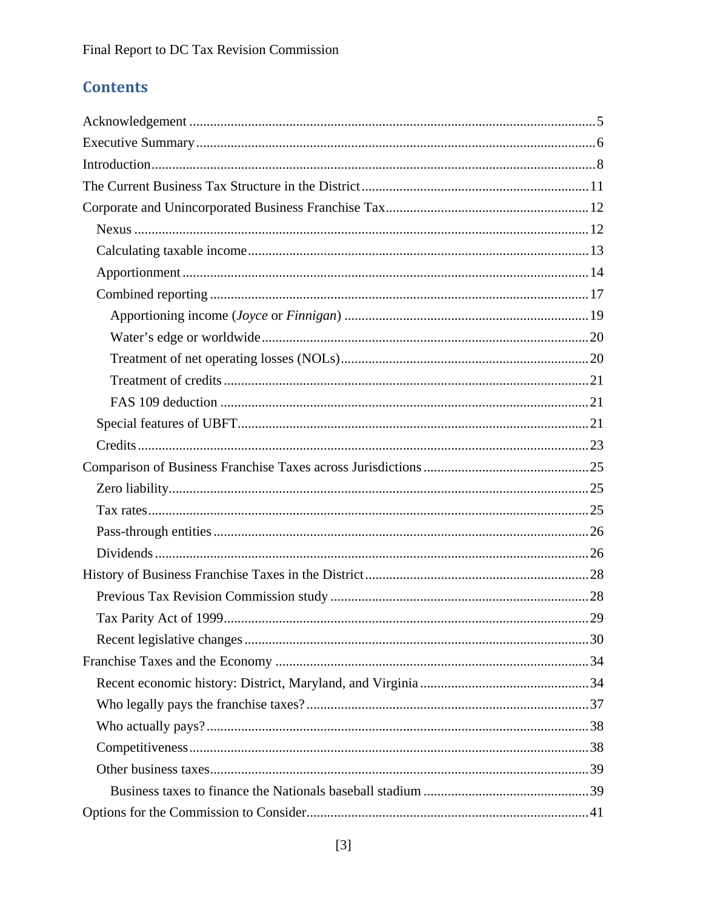## Contents

Acknowledgement .......... 5
Executive Summary .......... 6
Introduction .......... 8
The Current Business Tax Structure in the District .......... 11
Corporate and Unincorporated Business Franchise Tax .......... 12
- Nexus .......... 12
- Calculating taxable income .......... 13
- Apportionment .......... 14
- Combined reporting .......... 17
  - Apportioning income (*Joyce* or *Finnigan*) .......... 19
  - Water's edge or worldwide .......... 20
  - Treatment of net operating losses (NOLs) .......... 20
  - Treatment of credits .......... 21
  - FAS 109 deduction .......... 21
- Special features of UBFT .......... 21
- Credits .......... 23

Comparison of Business Franchise Taxes across Jurisdictions .......... 25
- Zero liability .......... 25
- Tax rates .......... 25
- Pass-through entities .......... 26
- Dividends .......... 26

History of Business Franchise Taxes in the District .......... 28
- Previous Tax Revision Commission study .......... 28
- Tax Parity Act of 1999 .......... 29
- Recent legislative changes .......... 30

Franchise Taxes and the Economy .......... 34
- Recent economic history: District, Maryland, and Virginia .......... 34
- Who legally pays the franchise taxes? .......... 37
- Who actually pays? .......... 38
- Competitiveness .......... 38
- Other business taxes .......... 39
  - Business taxes to finance the Nationals baseball stadium .......... 39

Options for the Commission to Consider .......... 41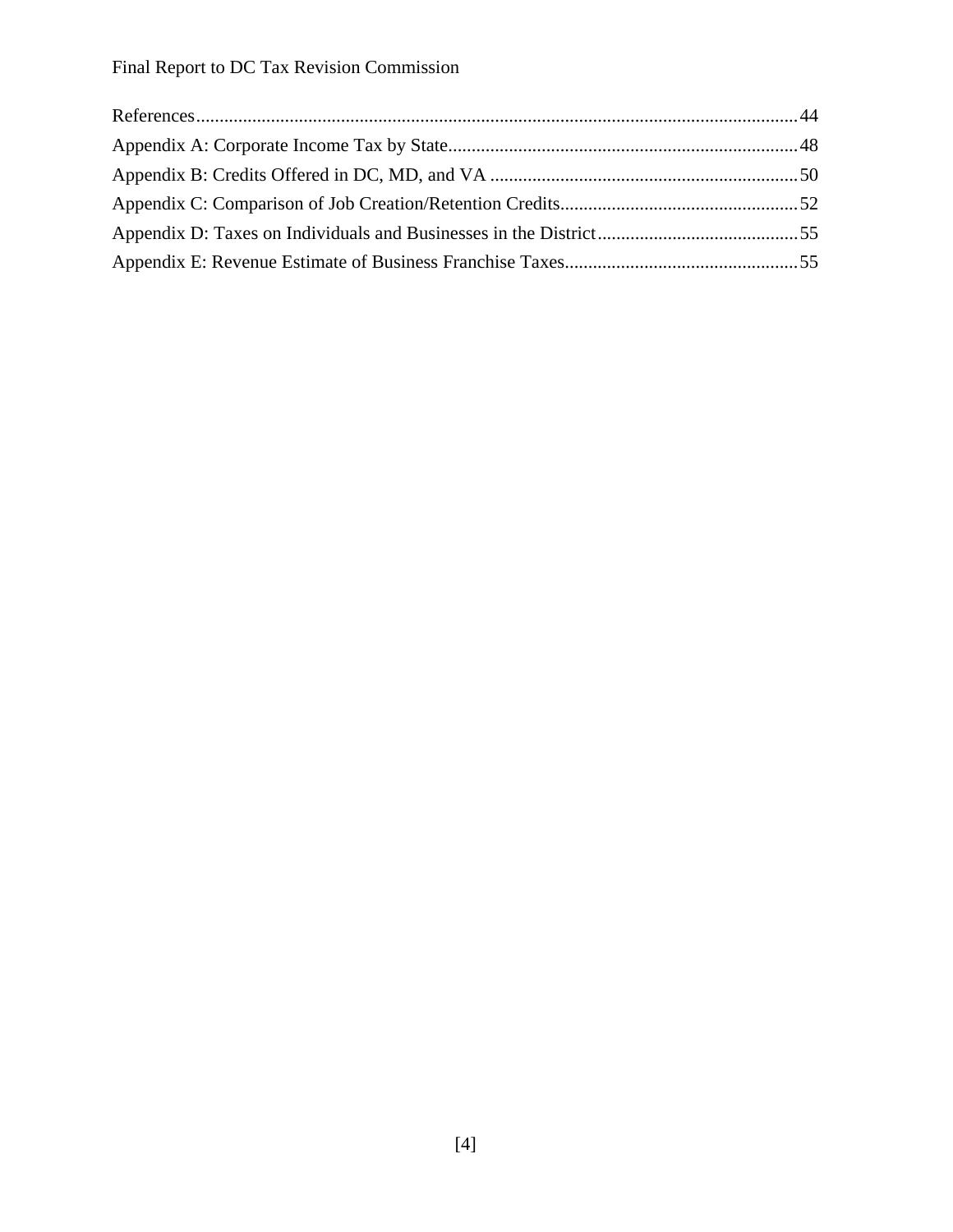References....................................................................................................................44
Appendix A: Corporate Income Tax by State...........................................................................48
Appendix B: Credits Offered in DC, MD, and VA ..................................................................50
Appendix C: Comparison of Job Creation/Retention Credits...................................................52
Appendix D: Taxes on Individuals and Businesses in the District...........................................55
Appendix E: Revenue Estimate of Business Franchise Taxes..................................................55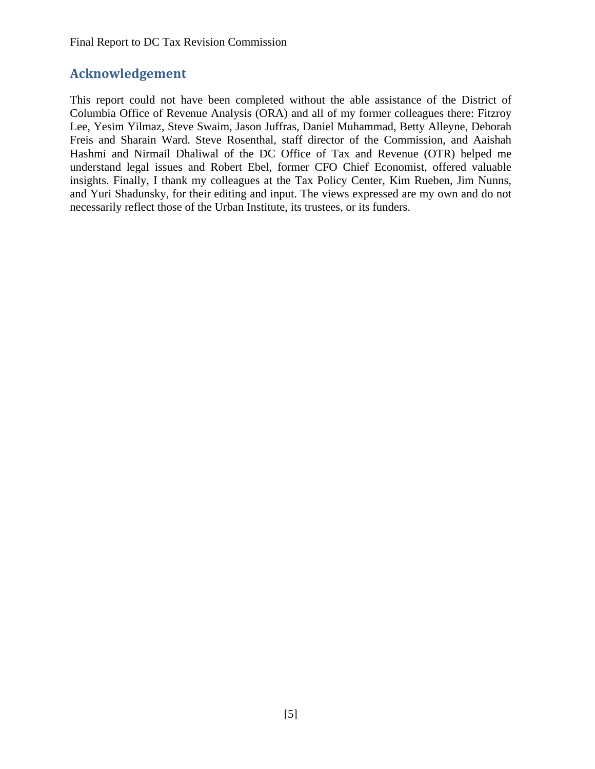## Acknowledgement

This report could not have been completed without the able assistance of the District of Columbia Office of Revenue Analysis (ORA) and all of my former colleagues there: Fitzroy Lee, Yesim Yilmaz, Steve Swaim, Jason Juffras, Daniel Muhammad, Betty Alleyne, Deborah Freis and Sharain Ward. Steve Rosenthal, staff director of the Commission, and Aaishah Hashmi and Nirmail Dhaliwal of the DC Office of Tax and Revenue (OTR) helped me understand legal issues and Robert Ebel, former CFO Chief Economist, offered valuable insights. Finally, I thank my colleagues at the Tax Policy Center, Kim Rueben, Jim Nunns, and Yuri Shadunsky, for their editing and input. The views expressed are my own and do not necessarily reflect those of the Urban Institute, its trustees, or its funders.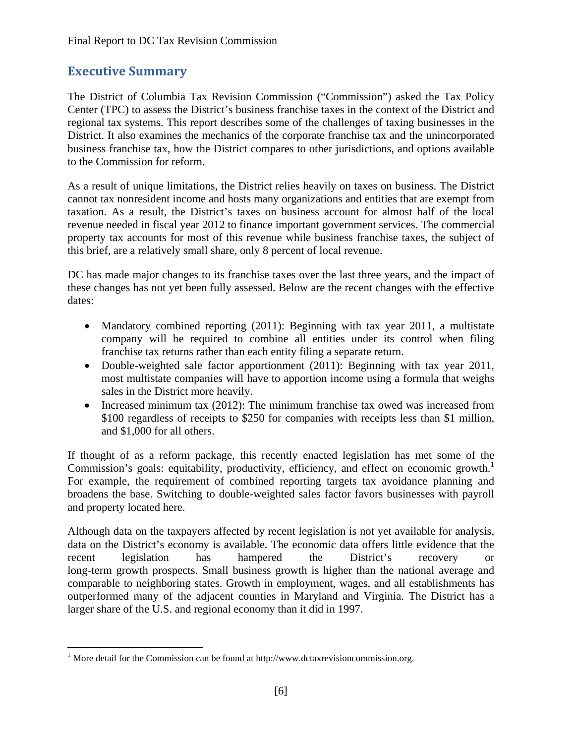## Executive Summary

The District of Columbia Tax Revision Commission ("Commission") asked the Tax Policy Center (TPC) to assess the District's business franchise taxes in the context of the District and regional tax systems. This report describes some of the challenges of taxing businesses in the District. It also examines the mechanics of the corporate franchise tax and the unincorporated business franchise tax, how the District compares to other jurisdictions, and options available to the Commission for reform.

As a result of unique limitations, the District relies heavily on taxes on business. The District cannot tax nonresident income and hosts many organizations and entities that are exempt from taxation. As a result, the District's taxes on business account for almost half of the local revenue needed in fiscal year 2012 to finance important government services. The commercial property tax accounts for most of this revenue while business franchise taxes, the subject of this brief, are a relatively small share, only 8 percent of local revenue.

DC has made major changes to its franchise taxes over the last three years, and the impact of these changes has not yet been fully assessed. Below are the recent changes with the effective dates:

- Mandatory combined reporting (2011): Beginning with tax year 2011, a multistate company will be required to combine all entities under its control when filing franchise tax returns rather than each entity filing a separate return.
- Double-weighted sale factor apportionment (2011): Beginning with tax year 2011, most multistate companies will have to apportion income using a formula that weighs sales in the District more heavily.
- Increased minimum tax (2012): The minimum franchise tax owed was increased from $100 regardless of receipts to $250 for companies with receipts less than $1 million, and $1,000 for all others.

If thought of as a reform package, this recently enacted legislation has met some of the Commission's goals: equitability, productivity, efficiency, and effect on economic growth.[1] For example, the requirement of combined reporting targets tax avoidance planning and broadens the base. Switching to double-weighted sales factor favors businesses with payroll and property located here.

Although data on the taxpayers affected by recent legislation is not yet available for analysis, data on the District's economy is available. The economic data offers little evidence that the recent legislation has hampered the District's recovery or long-term growth prospects. Small business growth is higher than the national average and comparable to neighboring states. Growth in employment, wages, and all establishments has outperformed many of the adjacent counties in Maryland and Virginia. The District has a larger share of the U.S. and regional economy than it did in 1997.

[1] More detail for the Commission can be found at http://www.dctaxrevisioncommission.org.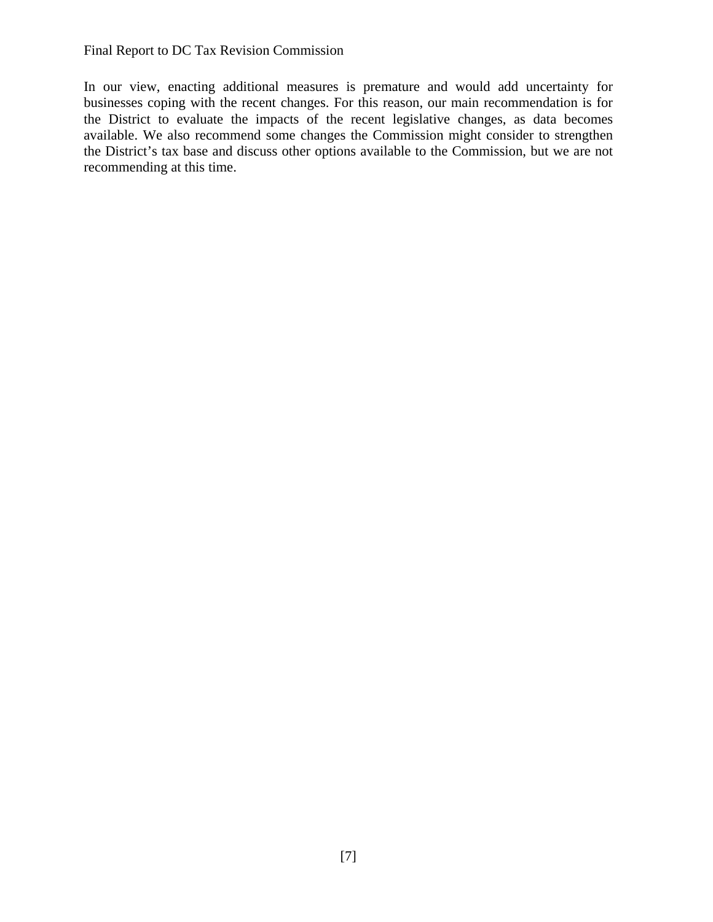In our view, enacting additional measures is premature and would add uncertainty for businesses coping with the recent changes. For this reason, our main recommendation is for the District to evaluate the impacts of the recent legislative changes, as data becomes available. We also recommend some changes the Commission might consider to strengthen the District's tax base and discuss other options available to the Commission, but we are not recommending at this time.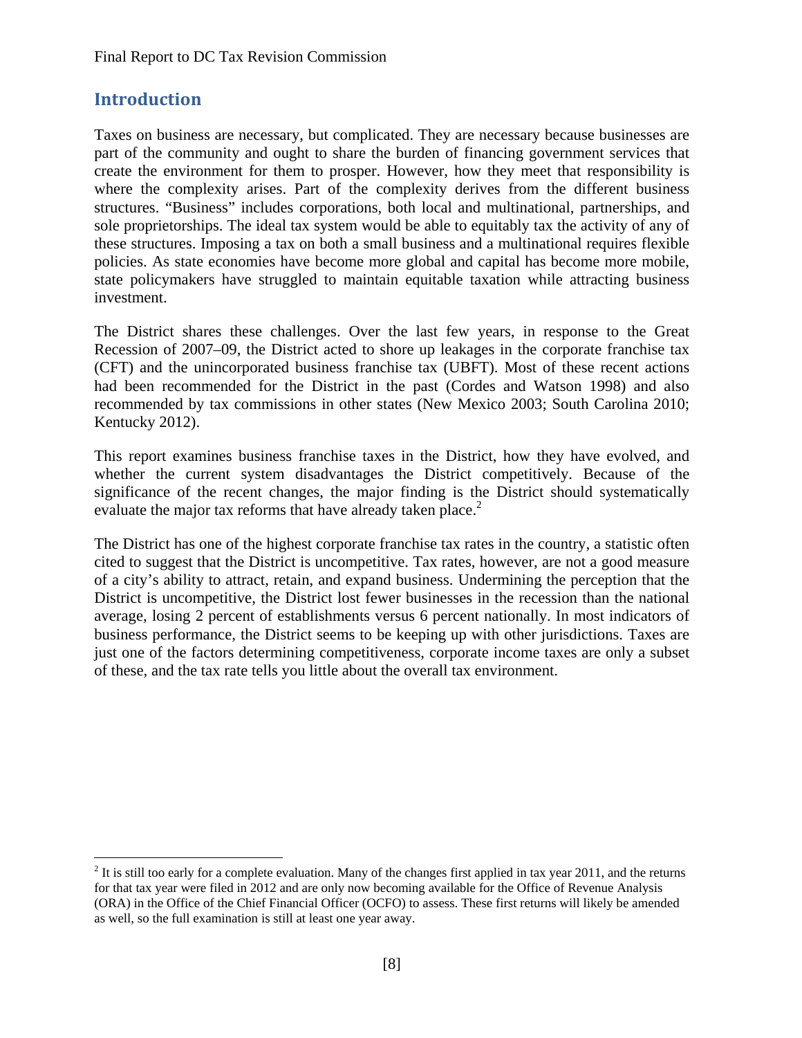## Introduction

Taxes on business are necessary, but complicated. They are necessary because businesses are part of the community and ought to share the burden of financing government services that create the environment for them to prosper. However, how they meet that responsibility is where the complexity arises. Part of the complexity derives from the different business structures. "Business" includes corporations, both local and multinational, partnerships, and sole proprietorships. The ideal tax system would be able to equitably tax the activity of any of these structures. Imposing a tax on both a small business and a multinational requires flexible policies. As state economies have become more global and capital has become more mobile, state policymakers have struggled to maintain equitable taxation while attracting business investment.

The District shares these challenges. Over the last few years, in response to the Great Recession of 2007–09, the District acted to shore up leakages in the corporate franchise tax (CFT) and the unincorporated business franchise tax (UBFT). Most of these recent actions had been recommended for the District in the past (Cordes and Watson 1998) and also recommended by tax commissions in other states (New Mexico 2003; South Carolina 2010; Kentucky 2012).

This report examines business franchise taxes in the District, how they have evolved, and whether the current system disadvantages the District competitively. Because of the significance of the recent changes, the major finding is the District should systematically evaluate the major tax reforms that have already taken place.[2]

The District has one of the highest corporate franchise tax rates in the country, a statistic often cited to suggest that the District is uncompetitive. Tax rates, however, are not a good measure of a city's ability to attract, retain, and expand business. Undermining the perception that the District is uncompetitive, the District lost fewer businesses in the recession than the national average, losing 2 percent of establishments versus 6 percent nationally. In most indicators of business performance, the District seems to be keeping up with other jurisdictions. Taxes are just one of the factors determining competitiveness, corporate income taxes are only a subset of these, and the tax rate tells you little about the overall tax environment.

[2] It is still too early for a complete evaluation. Many of the changes first applied in tax year 2011, and the returns for that tax year were filed in 2012 and are only now becoming available for the Office of Revenue Analysis (ORA) in the Office of the Chief Financial Officer (OCFO) to assess. These first returns will likely be amended as well, so the full examination is still at least one year away.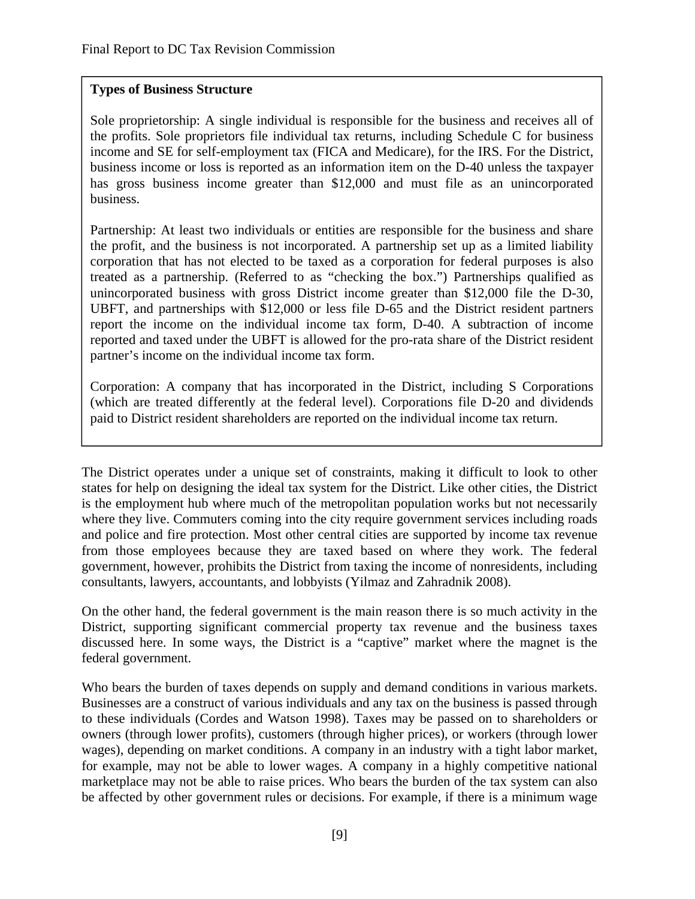**Types of Business Structure**

Sole proprietorship: A single individual is responsible for the business and receives all of the profits. Sole proprietors file individual tax returns, including Schedule C for business income and SE for self-employment tax (FICA and Medicare), for the IRS. For the District, business income or loss is reported as an information item on the D-40 unless the taxpayer has gross business income greater than $12,000 and must file as an unincorporated business.

Partnership: At least two individuals or entities are responsible for the business and share the profit, and the business is not incorporated. A partnership set up as a limited liability corporation that has not elected to be taxed as a corporation for federal purposes is also treated as a partnership. (Referred to as "checking the box.") Partnerships qualified as unincorporated business with gross District income greater than $12,000 file the D-30, UBFT, and partnerships with $12,000 or less file D-65 and the District resident partners report the income on the individual income tax form, D-40. A subtraction of income reported and taxed under the UBFT is allowed for the pro-rata share of the District resident partner's income on the individual income tax form.

Corporation: A company that has incorporated in the District, including S Corporations (which are treated differently at the federal level). Corporations file D-20 and dividends paid to District resident shareholders are reported on the individual income tax return.

The District operates under a unique set of constraints, making it difficult to look to other states for help on designing the ideal tax system for the District. Like other cities, the District is the employment hub where much of the metropolitan population works but not necessarily where they live. Commuters coming into the city require government services including roads and police and fire protection. Most other central cities are supported by income tax revenue from those employees because they are taxed based on where they work. The federal government, however, prohibits the District from taxing the income of nonresidents, including consultants, lawyers, accountants, and lobbyists (Yilmaz and Zahradnik 2008).

On the other hand, the federal government is the main reason there is so much activity in the District, supporting significant commercial property tax revenue and the business taxes discussed here. In some ways, the District is a "captive" market where the magnet is the federal government.

Who bears the burden of taxes depends on supply and demand conditions in various markets. Businesses are a construct of various individuals and any tax on the business is passed through to these individuals (Cordes and Watson 1998). Taxes may be passed on to shareholders or owners (through lower profits), customers (through higher prices), or workers (through lower wages), depending on market conditions. A company in an industry with a tight labor market, for example, may not be able to lower wages. A company in a highly competitive national marketplace may not be able to raise prices. Who bears the burden of the tax system can also be affected by other government rules or decisions. For example, if there is a minimum wage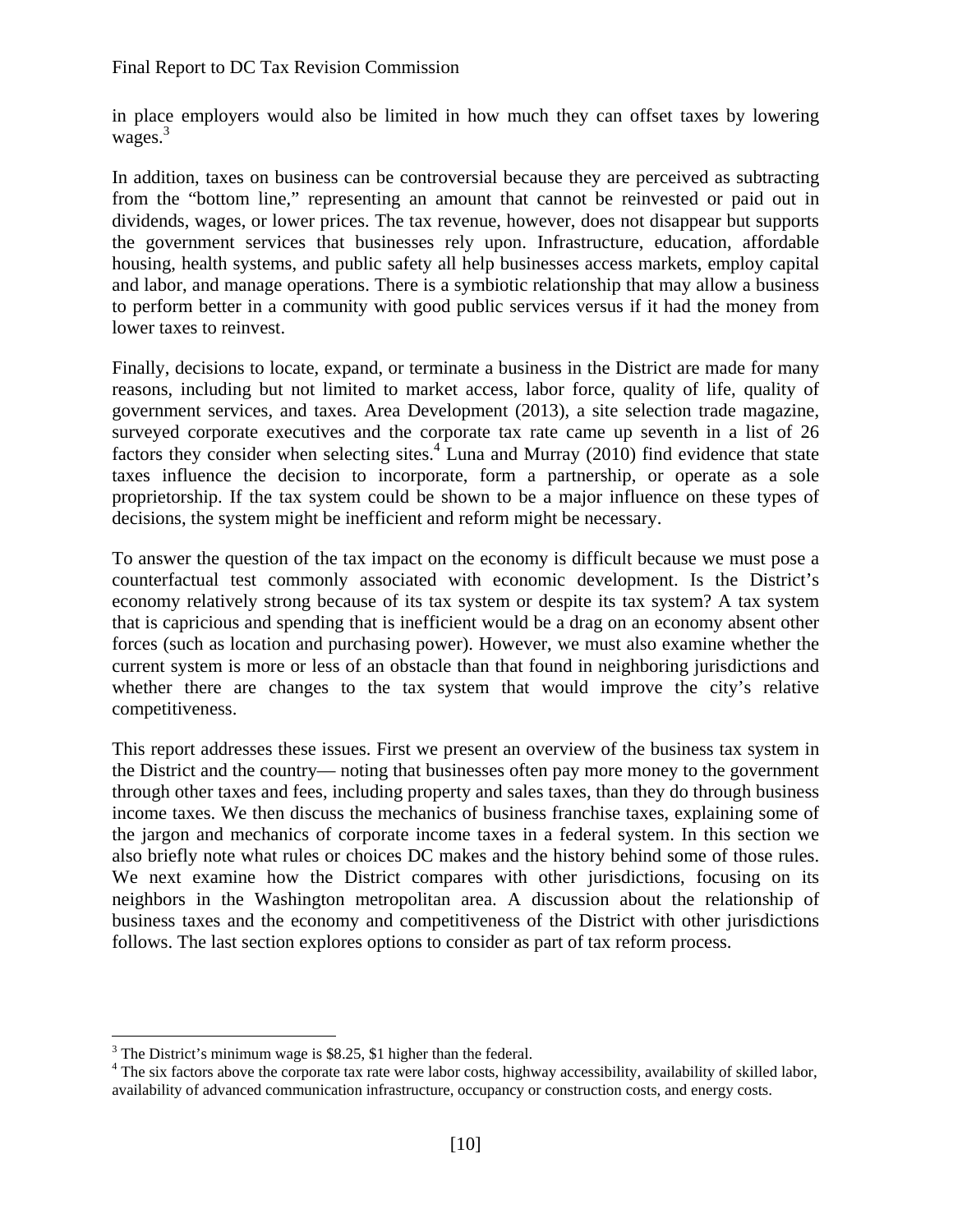in place employers would also be limited in how much they can offset taxes by lowering wages.[3]

In addition, taxes on business can be controversial because they are perceived as subtracting from the "bottom line," representing an amount that cannot be reinvested or paid out in dividends, wages, or lower prices. The tax revenue, however, does not disappear but supports the government services that businesses rely upon. Infrastructure, education, affordable housing, health systems, and public safety all help businesses access markets, employ capital and labor, and manage operations. There is a symbiotic relationship that may allow a business to perform better in a community with good public services versus if it had the money from lower taxes to reinvest.

Finally, decisions to locate, expand, or terminate a business in the District are made for many reasons, including but not limited to market access, labor force, quality of life, quality of government services, and taxes. Area Development (2013), a site selection trade magazine, surveyed corporate executives and the corporate tax rate came up seventh in a list of 26 factors they consider when selecting sites.[4] Luna and Murray (2010) find evidence that state taxes influence the decision to incorporate, form a partnership, or operate as a sole proprietorship. If the tax system could be shown to be a major influence on these types of decisions, the system might be inefficient and reform might be necessary.

To answer the question of the tax impact on the economy is difficult because we must pose a counterfactual test commonly associated with economic development. Is the District's economy relatively strong because of its tax system or despite its tax system? A tax system that is capricious and spending that is inefficient would be a drag on an economy absent other forces (such as location and purchasing power). However, we must also examine whether the current system is more or less of an obstacle than that found in neighboring jurisdictions and whether there are changes to the tax system that would improve the city's relative competitiveness.

This report addresses these issues. First we present an overview of the business tax system in the District and the country— noting that businesses often pay more money to the government through other taxes and fees, including property and sales taxes, than they do through business income taxes. We then discuss the mechanics of business franchise taxes, explaining some of the jargon and mechanics of corporate income taxes in a federal system. In this section we also briefly note what rules or choices DC makes and the history behind some of those rules. We next examine how the District compares with other jurisdictions, focusing on its neighbors in the Washington metropolitan area. A discussion about the relationship of business taxes and the economy and competitiveness of the District with other jurisdictions follows. The last section explores options to consider as part of tax reform process.

[3] The District's minimum wage is $8.25, $1 higher than the federal.

[4] The six factors above the corporate tax rate were labor costs, highway accessibility, availability of skilled labor, availability of advanced communication infrastructure, occupancy or construction costs, and energy costs.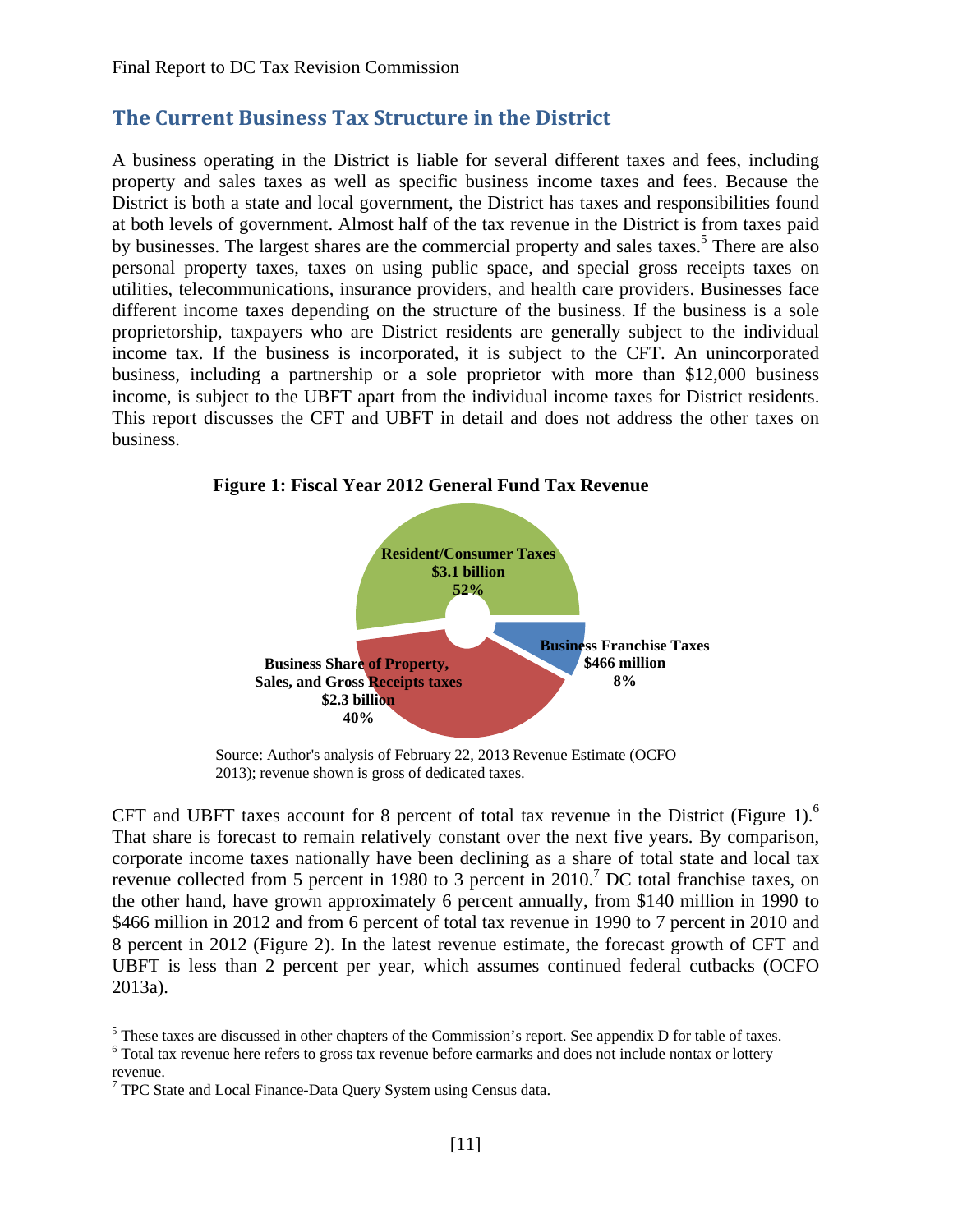## The Current Business Tax Structure in the District

A business operating in the District is liable for several different taxes and fees, including property and sales taxes as well as specific business income taxes and fees. Because the District is both a state and local government, the District has taxes and responsibilities found at both levels of government. Almost half of the tax revenue in the District is from taxes paid by businesses. The largest shares are the commercial property and sales taxes.[5] There are also personal property taxes, taxes on using public space, and special gross receipts taxes on utilities, telecommunications, insurance providers, and health care providers. Businesses face different income taxes depending on the structure of the business. If the business is a sole proprietorship, taxpayers who are District residents are generally subject to the individual income tax. If the business is incorporated, it is subject to the CFT. An unincorporated business, including a partnership or a sole proprietor with more than $12,000 business income, is subject to the UBFT apart from the individual income taxes for District residents. This report discusses the CFT and UBFT in detail and does not address the other taxes on business.

**Figure 1: Fiscal Year 2012 General Fund Tax Revenue**

Resident/Consumer Taxes
$3.1 billion
52%

Business Franchise Taxes
$466 million
8%

Business Share of Property, Sales, and Gross Receipts taxes
$2.3 billion
40%

Source: Author's analysis of February 22, 2013 Revenue Estimate (OCFO 2013); revenue shown is gross of dedicated taxes.

CFT and UBFT taxes account for 8 percent of total tax revenue in the District (Figure 1).[6] That share is forecast to remain relatively constant over the next five years. By comparison, corporate income taxes nationally have been declining as a share of total state and local tax revenue collected from 5 percent in 1980 to 3 percent in 2010.[7] DC total franchise taxes, on the other hand, have grown approximately 6 percent annually, from $140 million in 1990 to $466 million in 2012 and from 6 percent of total tax revenue in 1990 to 7 percent in 2010 and 8 percent in 2012 (Figure 2). In the latest revenue estimate, the forecast growth of CFT and UBFT is less than 2 percent per year, which assumes continued federal cutbacks (OCFO 2013a).

---

[5] These taxes are discussed in other chapters of the Commission's report. See appendix D for table of taxes.

[6] Total tax revenue here refers to gross tax revenue before earmarks and does not include nontax or lottery revenue.

[7] TPC State and Local Finance-Data Query System using Census data.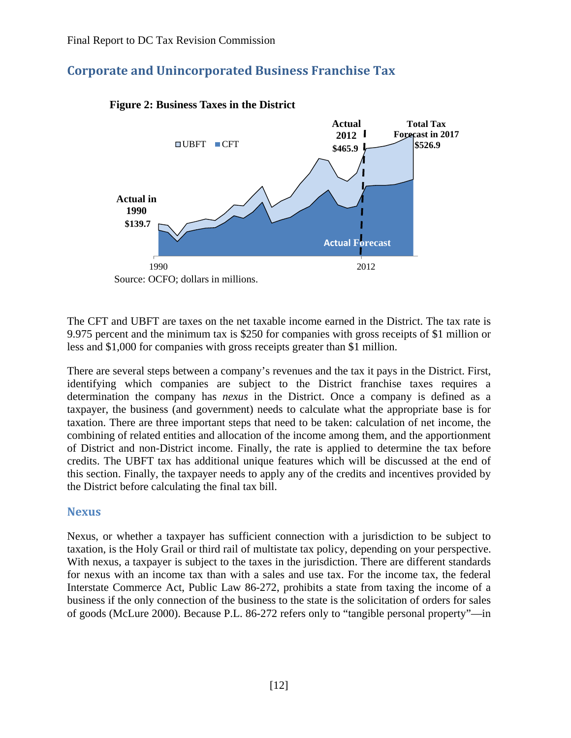## Corporate and Unincorporated Business Franchise Tax

**Figure 2: Business Taxes in the District**

UBFT CFT

Actual in 1990 $139.7

Actual 2012 $465.9

Total Tax Forecast in 2017 $526.9

Actual Forecast

1990

2012

Source: OCFO; dollars in millions.

The CFT and UBFT are taxes on the net taxable income earned in the District. The tax rate is 9.975 percent and the minimum tax is $250 for companies with gross receipts of $1 million or less and $1,000 for companies with gross receipts greater than $1 million.

There are several steps between a company's revenues and the tax it pays in the District. First, identifying which companies are subject to the District franchise taxes requires a determination the company has *nexus* in the District. Once a company is defined as a taxpayer, the business (and government) needs to calculate what the appropriate base is for taxation. There are three important steps that need to be taken: calculation of net income, the combining of related entities and allocation of the income among them, and the apportionment of District and non-District income. Finally, the rate is applied to determine the tax before credits. The UBFT tax has additional unique features which will be discussed at the end of this section. Finally, the taxpayer needs to apply any of the credits and incentives provided by the District before calculating the final tax bill.

### Nexus

Nexus, or whether a taxpayer has sufficient connection with a jurisdiction to be subject to taxation, is the Holy Grail or third rail of multistate tax policy, depending on your perspective. With nexus, a taxpayer is subject to the taxes in the jurisdiction. There are different standards for nexus with an income tax than with a sales and use tax. For the income tax, the federal Interstate Commerce Act, Public Law 86-272, prohibits a state from taxing the income of a business if the only connection of the business to the state is the solicitation of orders for sales of goods (McLure 2000). Because P.L. 86-272 refers only to "tangible personal property"—in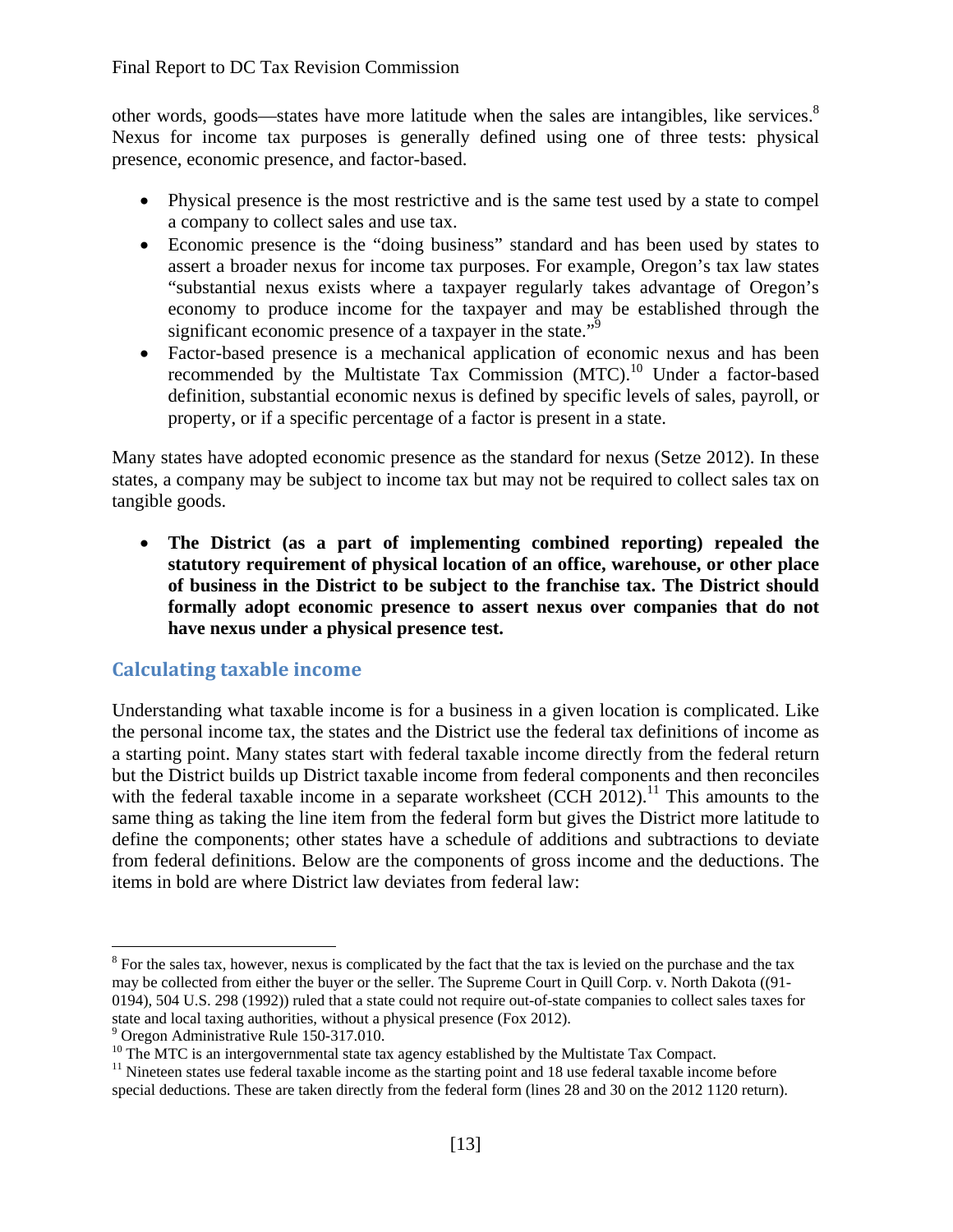other words, goods—states have more latitude when the sales are intangibles, like services.[8] Nexus for income tax purposes is generally defined using one of three tests: physical presence, economic presence, and factor-based.

- Physical presence is the most restrictive and is the same test used by a state to compel a company to collect sales and use tax.
- Economic presence is the "doing business" standard and has been used by states to assert a broader nexus for income tax purposes. For example, Oregon's tax law states "substantial nexus exists where a taxpayer regularly takes advantage of Oregon's economy to produce income for the taxpayer and may be established through the significant economic presence of a taxpayer in the state."[9]
- Factor-based presence is a mechanical application of economic nexus and has been recommended by the Multistate Tax Commission (MTC).[10] Under a factor-based definition, substantial economic nexus is defined by specific levels of sales, payroll, or property, or if a specific percentage of a factor is present in a state.

Many states have adopted economic presence as the standard for nexus (Setze 2012). In these states, a company may be subject to income tax but may not be required to collect sales tax on tangible goods.

- **The District (as a part of implementing combined reporting) repealed the statutory requirement of physical location of an office, warehouse, or other place of business in the District to be subject to the franchise tax. The District should formally adopt economic presence to assert nexus over companies that do not have nexus under a physical presence test.**

## Calculating taxable income

Understanding what taxable income is for a business in a given location is complicated. Like the personal income tax, the states and the District use the federal tax definitions of income as a starting point. Many states start with federal taxable income directly from the federal return but the District builds up District taxable income from federal components and then reconciles with the federal taxable income in a separate worksheet (CCH 2012).[11] This amounts to the same thing as taking the line item from the federal form but gives the District more latitude to define the components; other states have a schedule of additions and subtractions to deviate from federal definitions. Below are the components of gross income and the deductions. The items in bold are where District law deviates from federal law:

---

[8] For the sales tax, however, nexus is complicated by the fact that the tax is levied on the purchase and the tax may be collected from either the buyer or the seller. The Supreme Court in Quill Corp. v. North Dakota ((91-0194), 504 U.S. 298 (1992)) ruled that a state could not require out-of-state companies to collect sales taxes for state and local taxing authorities, without a physical presence (Fox 2012).

[9] Oregon Administrative Rule 150-317.010.

[10] The MTC is an intergovernmental state tax agency established by the Multistate Tax Compact.

[11] Nineteen states use federal taxable income as the starting point and 18 use federal taxable income before special deductions. These are taken directly from the federal form (lines 28 and 30 on the 2012 1120 return).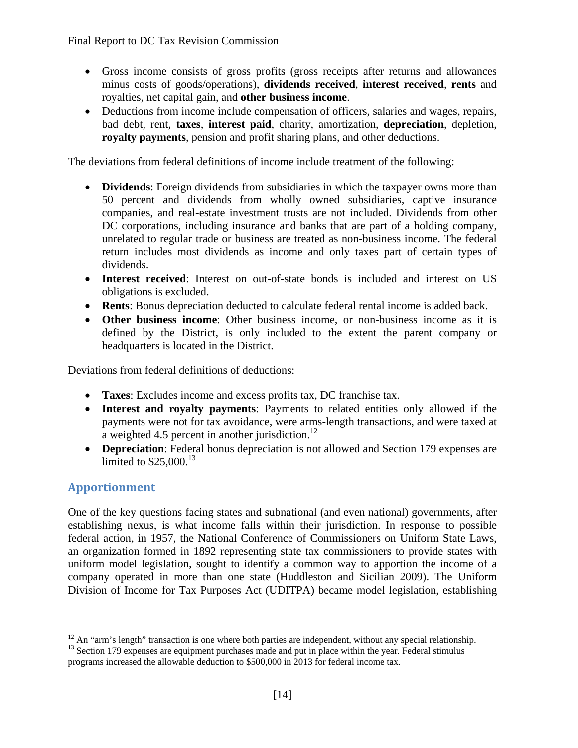- Gross income consists of gross profits (gross receipts after returns and allowances minus costs of goods/operations), **dividends received**, **interest received**, **rents** and royalties, net capital gain, and **other business income**.
- Deductions from income include compensation of officers, salaries and wages, repairs, bad debt, rent, **taxes**, **interest paid**, charity, amortization, **depreciation**, depletion, **royalty payments**, pension and profit sharing plans, and other deductions.

The deviations from federal definitions of income include treatment of the following:

- **Dividends**: Foreign dividends from subsidiaries in which the taxpayer owns more than 50 percent and dividends from wholly owned subsidiaries, captive insurance companies, and real-estate investment trusts are not included. Dividends from other DC corporations, including insurance and banks that are part of a holding company, unrelated to regular trade or business are treated as non-business income. The federal return includes most dividends as income and only taxes part of certain types of dividends.
- **Interest received**: Interest on out-of-state bonds is included and interest on US obligations is excluded.
- **Rents**: Bonus depreciation deducted to calculate federal rental income is added back.
- **Other business income**: Other business income, or non-business income as it is defined by the District, is only included to the extent the parent company or headquarters is located in the District.

Deviations from federal definitions of deductions:

- **Taxes**: Excludes income and excess profits tax, DC franchise tax.
- **Interest and royalty payments**: Payments to related entities only allowed if the payments were not for tax avoidance, were arms-length transactions, and were taxed at a weighted 4.5 percent in another jurisdiction.[12]
- **Depreciation**: Federal bonus depreciation is not allowed and Section 179 expenses are limited to $25,000.[13]

## Apportionment

One of the key questions facing states and subnational (and even national) governments, after establishing nexus, is what income falls within their jurisdiction. In response to possible federal action, in 1957, the National Conference of Commissioners on Uniform State Laws, an organization formed in 1892 representing state tax commissioners to provide states with uniform model legislation, sought to identify a common way to apportion the income of a company operated in more than one state (Huddleston and Sicilian 2009). The Uniform Division of Income for Tax Purposes Act (UDITPA) became model legislation, establishing

[12] An "arm's length" transaction is one where both parties are independent, without any special relationship.

[13] Section 179 expenses are equipment purchases made and put in place within the year. Federal stimulus programs increased the allowable deduction to $500,000 in 2013 for federal income tax.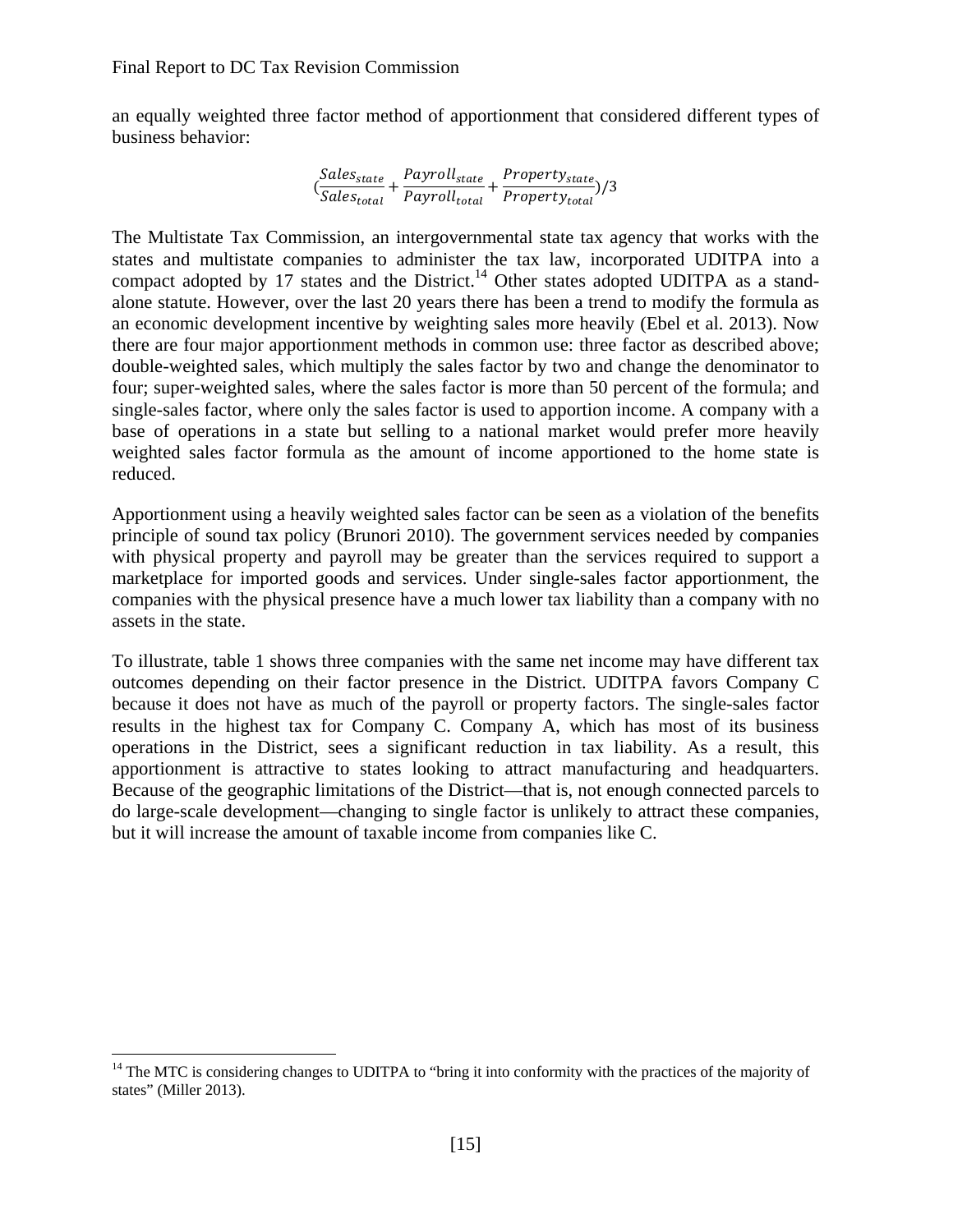an equally weighted three factor method of apportionment that considered different types of business behavior:

$$\left(\frac{Sales_{state}}{Sales_{total}} + \frac{Payroll_{state}}{Payroll_{total}} + \frac{Property_{state}}{Property_{total}}\right)/3$$

The Multistate Tax Commission, an intergovernmental state tax agency that works with the states and multistate companies to administer the tax law, incorporated UDITPA into a compact adopted by 17 states and the District.[14] Other states adopted UDITPA as a stand-alone statute. However, over the last 20 years there has been a trend to modify the formula as an economic development incentive by weighting sales more heavily (Ebel et al. 2013). Now there are four major apportionment methods in common use: three factor as described above; double-weighted sales, which multiply the sales factor by two and change the denominator to four; super-weighted sales, where the sales factor is more than 50 percent of the formula; and single-sales factor, where only the sales factor is used to apportion income. A company with a base of operations in a state but selling to a national market would prefer more heavily weighted sales factor formula as the amount of income apportioned to the home state is reduced.

Apportionment using a heavily weighted sales factor can be seen as a violation of the benefits principle of sound tax policy (Brunori 2010). The government services needed by companies with physical property and payroll may be greater than the services required to support a marketplace for imported goods and services. Under single-sales factor apportionment, the companies with the physical presence have a much lower tax liability than a company with no assets in the state.

To illustrate, table 1 shows three companies with the same net income may have different tax outcomes depending on their factor presence in the District. UDITPA favors Company C because it does not have as much of the payroll or property factors. The single-sales factor results in the highest tax for Company C. Company A, which has most of its business operations in the District, sees a significant reduction in tax liability. As a result, this apportionment is attractive to states looking to attract manufacturing and headquarters. Because of the geographic limitations of the District—that is, not enough connected parcels to do large-scale development—changing to single factor is unlikely to attract these companies, but it will increase the amount of taxable income from companies like C.

[14] The MTC is considering changes to UDITPA to "bring it into conformity with the practices of the majority of states" (Miller 2013).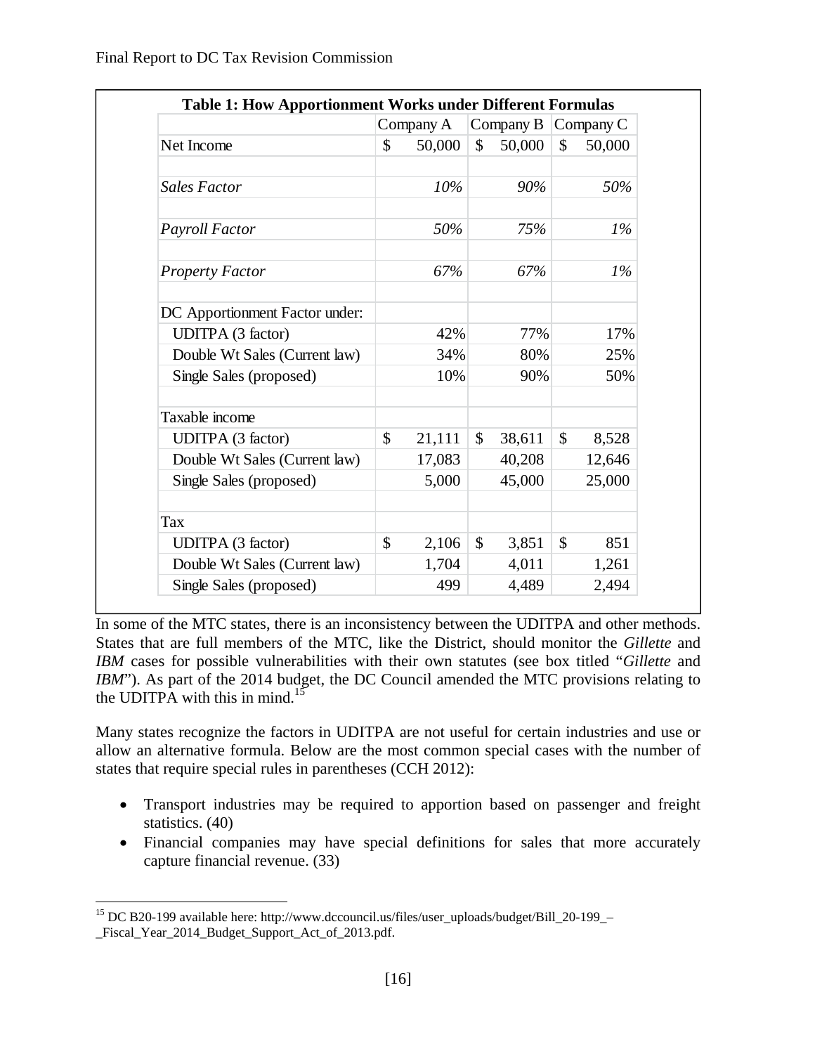**Table 1: How Apportionment Works under Different Formulas**

| | Company A | Company B | Company C |
|---|---|---|---|
| Net Income | $ 50,000 | $ 50,000 | $ 50,000 |
| | | | |
| *Sales Factor* | *10%* | *90%* | *50%* |
| | | | |
| *Payroll Factor* | *50%* | *75%* | *1%* |
| | | | |
| *Property Factor* | *67%* | *67%* | *1%* |
| | | | |
| DC Apportionment Factor under: | | | |
| UDITPA (3 factor) | 42% | 77% | 17% |
| Double Wt Sales (Current law) | 34% | 80% | 25% |
| Single Sales (proposed) | 10% | 90% | 50% |
| | | | |
| Taxable income | | | |
| UDITPA (3 factor) | $ 21,111 | $ 38,611 | $ 8,528 |
| Double Wt Sales (Current law) | 17,083 | 40,208 | 12,646 |
| Single Sales (proposed) | 5,000 | 45,000 | 25,000 |
| | | | |
| Tax | | | |
| UDITPA (3 factor) | $ 2,106 | $ 3,851 | $ 851 |
| Double Wt Sales (Current law) | 1,704 | 4,011 | 1,261 |
| Single Sales (proposed) | 499 | 4,489 | 2,494 |

In some of the MTC states, there is an inconsistency between the UDITPA and other methods. States that are full members of the MTC, like the District, should monitor the *Gillette* and *IBM* cases for possible vulnerabilities with their own statutes (see box titled "*Gillette* and *IBM*"). As part of the 2014 budget, the DC Council amended the MTC provisions relating to the UDITPA with this in mind.[15]

Many states recognize the factors in UDITPA are not useful for certain industries and use or allow an alternative formula. Below are the most common special cases with the number of states that require special rules in parentheses (CCH 2012):

- Transport industries may be required to apportion based on passenger and freight statistics. (40)
- Financial companies may have special definitions for sales that more accurately capture financial revenue. (33)

[15] DC B20-199 available here: http://www.dccouncil.us/files/user_uploads/budget/Bill_20-199_–_Fiscal_Year_2014_Budget_Support_Act_of_2013.pdf.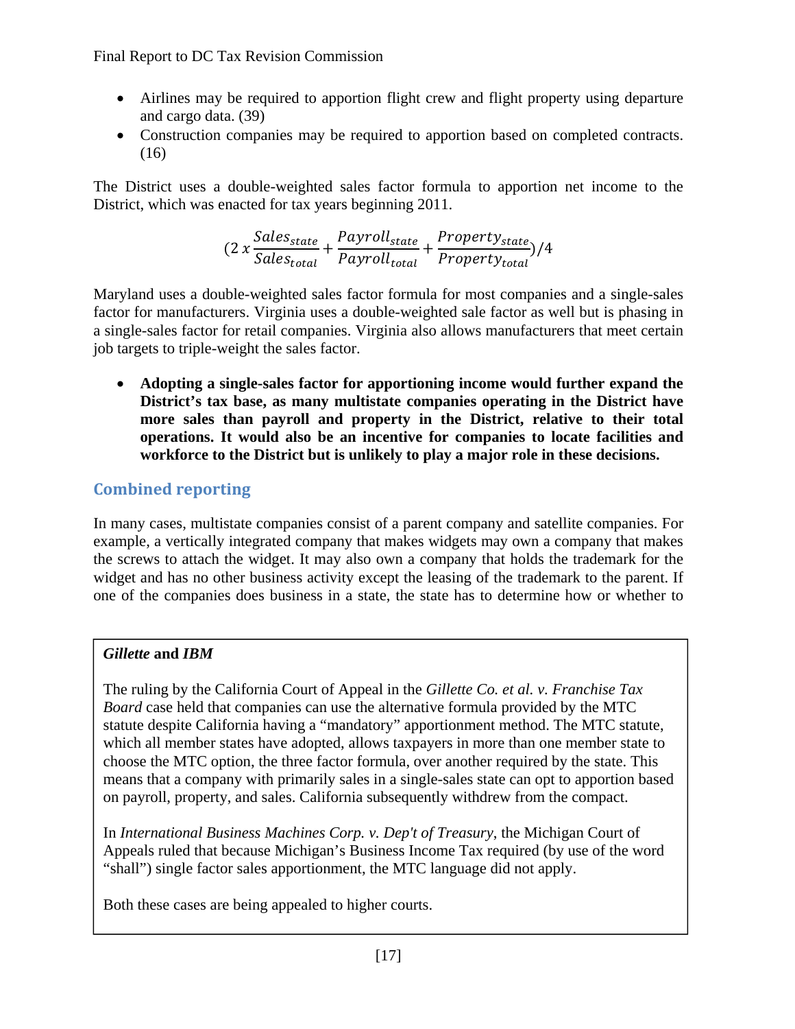- Airlines may be required to apportion flight crew and flight property using departure and cargo data. (39)
- Construction companies may be required to apportion based on completed contracts. (16)

The District uses a double-weighted sales factor formula to apportion net income to the District, which was enacted for tax years beginning 2011.

$$(2\,x\,\frac{Sales_{state}}{Sales_{total}} + \frac{Payroll_{state}}{Payroll_{total}} + \frac{Property_{state}}{Property_{total}})/4$$

Maryland uses a double-weighted sales factor formula for most companies and a single-sales factor for manufacturers. Virginia uses a double-weighted sale factor as well but is phasing in a single-sales factor for retail companies. Virginia also allows manufacturers that meet certain job targets to triple-weight the sales factor.

- **Adopting a single-sales factor for apportioning income would further expand the District's tax base, as many multistate companies operating in the District have more sales than payroll and property in the District, relative to their total operations. It would also be an incentive for companies to locate facilities and workforce to the District but is unlikely to play a major role in these decisions.**

## Combined reporting

In many cases, multistate companies consist of a parent company and satellite companies. For example, a vertically integrated company that makes widgets may own a company that makes the screws to attach the widget. It may also own a company that holds the trademark for the widget and has no other business activity except the leasing of the trademark to the parent. If one of the companies does business in a state, the state has to determine how or whether to

> ***Gillette* and *IBM***
>
> The ruling by the California Court of Appeal in the *Gillette Co. et al. v. Franchise Tax Board* case held that companies can use the alternative formula provided by the MTC statute despite California having a "mandatory" apportionment method. The MTC statute, which all member states have adopted, allows taxpayers in more than one member state to choose the MTC option, the three factor formula, over another required by the state. This means that a company with primarily sales in a single-sales state can opt to apportion based on payroll, property, and sales. California subsequently withdrew from the compact.
>
> In *International Business Machines Corp. v. Dep't of Treasury*, the Michigan Court of Appeals ruled that because Michigan's Business Income Tax required (by use of the word "shall") single factor sales apportionment, the MTC language did not apply.
>
> Both these cases are being appealed to higher courts.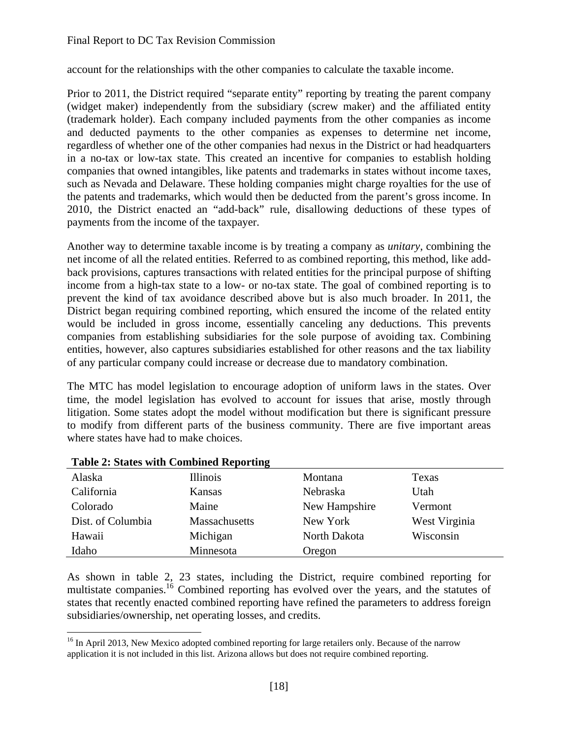account for the relationships with the other companies to calculate the taxable income.

Prior to 2011, the District required "separate entity" reporting by treating the parent company (widget maker) independently from the subsidiary (screw maker) and the affiliated entity (trademark holder). Each company included payments from the other companies as income and deducted payments to the other companies as expenses to determine net income, regardless of whether one of the other companies had nexus in the District or had headquarters in a no-tax or low-tax state. This created an incentive for companies to establish holding companies that owned intangibles, like patents and trademarks in states without income taxes, such as Nevada and Delaware. These holding companies might charge royalties for the use of the patents and trademarks, which would then be deducted from the parent's gross income. In 2010, the District enacted an "add-back" rule, disallowing deductions of these types of payments from the income of the taxpayer.

Another way to determine taxable income is by treating a company as *unitary*, combining the net income of all the related entities. Referred to as combined reporting, this method, like add-back provisions, captures transactions with related entities for the principal purpose of shifting income from a high-tax state to a low- or no-tax state. The goal of combined reporting is to prevent the kind of tax avoidance described above but is also much broader. In 2011, the District began requiring combined reporting, which ensured the income of the related entity would be included in gross income, essentially canceling any deductions. This prevents companies from establishing subsidiaries for the sole purpose of avoiding tax. Combining entities, however, also captures subsidiaries established for other reasons and the tax liability of any particular company could increase or decrease due to mandatory combination.

The MTC has model legislation to encourage adoption of uniform laws in the states. Over time, the model legislation has evolved to account for issues that arise, mostly through litigation. Some states adopt the model without modification but there is significant pressure to modify from different parts of the business community. There are five important areas where states have had to make choices.

**Table 2: States with Combined Reporting**

| | | | |
|---|---|---|---|
| Alaska | Illinois | Montana | Texas |
| California | Kansas | Nebraska | Utah |
| Colorado | Maine | New Hampshire | Vermont |
| Dist. of Columbia | Massachusetts | New York | West Virginia |
| Hawaii | Michigan | North Dakota | Wisconsin |
| Idaho | Minnesota | Oregon | |

As shown in table 2, 23 states, including the District, require combined reporting for multistate companies.[16] Combined reporting has evolved over the years, and the statutes of states that recently enacted combined reporting have refined the parameters to address foreign subsidiaries/ownership, net operating losses, and credits.

[16] In April 2013, New Mexico adopted combined reporting for large retailers only. Because of the narrow application it is not included in this list. Arizona allows but does not require combined reporting.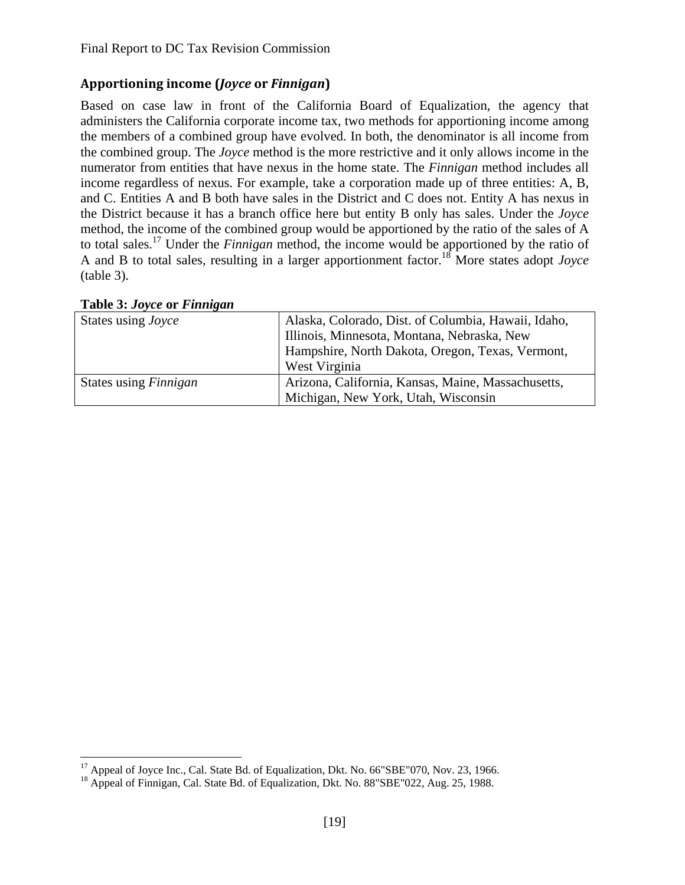## Apportioning income (*Joyce* or *Finnigan*)

Based on case law in front of the California Board of Equalization, the agency that administers the California corporate income tax, two methods for apportioning income among the members of a combined group have evolved. In both, the denominator is all income from the combined group. The *Joyce* method is the more restrictive and it only allows income in the numerator from entities that have nexus in the home state. The *Finnigan* method includes all income regardless of nexus. For example, take a corporation made up of three entities: A, B, and C. Entities A and B both have sales in the District and C does not. Entity A has nexus in the District because it has a branch office here but entity B only has sales. Under the *Joyce* method, the income of the combined group would be apportioned by the ratio of the sales of A to total sales.[17] Under the *Finnigan* method, the income would be apportioned by the ratio of A and B to total sales, resulting in a larger apportionment factor.[18] More states adopt *Joyce* (table 3).

**Table 3: *Joyce* or *Finnigan***

| | |
|---|---|
| States using *Joyce* | Alaska, Colorado, Dist. of Columbia, Hawaii, Idaho, Illinois, Minnesota, Montana, Nebraska, New Hampshire, North Dakota, Oregon, Texas, Vermont, West Virginia |
| States using *Finnigan* | Arizona, California, Kansas, Maine, Massachusetts, Michigan, New York, Utah, Wisconsin |

[17] Appeal of Joyce Inc., Cal. State Bd. of Equalization, Dkt. No. 66"SBE"070, Nov. 23, 1966.

[18] Appeal of Finnigan, Cal. State Bd. of Equalization, Dkt. No. 88"SBE"022, Aug. 25, 1988.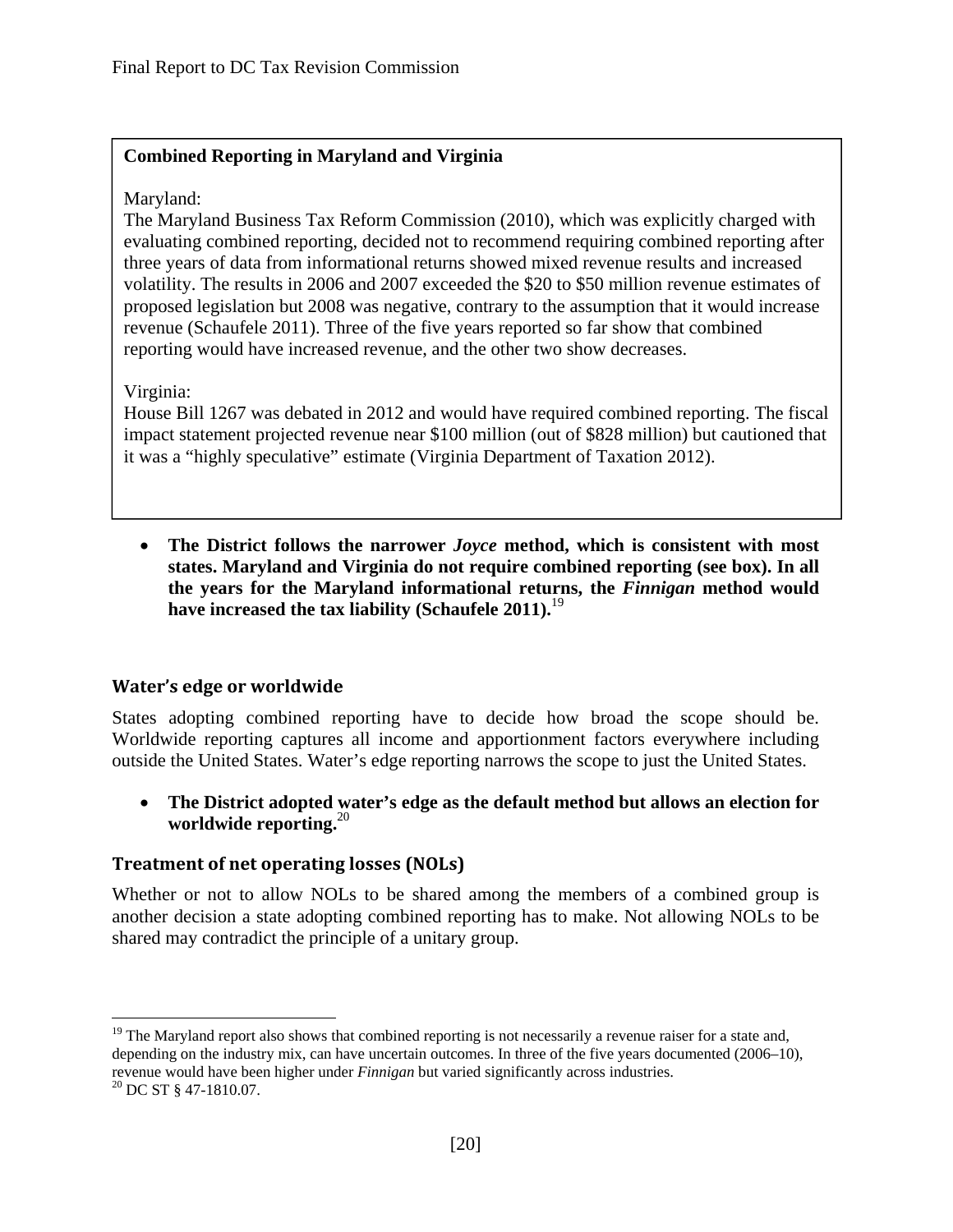**Combined Reporting in Maryland and Virginia**

Maryland:
The Maryland Business Tax Reform Commission (2010), which was explicitly charged with evaluating combined reporting, decided not to recommend requiring combined reporting after three years of data from informational returns showed mixed revenue results and increased volatility. The results in 2006 and 2007 exceeded the $20 to $50 million revenue estimates of proposed legislation but 2008 was negative, contrary to the assumption that it would increase revenue (Schaufele 2011). Three of the five years reported so far show that combined reporting would have increased revenue, and the other two show decreases.

Virginia:
House Bill 1267 was debated in 2012 and would have required combined reporting. The fiscal impact statement projected revenue near $100 million (out of $828 million) but cautioned that it was a "highly speculative" estimate (Virginia Department of Taxation 2012).

- **The District follows the narrower *Joyce* method, which is consistent with most states. Maryland and Virginia do not require combined reporting (see box). In all the years for the Maryland informational returns, the *Finnigan* method would have increased the tax liability (Schaufele 2011).**[19]

### Water's edge or worldwide

States adopting combined reporting have to decide how broad the scope should be. Worldwide reporting captures all income and apportionment factors everywhere including outside the United States. Water's edge reporting narrows the scope to just the United States.

- **The District adopted water's edge as the default method but allows an election for worldwide reporting.**[20]

### Treatment of net operating losses (NOLs)

Whether or not to allow NOLs to be shared among the members of a combined group is another decision a state adopting combined reporting has to make. Not allowing NOLs to be shared may contradict the principle of a unitary group.

---

[19] The Maryland report also shows that combined reporting is not necessarily a revenue raiser for a state and, depending on the industry mix, can have uncertain outcomes. In three of the five years documented (2006–10), revenue would have been higher under *Finnigan* but varied significantly across industries.

[20] DC ST § 47-1810.07.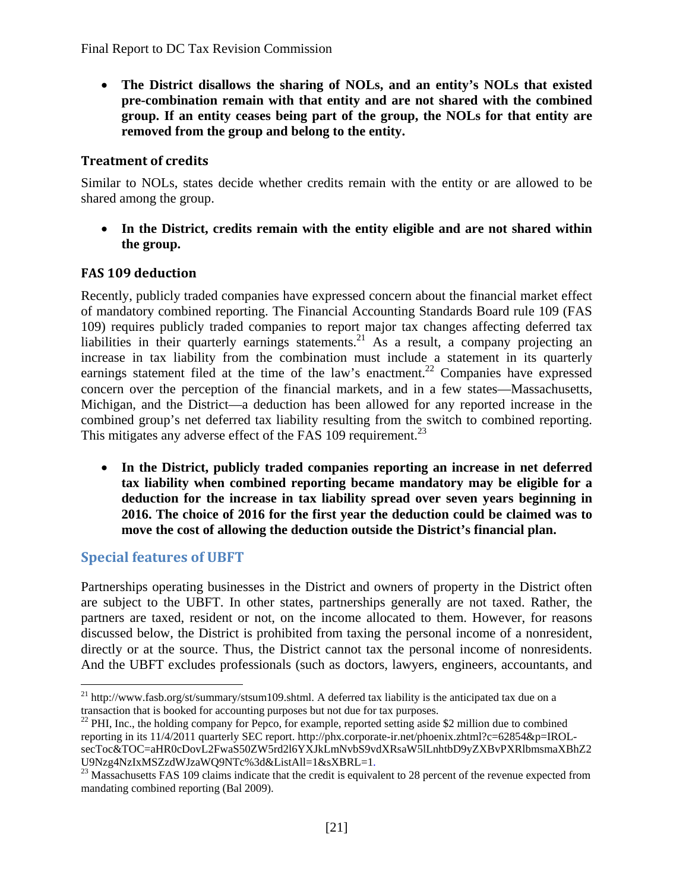- **The District disallows the sharing of NOLs, and an entity's NOLs that existed pre-combination remain with that entity and are not shared with the combined group. If an entity ceases being part of the group, the NOLs for that entity are removed from the group and belong to the entity.**

### Treatment of credits

Similar to NOLs, states decide whether credits remain with the entity or are allowed to be shared among the group.

- **In the District, credits remain with the entity eligible and are not shared within the group.**

### FAS 109 deduction

Recently, publicly traded companies have expressed concern about the financial market effect of mandatory combined reporting. The Financial Accounting Standards Board rule 109 (FAS 109) requires publicly traded companies to report major tax changes affecting deferred tax liabilities in their quarterly earnings statements.[21] As a result, a company projecting an increase in tax liability from the combination must include a statement in its quarterly earnings statement filed at the time of the law's enactment.[22] Companies have expressed concern over the perception of the financial markets, and in a few states—Massachusetts, Michigan, and the District—a deduction has been allowed for any reported increase in the combined group's net deferred tax liability resulting from the switch to combined reporting. This mitigates any adverse effect of the FAS 109 requirement.[23]

- **In the District, publicly traded companies reporting an increase in net deferred tax liability when combined reporting became mandatory may be eligible for a deduction for the increase in tax liability spread over seven years beginning in 2016. The choice of 2016 for the first year the deduction could be claimed was to move the cost of allowing the deduction outside the District's financial plan.**

## Special features of UBFT

Partnerships operating businesses in the District and owners of property in the District often are subject to the UBFT. In other states, partnerships generally are not taxed. Rather, the partners are taxed, resident or not, on the income allocated to them. However, for reasons discussed below, the District is prohibited from taxing the personal income of a nonresident, directly or at the source. Thus, the District cannot tax the personal income of nonresidents. And the UBFT excludes professionals (such as doctors, lawyers, engineers, accountants, and

---

[21] http://www.fasb.org/st/summary/stsum109.shtml. A deferred tax liability is the anticipated tax due on a transaction that is booked for accounting purposes but not due for tax purposes.

[22] PHI, Inc., the holding company for Pepco, for example, reported setting aside $2 million due to combined reporting in its 11/4/2011 quarterly SEC report. http://phx.corporate-ir.net/phoenix.zhtml?c=62854&p=IROL-secToc&TOC=aHR0cDovL2FwaS50ZW5rd2l6YXJkLmNvbS9vdXRsaW5lLnhtbD9yZXBvPXRlbmsmaXBhZ2U9Nzg4NzIxMSZzdWJzaWQ9NTc%3d&ListAll=1&sXBRL=1.

[23] Massachusetts FAS 109 claims indicate that the credit is equivalent to 28 percent of the revenue expected from mandating combined reporting (Bal 2009).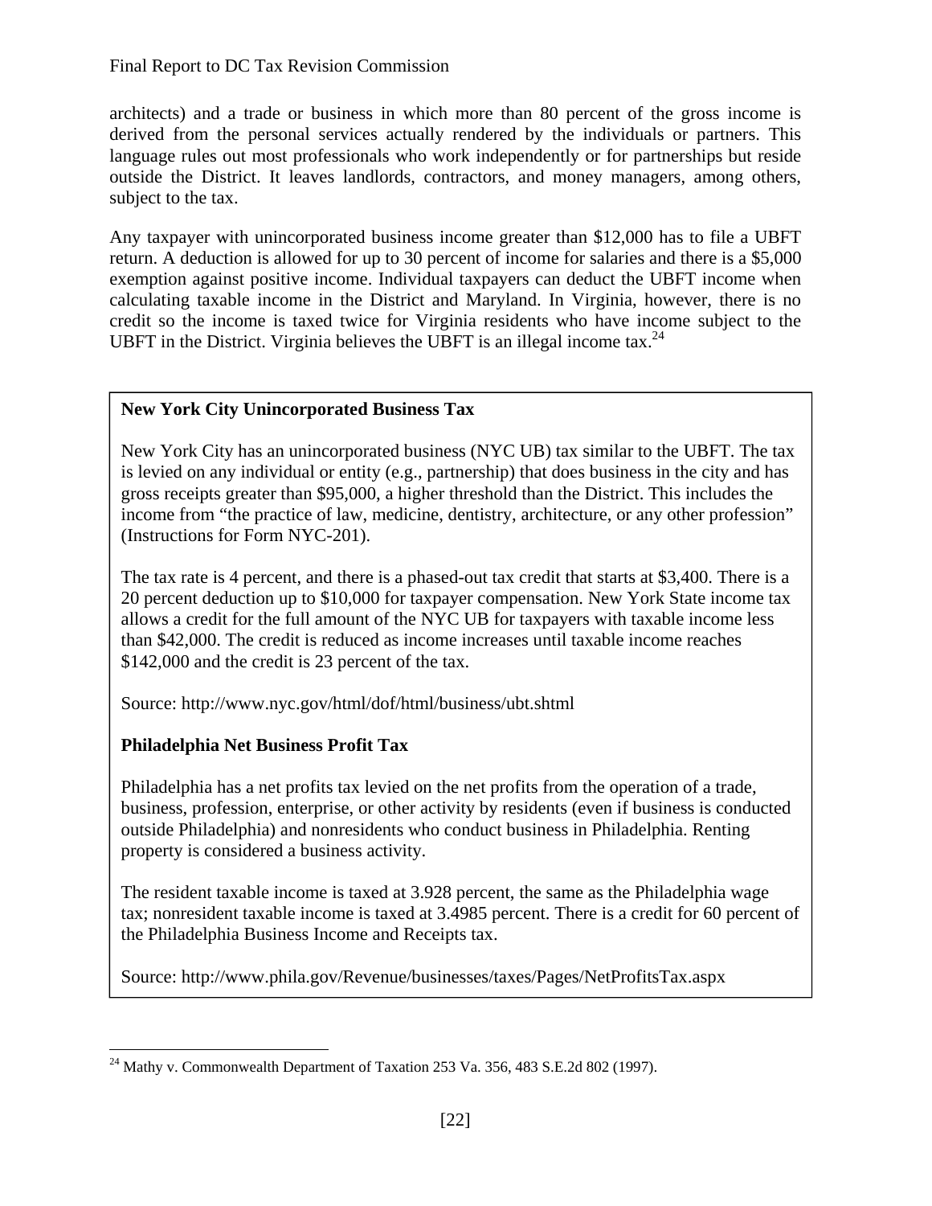architects) and a trade or business in which more than 80 percent of the gross income is derived from the personal services actually rendered by the individuals or partners. This language rules out most professionals who work independently or for partnerships but reside outside the District. It leaves landlords, contractors, and money managers, among others, subject to the tax.

Any taxpayer with unincorporated business income greater than $12,000 has to file a UBFT return. A deduction is allowed for up to 30 percent of income for salaries and there is a $5,000 exemption against positive income. Individual taxpayers can deduct the UBFT income when calculating taxable income in the District and Maryland. In Virginia, however, there is no credit so the income is taxed twice for Virginia residents who have income subject to the UBFT in the District. Virginia believes the UBFT is an illegal income tax.[24]

**New York City Unincorporated Business Tax**

New York City has an unincorporated business (NYC UB) tax similar to the UBFT. The tax is levied on any individual or entity (e.g., partnership) that does business in the city and has gross receipts greater than $95,000, a higher threshold than the District. This includes the income from "the practice of law, medicine, dentistry, architecture, or any other profession" (Instructions for Form NYC-201).

The tax rate is 4 percent, and there is a phased-out tax credit that starts at $3,400. There is a 20 percent deduction up to $10,000 for taxpayer compensation. New York State income tax allows a credit for the full amount of the NYC UB for taxpayers with taxable income less than $42,000. The credit is reduced as income increases until taxable income reaches $142,000 and the credit is 23 percent of the tax.

Source: http://www.nyc.gov/html/dof/html/business/ubt.shtml

**Philadelphia Net Business Profit Tax**

Philadelphia has a net profits tax levied on the net profits from the operation of a trade, business, profession, enterprise, or other activity by residents (even if business is conducted outside Philadelphia) and nonresidents who conduct business in Philadelphia. Renting property is considered a business activity.

The resident taxable income is taxed at 3.928 percent, the same as the Philadelphia wage tax; nonresident taxable income is taxed at 3.4985 percent. There is a credit for 60 percent of the Philadelphia Business Income and Receipts tax.

Source: http://www.phila.gov/Revenue/businesses/taxes/Pages/NetProfitsTax.aspx

---

[24] Mathy v. Commonwealth Department of Taxation 253 Va. 356, 483 S.E.2d 802 (1997).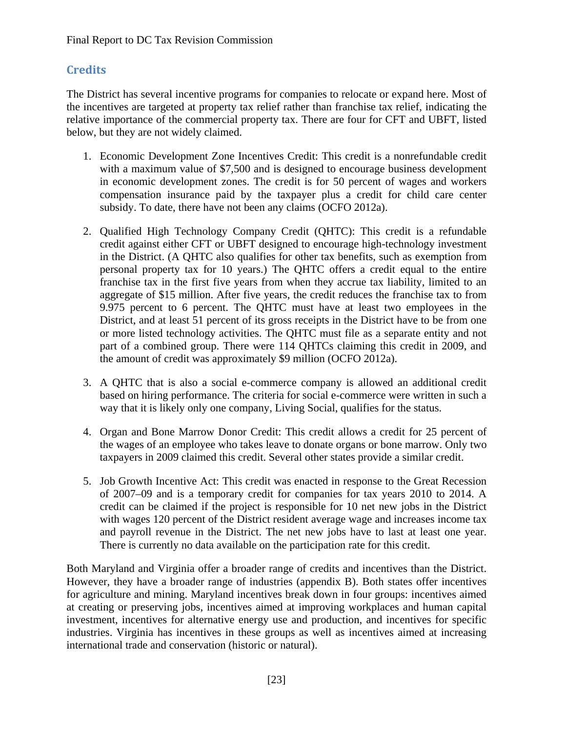## Credits

The District has several incentive programs for companies to relocate or expand here. Most of the incentives are targeted at property tax relief rather than franchise tax relief, indicating the relative importance of the commercial property tax. There are four for CFT and UBFT, listed below, but they are not widely claimed.

1. Economic Development Zone Incentives Credit: This credit is a nonrefundable credit with a maximum value of $7,500 and is designed to encourage business development in economic development zones. The credit is for 50 percent of wages and workers compensation insurance paid by the taxpayer plus a credit for child care center subsidy. To date, there have not been any claims (OCFO 2012a).

2. Qualified High Technology Company Credit (QHTC): This credit is a refundable credit against either CFT or UBFT designed to encourage high-technology investment in the District. (A QHTC also qualifies for other tax benefits, such as exemption from personal property tax for 10 years.) The QHTC offers a credit equal to the entire franchise tax in the first five years from when they accrue tax liability, limited to an aggregate of $15 million. After five years, the credit reduces the franchise tax to from 9.975 percent to 6 percent. The QHTC must have at least two employees in the District, and at least 51 percent of its gross receipts in the District have to be from one or more listed technology activities. The QHTC must file as a separate entity and not part of a combined group. There were 114 QHTCs claiming this credit in 2009, and the amount of credit was approximately $9 million (OCFO 2012a).

3. A QHTC that is also a social e-commerce company is allowed an additional credit based on hiring performance. The criteria for social e-commerce were written in such a way that it is likely only one company, Living Social, qualifies for the status.

4. Organ and Bone Marrow Donor Credit: This credit allows a credit for 25 percent of the wages of an employee who takes leave to donate organs or bone marrow. Only two taxpayers in 2009 claimed this credit. Several other states provide a similar credit.

5. Job Growth Incentive Act: This credit was enacted in response to the Great Recession of 2007–09 and is a temporary credit for companies for tax years 2010 to 2014. A credit can be claimed if the project is responsible for 10 net new jobs in the District with wages 120 percent of the District resident average wage and increases income tax and payroll revenue in the District. The net new jobs have to last at least one year. There is currently no data available on the participation rate for this credit.

Both Maryland and Virginia offer a broader range of credits and incentives than the District. However, they have a broader range of industries (appendix B). Both states offer incentives for agriculture and mining. Maryland incentives break down in four groups: incentives aimed at creating or preserving jobs, incentives aimed at improving workplaces and human capital investment, incentives for alternative energy use and production, and incentives for specific industries. Virginia has incentives in these groups as well as incentives aimed at increasing international trade and conservation (historic or natural).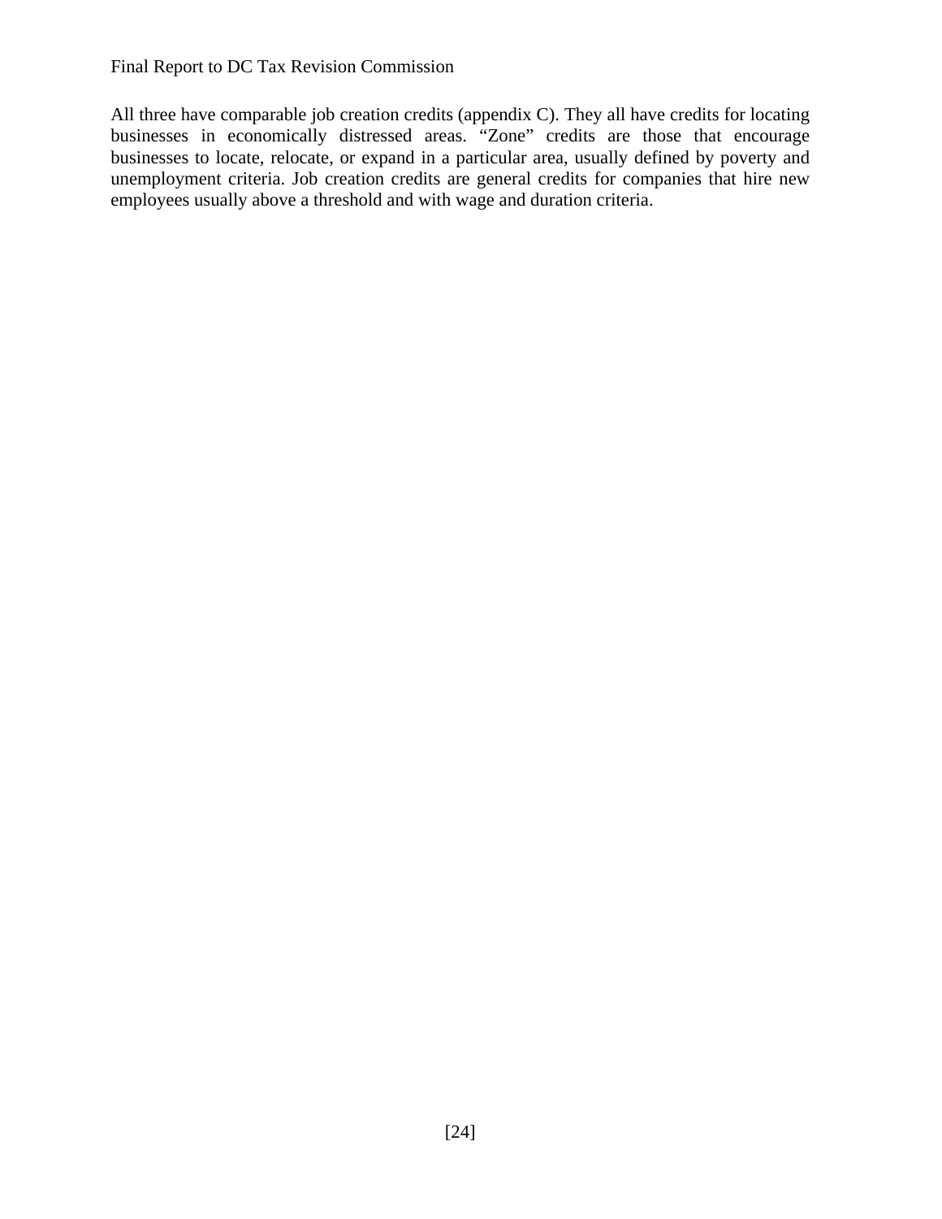All three have comparable job creation credits (appendix C). They all have credits for locating businesses in economically distressed areas. “Zone” credits are those that encourage businesses to locate, relocate, or expand in a particular area, usually defined by poverty and unemployment criteria. Job creation credits are general credits for companies that hire new employees usually above a threshold and with wage and duration criteria.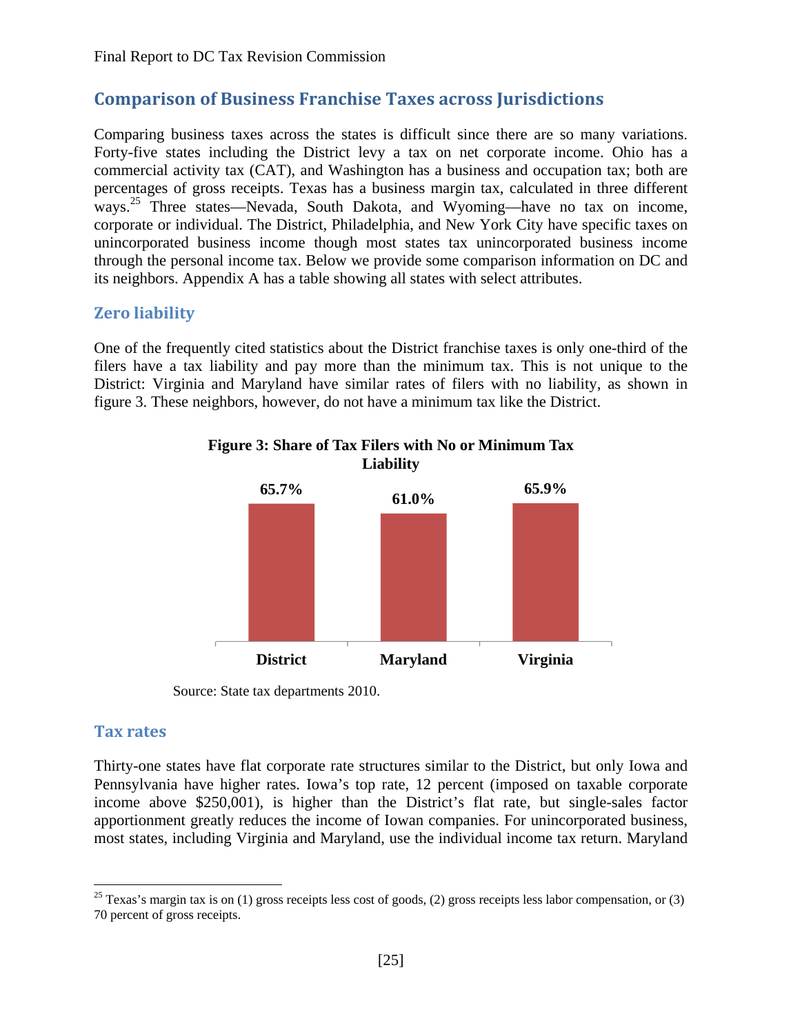## Comparison of Business Franchise Taxes across Jurisdictions

Comparing business taxes across the states is difficult since there are so many variations. Forty-five states including the District levy a tax on net corporate income. Ohio has a commercial activity tax (CAT), and Washington has a business and occupation tax; both are percentages of gross receipts. Texas has a business margin tax, calculated in three different ways.[25] Three states—Nevada, South Dakota, and Wyoming—have no tax on income, corporate or individual. The District, Philadelphia, and New York City have specific taxes on unincorporated business income though most states tax unincorporated business income through the personal income tax. Below we provide some comparison information on DC and its neighbors. Appendix A has a table showing all states with select attributes.

### Zero liability

One of the frequently cited statistics about the District franchise taxes is only one-third of the filers have a tax liability and pay more than the minimum tax. This is not unique to the District: Virginia and Maryland have similar rates of filers with no liability, as shown in figure 3. These neighbors, however, do not have a minimum tax like the District.

**Figure 3: Share of Tax Filers with No or Minimum Tax Liability**

65.7%
61.0%
65.9%

District
Maryland
Virginia

Source: State tax departments 2010.

### Tax rates

Thirty-one states have flat corporate rate structures similar to the District, but only Iowa and Pennsylvania have higher rates. Iowa's top rate, 12 percent (imposed on taxable corporate income above $250,001), is higher than the District's flat rate, but single-sales factor apportionment greatly reduces the income of Iowan companies. For unincorporated business, most states, including Virginia and Maryland, use the individual income tax return. Maryland

[25] Texas's margin tax is on (1) gross receipts less cost of goods, (2) gross receipts less labor compensation, or (3) 70 percent of gross receipts.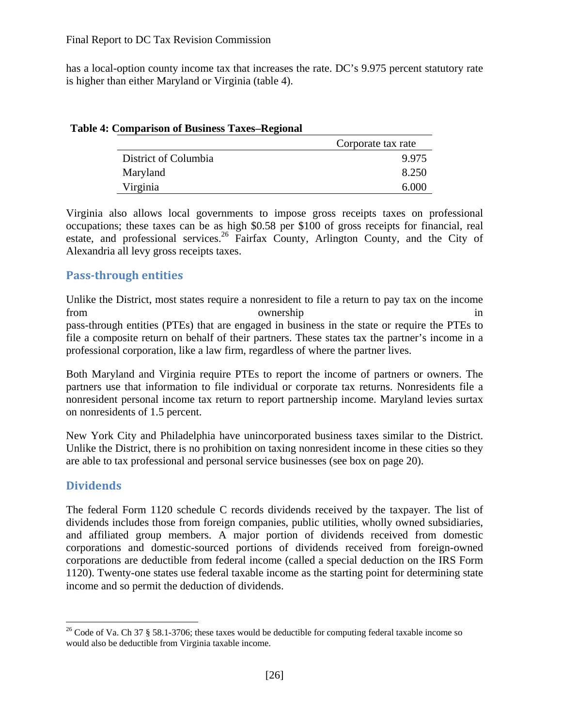has a local-option county income tax that increases the rate. DC's 9.975 percent statutory rate is higher than either Maryland or Virginia (table 4).

**Table 4: Comparison of Business Taxes–Regional**

| | Corporate tax rate |
|---|---|
| District of Columbia | 9.975 |
| Maryland | 8.250 |
| Virginia | 6.000 |

Virginia also allows local governments to impose gross receipts taxes on professional occupations; these taxes can be as high $0.58 per $100 of gross receipts for financial, real estate, and professional services.[26] Fairfax County, Arlington County, and the City of Alexandria all levy gross receipts taxes.

## Pass-through entities

Unlike the District, most states require a nonresident to file a return to pay tax on the income from ownership in pass-through entities (PTEs) that are engaged in business in the state or require the PTEs to file a composite return on behalf of their partners. These states tax the partner's income in a professional corporation, like a law firm, regardless of where the partner lives.

Both Maryland and Virginia require PTEs to report the income of partners or owners. The partners use that information to file individual or corporate tax returns. Nonresidents file a nonresident personal income tax return to report partnership income. Maryland levies surtax on nonresidents of 1.5 percent.

New York City and Philadelphia have unincorporated business taxes similar to the District. Unlike the District, there is no prohibition on taxing nonresident income in these cities so they are able to tax professional and personal service businesses (see box on page 20).

## Dividends

The federal Form 1120 schedule C records dividends received by the taxpayer. The list of dividends includes those from foreign companies, public utilities, wholly owned subsidiaries, and affiliated group members. A major portion of dividends received from domestic corporations and domestic-sourced portions of dividends received from foreign-owned corporations are deductible from federal income (called a special deduction on the IRS Form 1120). Twenty-one states use federal taxable income as the starting point for determining state income and so permit the deduction of dividends.

[26] Code of Va. Ch 37 § 58.1-3706; these taxes would be deductible for computing federal taxable income so would also be deductible from Virginia taxable income.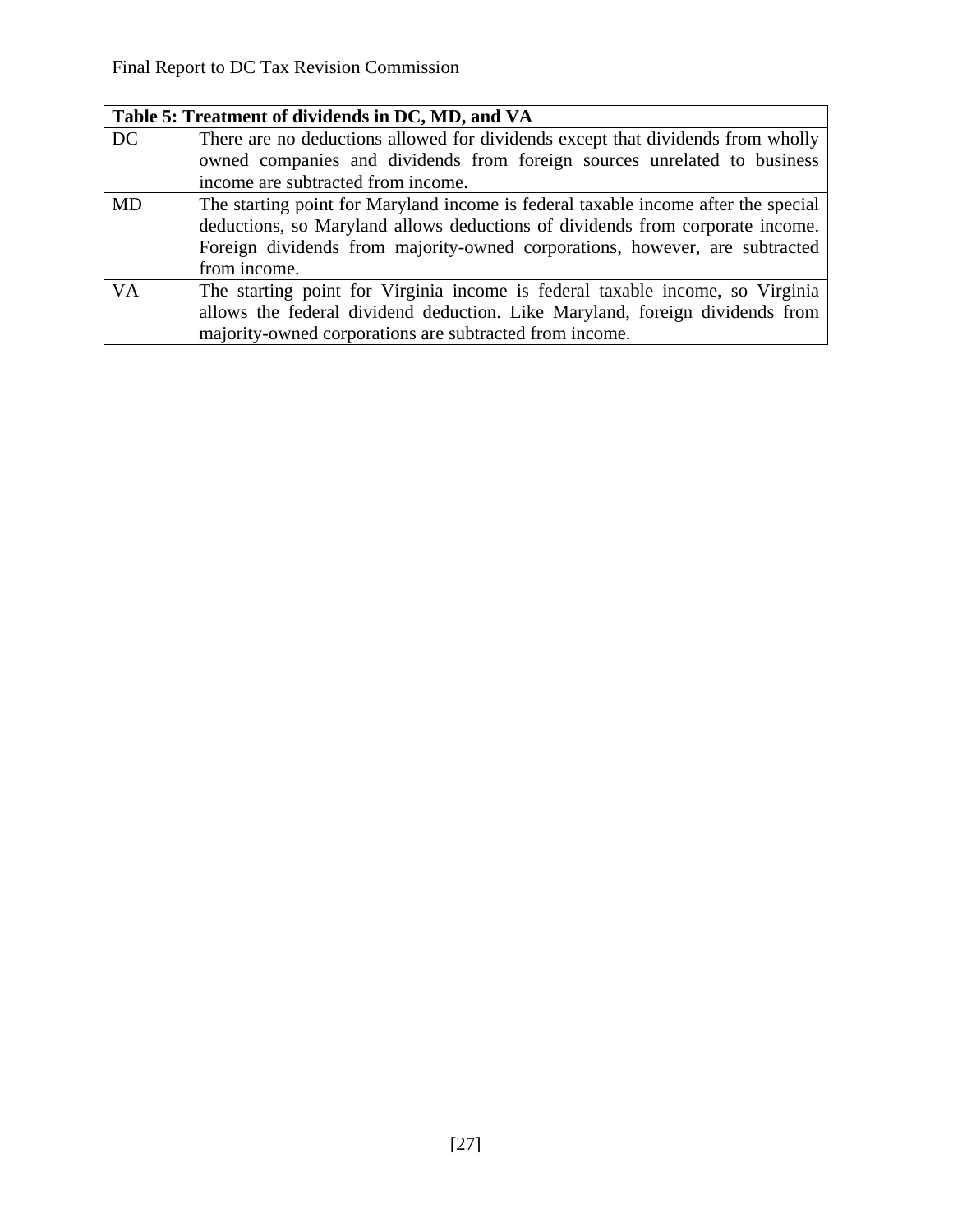| Table 5: Treatment of dividends in DC, MD, and VA | |
| --- | --- |
| DC | There are no deductions allowed for dividends except that dividends from wholly owned companies and dividends from foreign sources unrelated to business income are subtracted from income. |
| MD | The starting point for Maryland income is federal taxable income after the special deductions, so Maryland allows deductions of dividends from corporate income. Foreign dividends from majority-owned corporations, however, are subtracted from income. |
| VA | The starting point for Virginia income is federal taxable income, so Virginia allows the federal dividend deduction. Like Maryland, foreign dividends from majority-owned corporations are subtracted from income. |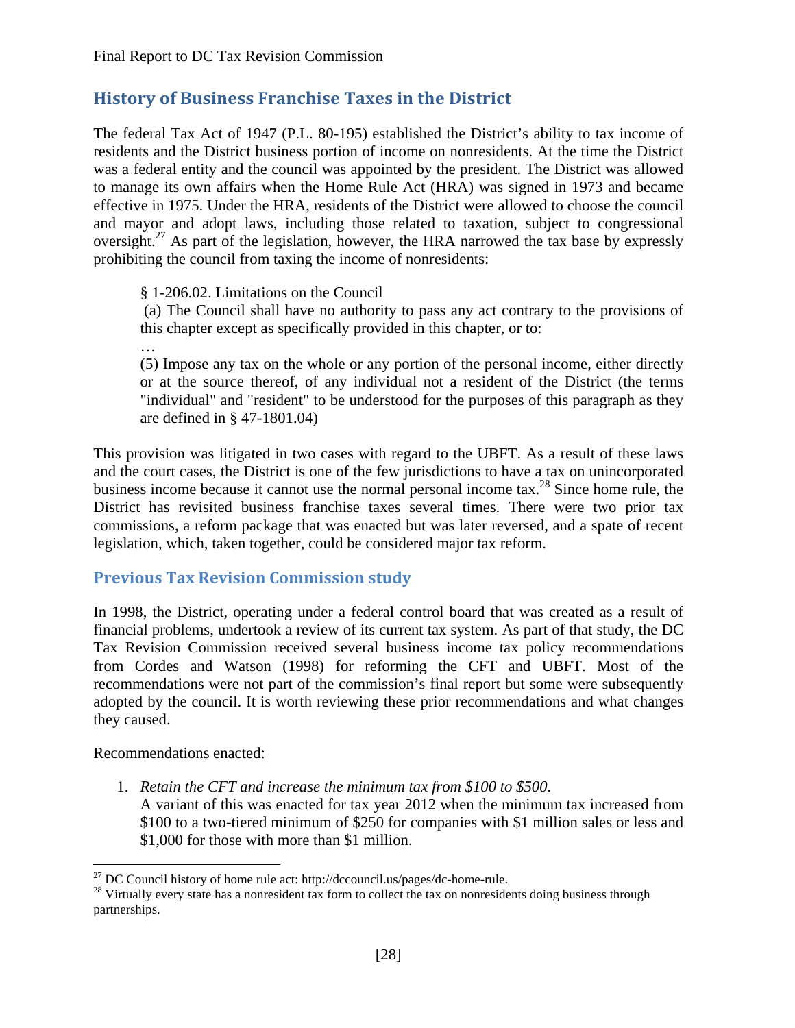## History of Business Franchise Taxes in the District

The federal Tax Act of 1947 (P.L. 80-195) established the District's ability to tax income of residents and the District business portion of income on nonresidents. At the time the District was a federal entity and the council was appointed by the president. The District was allowed to manage its own affairs when the Home Rule Act (HRA) was signed in 1973 and became effective in 1975. Under the HRA, residents of the District were allowed to choose the council and mayor and adopt laws, including those related to taxation, subject to congressional oversight.[27] As part of the legislation, however, the HRA narrowed the tax base by expressly prohibiting the council from taxing the income of nonresidents:

> § 1-206.02. Limitations on the Council
>
> (a) The Council shall have no authority to pass any act contrary to the provisions of this chapter except as specifically provided in this chapter, or to:
>
> …
>
> (5) Impose any tax on the whole or any portion of the personal income, either directly or at the source thereof, of any individual not a resident of the District (the terms "individual" and "resident" to be understood for the purposes of this paragraph as they are defined in § 47-1801.04)

This provision was litigated in two cases with regard to the UBFT. As a result of these laws and the court cases, the District is one of the few jurisdictions to have a tax on unincorporated business income because it cannot use the normal personal income tax.[28] Since home rule, the District has revisited business franchise taxes several times. There were two prior tax commissions, a reform package that was enacted but was later reversed, and a spate of recent legislation, which, taken together, could be considered major tax reform.

### Previous Tax Revision Commission study

In 1998, the District, operating under a federal control board that was created as a result of financial problems, undertook a review of its current tax system. As part of that study, the DC Tax Revision Commission received several business income tax policy recommendations from Cordes and Watson (1998) for reforming the CFT and UBFT. Most of the recommendations were not part of the commission's final report but some were subsequently adopted by the council. It is worth reviewing these prior recommendations and what changes they caused.

Recommendations enacted:

1. *Retain the CFT and increase the minimum tax from $100 to $500.*
   A variant of this was enacted for tax year 2012 when the minimum tax increased from $100 to a two-tiered minimum of $250 for companies with $1 million sales or less and $1,000 for those with more than $1 million.

---

[27] DC Council history of home rule act: http://dccouncil.us/pages/dc-home-rule.

[28] Virtually every state has a nonresident tax form to collect the tax on nonresidents doing business through partnerships.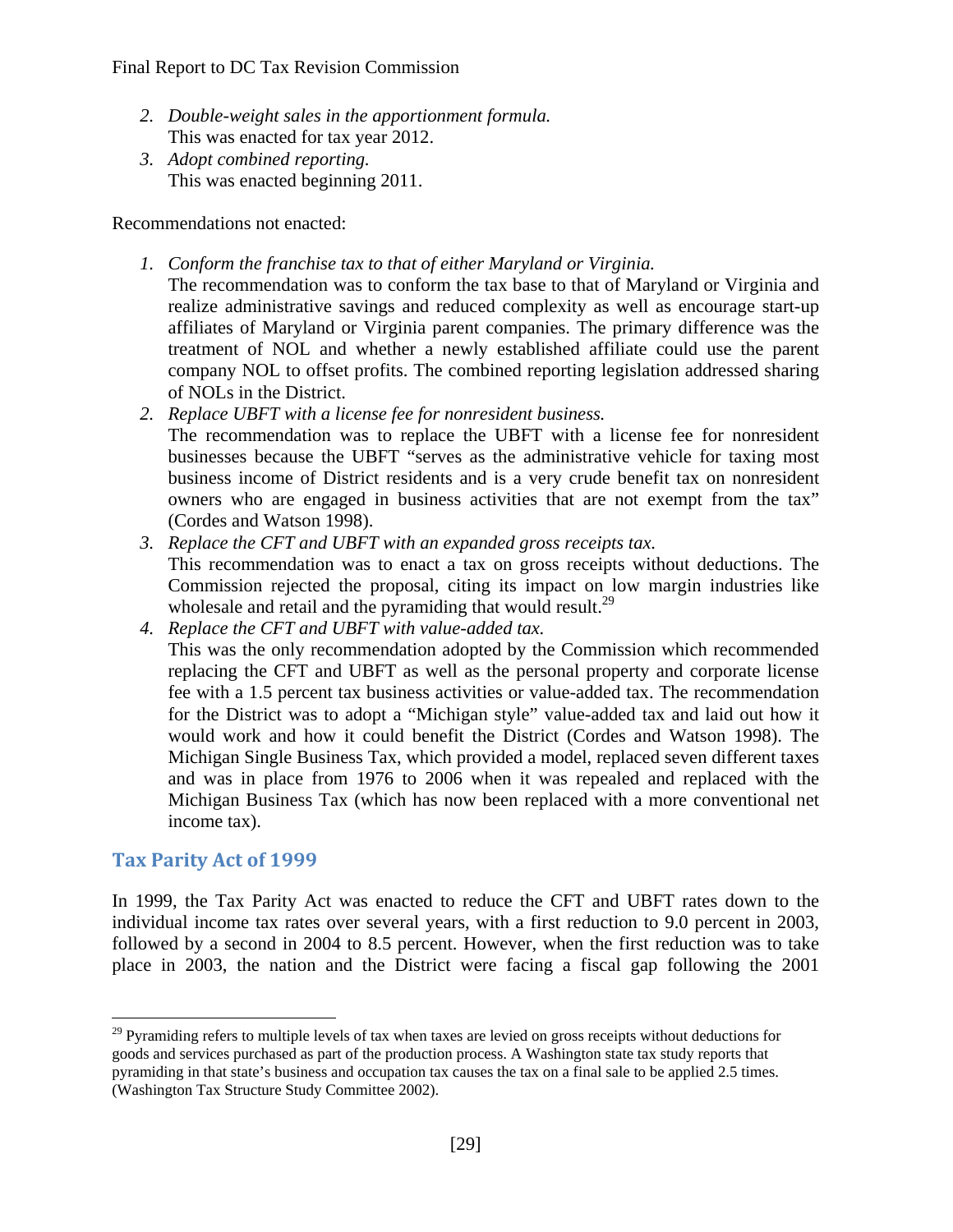2. *Double-weight sales in the apportionment formula.*
   This was enacted for tax year 2012.
3. *Adopt combined reporting.*
   This was enacted beginning 2011.

Recommendations not enacted:

1. *Conform the franchise tax to that of either Maryland or Virginia.*
   The recommendation was to conform the tax base to that of Maryland or Virginia and realize administrative savings and reduced complexity as well as encourage start-up affiliates of Maryland or Virginia parent companies. The primary difference was the treatment of NOL and whether a newly established affiliate could use the parent company NOL to offset profits. The combined reporting legislation addressed sharing of NOLs in the District.
2. *Replace UBFT with a license fee for nonresident business.*
   The recommendation was to replace the UBFT with a license fee for nonresident businesses because the UBFT "serves as the administrative vehicle for taxing most business income of District residents and is a very crude benefit tax on nonresident owners who are engaged in business activities that are not exempt from the tax" (Cordes and Watson 1998).
3. *Replace the CFT and UBFT with an expanded gross receipts tax.*
   This recommendation was to enact a tax on gross receipts without deductions. The Commission rejected the proposal, citing its impact on low margin industries like wholesale and retail and the pyramiding that would result.[29]
4. *Replace the CFT and UBFT with value-added tax.*
   This was the only recommendation adopted by the Commission which recommended replacing the CFT and UBFT as well as the personal property and corporate license fee with a 1.5 percent tax business activities or value-added tax. The recommendation for the District was to adopt a "Michigan style" value-added tax and laid out how it would work and how it could benefit the District (Cordes and Watson 1998). The Michigan Single Business Tax, which provided a model, replaced seven different taxes and was in place from 1976 to 2006 when it was repealed and replaced with the Michigan Business Tax (which has now been replaced with a more conventional net income tax).

## Tax Parity Act of 1999

In 1999, the Tax Parity Act was enacted to reduce the CFT and UBFT rates down to the individual income tax rates over several years, with a first reduction to 9.0 percent in 2003, followed by a second in 2004 to 8.5 percent. However, when the first reduction was to take place in 2003, the nation and the District were facing a fiscal gap following the 2001

[29] Pyramiding refers to multiple levels of tax when taxes are levied on gross receipts without deductions for goods and services purchased as part of the production process. A Washington state tax study reports that pyramiding in that state's business and occupation tax causes the tax on a final sale to be applied 2.5 times. (Washington Tax Structure Study Committee 2002).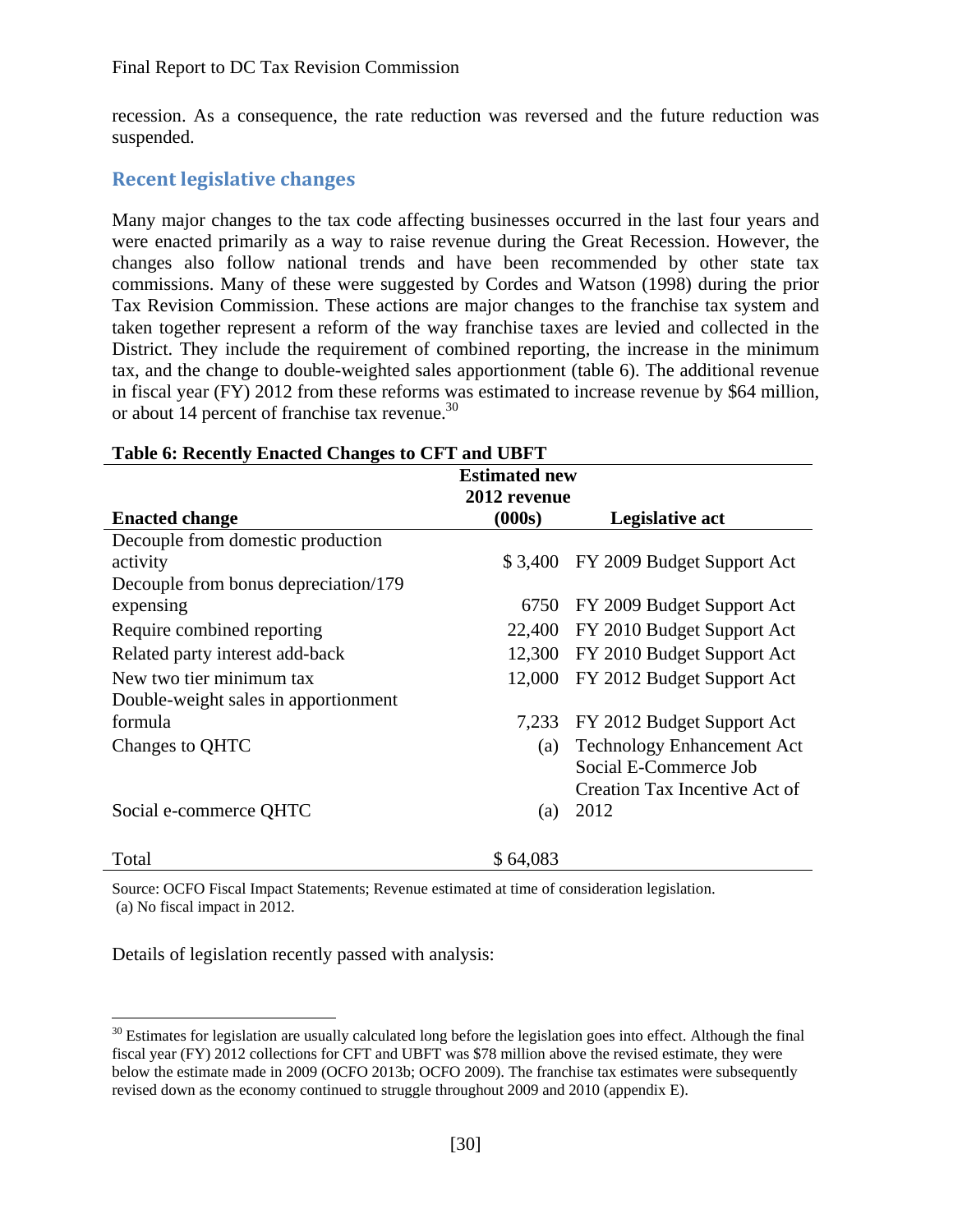recession. As a consequence, the rate reduction was reversed and the future reduction was suspended.

## Recent legislative changes

Many major changes to the tax code affecting businesses occurred in the last four years and were enacted primarily as a way to raise revenue during the Great Recession. However, the changes also follow national trends and have been recommended by other state tax commissions. Many of these were suggested by Cordes and Watson (1998) during the prior Tax Revision Commission. These actions are major changes to the franchise tax system and taken together represent a reform of the way franchise taxes are levied and collected in the District. They include the requirement of combined reporting, the increase in the minimum tax, and the change to double-weighted sales apportionment (table 6). The additional revenue in fiscal year (FY) 2012 from these reforms was estimated to increase revenue by $64 million, or about 14 percent of franchise tax revenue.[30]

**Table 6: Recently Enacted Changes to CFT and UBFT**

| Enacted change | Estimated new 2012 revenue (000s) | Legislative act |
|---|---|---|
| Decouple from domestic production activity | $ 3,400 | FY 2009 Budget Support Act |
| Decouple from bonus depreciation/179 expensing | 6750 | FY 2009 Budget Support Act |
| Require combined reporting | 22,400 | FY 2010 Budget Support Act |
| Related party interest add-back | 12,300 | FY 2010 Budget Support Act |
| New two tier minimum tax | 12,000 | FY 2012 Budget Support Act |
| Double-weight sales in apportionment formula | 7,233 | FY 2012 Budget Support Act |
| Changes to QHTC | (a) | Technology Enhancement Act |
| Social e-commerce QHTC | (a) | Social E-Commerce Job Creation Tax Incentive Act of 2012 |
| Total | $ 64,083 | |

Source: OCFO Fiscal Impact Statements; Revenue estimated at time of consideration legislation.
(a) No fiscal impact in 2012.

Details of legislation recently passed with analysis:

[30] Estimates for legislation are usually calculated long before the legislation goes into effect. Although the final fiscal year (FY) 2012 collections for CFT and UBFT was $78 million above the revised estimate, they were below the estimate made in 2009 (OCFO 2013b; OCFO 2009). The franchise tax estimates were subsequently revised down as the economy continued to struggle throughout 2009 and 2010 (appendix E).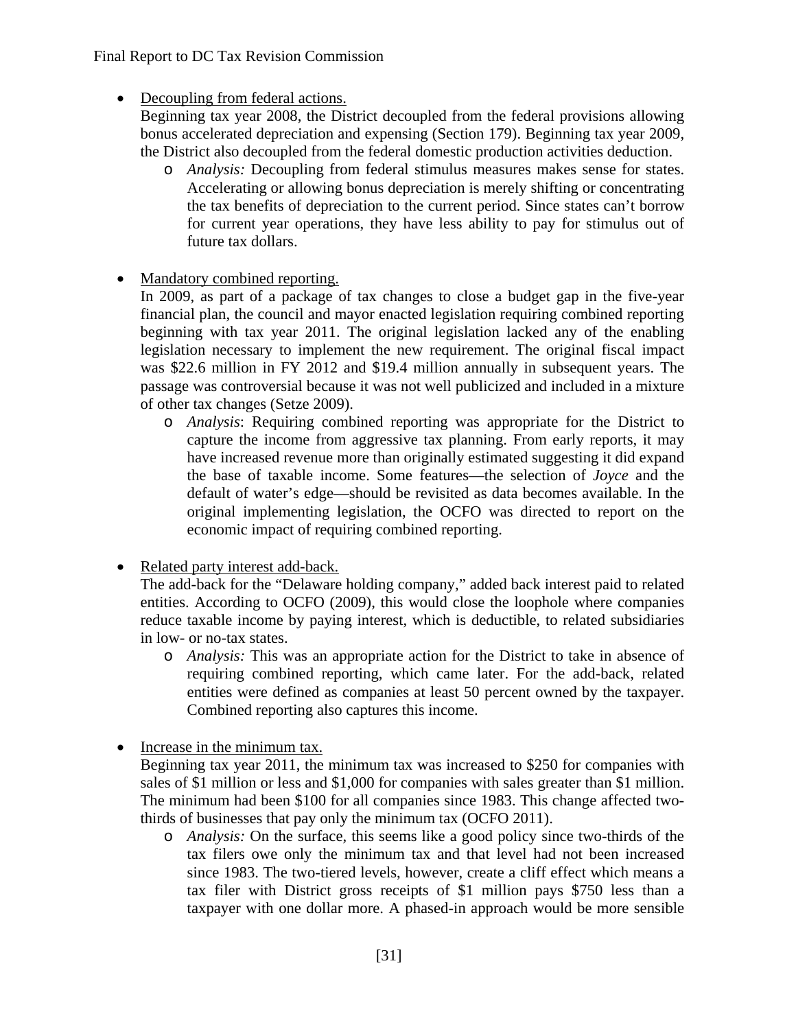- Decoupling from federal actions.
  Beginning tax year 2008, the District decoupled from the federal provisions allowing bonus accelerated depreciation and expensing (Section 179). Beginning tax year 2009, the District also decoupled from the federal domestic production activities deduction.
    - *Analysis:* Decoupling from federal stimulus measures makes sense for states. Accelerating or allowing bonus depreciation is merely shifting or concentrating the tax benefits of depreciation to the current period. Since states can't borrow for current year operations, they have less ability to pay for stimulus out of future tax dollars.

- Mandatory combined reporting.
  In 2009, as part of a package of tax changes to close a budget gap in the five-year financial plan, the council and mayor enacted legislation requiring combined reporting beginning with tax year 2011. The original legislation lacked any of the enabling legislation necessary to implement the new requirement. The original fiscal impact was $22.6 million in FY 2012 and $19.4 million annually in subsequent years. The passage was controversial because it was not well publicized and included in a mixture of other tax changes (Setze 2009).
    - *Analysis*: Requiring combined reporting was appropriate for the District to capture the income from aggressive tax planning. From early reports, it may have increased revenue more than originally estimated suggesting it did expand the base of taxable income. Some features—the selection of *Joyce* and the default of water's edge—should be revisited as data becomes available. In the original implementing legislation, the OCFO was directed to report on the economic impact of requiring combined reporting.

- Related party interest add-back.
  The add-back for the "Delaware holding company," added back interest paid to related entities. According to OCFO (2009), this would close the loophole where companies reduce taxable income by paying interest, which is deductible, to related subsidiaries in low- or no-tax states.
    - *Analysis:* This was an appropriate action for the District to take in absence of requiring combined reporting, which came later. For the add-back, related entities were defined as companies at least 50 percent owned by the taxpayer. Combined reporting also captures this income.

- Increase in the minimum tax.
  Beginning tax year 2011, the minimum tax was increased to $250 for companies with sales of $1 million or less and $1,000 for companies with sales greater than $1 million. The minimum had been $100 for all companies since 1983. This change affected two-thirds of businesses that pay only the minimum tax (OCFO 2011).
    - *Analysis:* On the surface, this seems like a good policy since two-thirds of the tax filers owe only the minimum tax and that level had not been increased since 1983. The two-tiered levels, however, create a cliff effect which means a tax filer with District gross receipts of $1 million pays $750 less than a taxpayer with one dollar more. A phased-in approach would be more sensible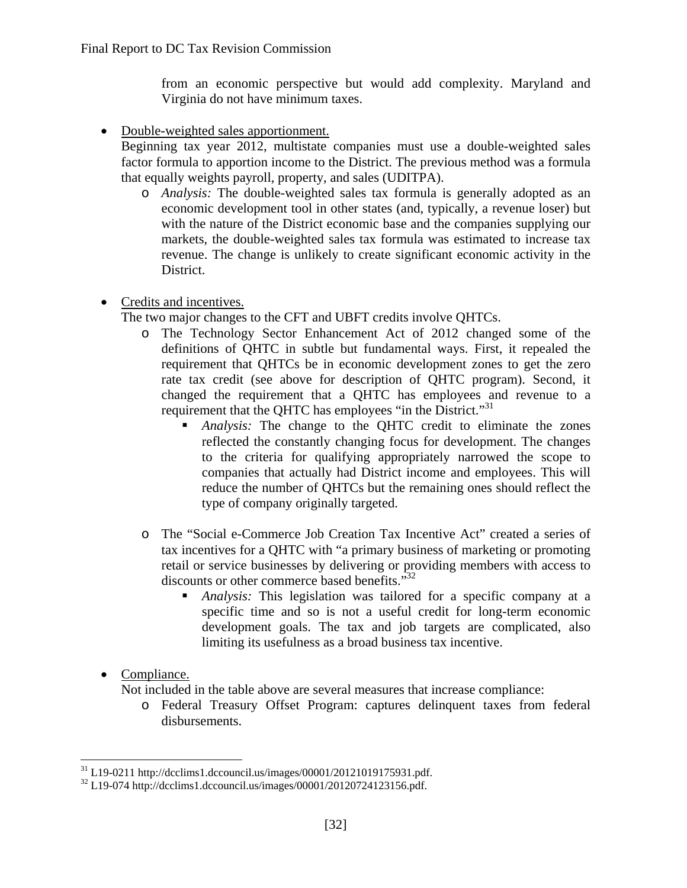from an economic perspective but would add complexity. Maryland and Virginia do not have minimum taxes.

- Double-weighted sales apportionment.
  Beginning tax year 2012, multistate companies must use a double-weighted sales factor formula to apportion income to the District. The previous method was a formula that equally weights payroll, property, and sales (UDITPA).
  - *Analysis:* The double-weighted sales tax formula is generally adopted as an economic development tool in other states (and, typically, a revenue loser) but with the nature of the District economic base and the companies supplying our markets, the double-weighted sales tax formula was estimated to increase tax revenue. The change is unlikely to create significant economic activity in the District.

- Credits and incentives.
  The two major changes to the CFT and UBFT credits involve QHTCs.
  - The Technology Sector Enhancement Act of 2012 changed some of the definitions of QHTC in subtle but fundamental ways. First, it repealed the requirement that QHTCs be in economic development zones to get the zero rate tax credit (see above for description of QHTC program). Second, it changed the requirement that a QHTC has employees and revenue to a requirement that the QHTC has employees "in the District."[31]
    - *Analysis:* The change to the QHTC credit to eliminate the zones reflected the constantly changing focus for development. The changes to the criteria for qualifying appropriately narrowed the scope to companies that actually had District income and employees. This will reduce the number of QHTCs but the remaining ones should reflect the type of company originally targeted.
  - The "Social e-Commerce Job Creation Tax Incentive Act" created a series of tax incentives for a QHTC with "a primary business of marketing or promoting retail or service businesses by delivering or providing members with access to discounts or other commerce based benefits."[32]
    - *Analysis:* This legislation was tailored for a specific company at a specific time and so is not a useful credit for long-term economic development goals. The tax and job targets are complicated, also limiting its usefulness as a broad business tax incentive.

- Compliance.
  Not included in the table above are several measures that increase compliance:
  - Federal Treasury Offset Program: captures delinquent taxes from federal disbursements.

---

[31] L19-0211 http://dcclims1.dccouncil.us/images/00001/20121019175931.pdf.
[32] L19-074 http://dcclims1.dccouncil.us/images/00001/20120724123156.pdf.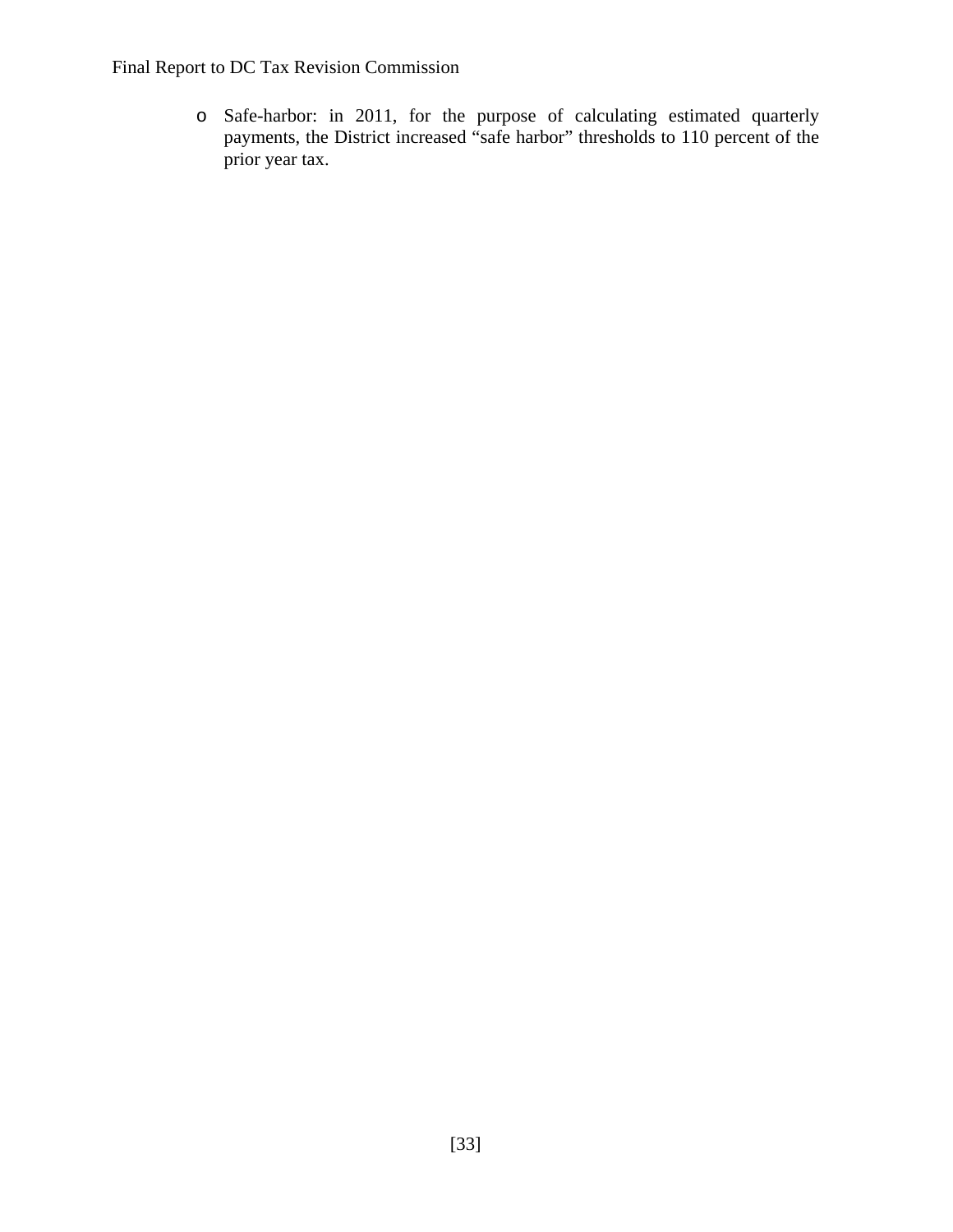- Safe-harbor: in 2011, for the purpose of calculating estimated quarterly payments, the District increased "safe harbor" thresholds to 110 percent of the prior year tax.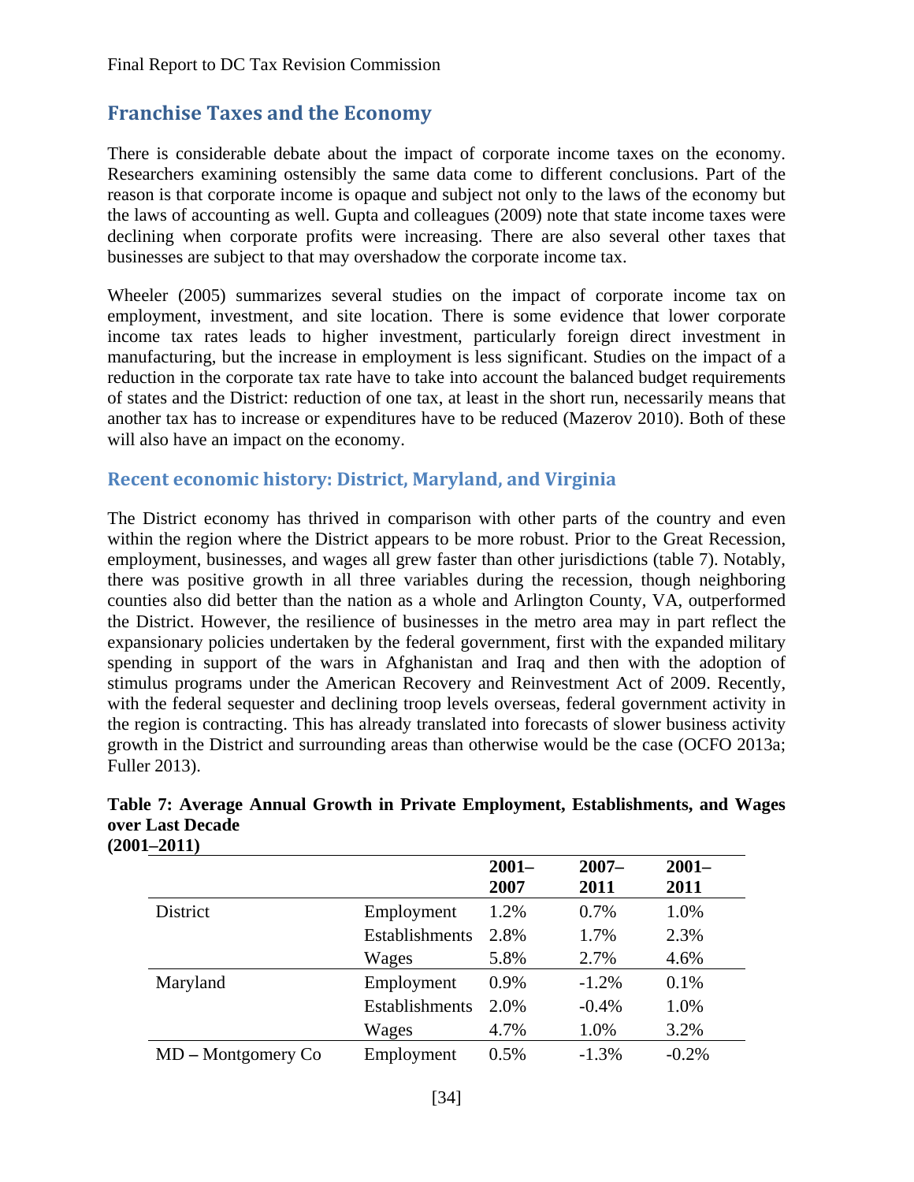## Franchise Taxes and the Economy

There is considerable debate about the impact of corporate income taxes on the economy. Researchers examining ostensibly the same data come to different conclusions. Part of the reason is that corporate income is opaque and subject not only to the laws of the economy but the laws of accounting as well. Gupta and colleagues (2009) note that state income taxes were declining when corporate profits were increasing. There are also several other taxes that businesses are subject to that may overshadow the corporate income tax.

Wheeler (2005) summarizes several studies on the impact of corporate income tax on employment, investment, and site location. There is some evidence that lower corporate income tax rates leads to higher investment, particularly foreign direct investment in manufacturing, but the increase in employment is less significant. Studies on the impact of a reduction in the corporate tax rate have to take into account the balanced budget requirements of states and the District: reduction of one tax, at least in the short run, necessarily means that another tax has to increase or expenditures have to be reduced (Mazerov 2010). Both of these will also have an impact on the economy.

### Recent economic history: District, Maryland, and Virginia

The District economy has thrived in comparison with other parts of the country and even within the region where the District appears to be more robust. Prior to the Great Recession, employment, businesses, and wages all grew faster than other jurisdictions (table 7). Notably, there was positive growth in all three variables during the recession, though neighboring counties also did better than the nation as a whole and Arlington County, VA, outperformed the District. However, the resilience of businesses in the metro area may in part reflect the expansionary policies undertaken by the federal government, first with the expanded military spending in support of the wars in Afghanistan and Iraq and then with the adoption of stimulus programs under the American Recovery and Reinvestment Act of 2009. Recently, with the federal sequester and declining troop levels overseas, federal government activity in the region is contracting. This has already translated into forecasts of slower business activity growth in the District and surrounding areas than otherwise would be the case (OCFO 2013a; Fuller 2013).

**Table 7: Average Annual Growth in Private Employment, Establishments, and Wages over Last Decade (2001–2011)**

| | | 2001–2007 | 2007–2011 | 2001–2011 |
|---|---|---|---|---|
| District | Employment | 1.2% | 0.7% | 1.0% |
| | Establishments | 2.8% | 1.7% | 2.3% |
| | Wages | 5.8% | 2.7% | 4.6% |
| Maryland | Employment | 0.9% | -1.2% | 0.1% |
| | Establishments | 2.0% | -0.4% | 1.0% |
| | Wages | 4.7% | 1.0% | 3.2% |
| MD – Montgomery Co | Employment | 0.5% | -1.3% | -0.2% |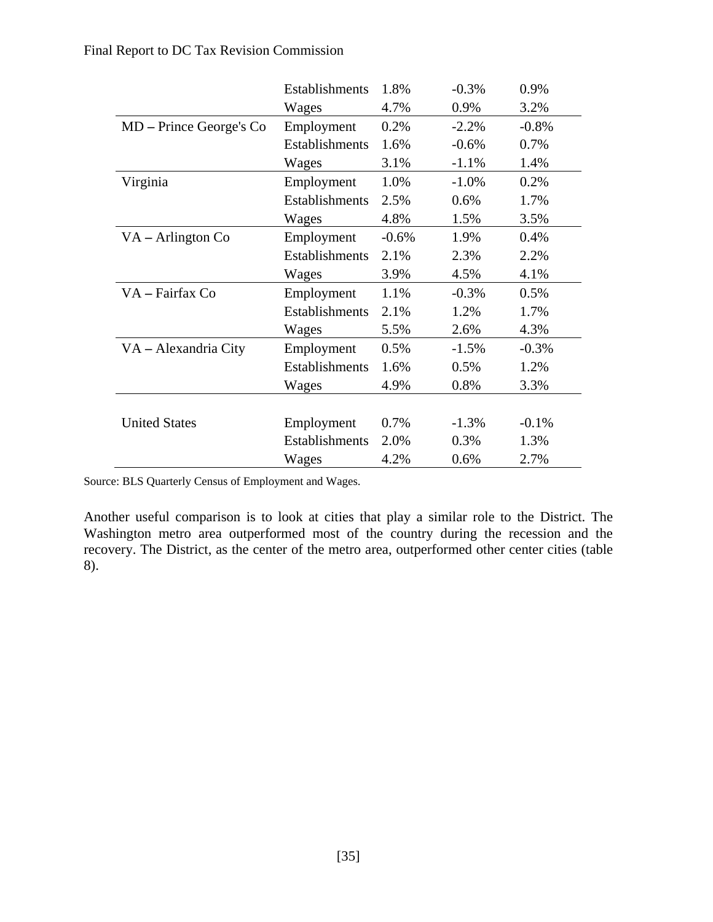| | | | | |
|---|---|---|---|---|
| | Establishments | 1.8% | -0.3% | 0.9% |
| | Wages | 4.7% | 0.9% | 3.2% |
| MD – Prince George's Co | Employment | 0.2% | -2.2% | -0.8% |
| | Establishments | 1.6% | -0.6% | 0.7% |
| | Wages | 3.1% | -1.1% | 1.4% |
| Virginia | Employment | 1.0% | -1.0% | 0.2% |
| | Establishments | 2.5% | 0.6% | 1.7% |
| | Wages | 4.8% | 1.5% | 3.5% |
| VA – Arlington Co | Employment | -0.6% | 1.9% | 0.4% |
| | Establishments | 2.1% | 2.3% | 2.2% |
| | Wages | 3.9% | 4.5% | 4.1% |
| VA – Fairfax Co | Employment | 1.1% | -0.3% | 0.5% |
| | Establishments | 2.1% | 1.2% | 1.7% |
| | Wages | 5.5% | 2.6% | 4.3% |
| VA – Alexandria City | Employment | 0.5% | -1.5% | -0.3% |
| | Establishments | 1.6% | 0.5% | 1.2% |
| | Wages | 4.9% | 0.8% | 3.3% |
| United States | Employment | 0.7% | -1.3% | -0.1% |
| | Establishments | 2.0% | 0.3% | 1.3% |
| | Wages | 4.2% | 0.6% | 2.7% |

Source: BLS Quarterly Census of Employment and Wages.

Another useful comparison is to look at cities that play a similar role to the District. The Washington metro area outperformed most of the country during the recession and the recovery. The District, as the center of the metro area, outperformed other center cities (table 8).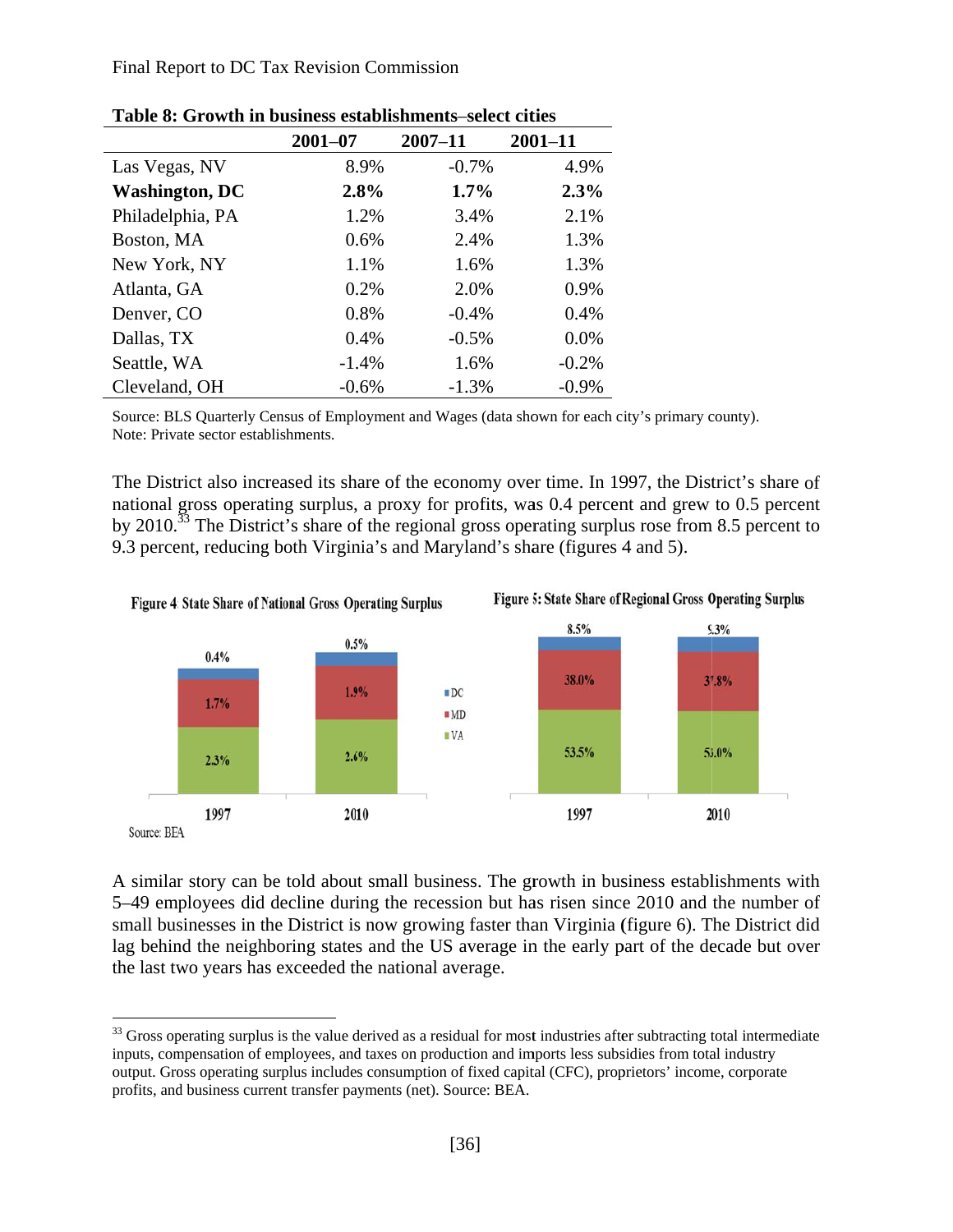**Table 8: Growth in business establishments–select cities**

| | 2001–07 | 2007–11 | 2001–11 |
|---|---|---|---|
| Las Vegas, NV | 8.9% | -0.7% | 4.9% |
| **Washington, DC** | **2.8%** | **1.7%** | **2.3%** |
| Philadelphia, PA | 1.2% | 3.4% | 2.1% |
| Boston, MA | 0.6% | 2.4% | 1.3% |
| New York, NY | 1.1% | 1.6% | 1.3% |
| Atlanta, GA | 0.2% | 2.0% | 0.9% |
| Denver, CO | 0.8% | -0.4% | 0.4% |
| Dallas, TX | 0.4% | -0.5% | 0.0% |
| Seattle, WA | -1.4% | 1.6% | -0.2% |
| Cleveland, OH | -0.6% | -1.3% | -0.9% |

Source: BLS Quarterly Census of Employment and Wages (data shown for each city's primary county).
Note: Private sector establishments.

The District also increased its share of the economy over time. In 1997, the District's share of national gross operating surplus, a proxy for profits, was 0.4 percent and grew to 0.5 percent by 2010.[33] The District's share of the regional gross operating surplus rose from 8.5 percent to 9.3 percent, reducing both Virginia's and Maryland's share (figures 4 and 5).

Figure 4: State Share of National Gross Operating Surplus

0.4%
1.7%
2.3%
1997

0.5%
1.9%
2.6%
2010

DC
MD
VA

Source: BEA

Figure 5: State Share of Regional Gross Operating Surplus

8.5%
38.0%
53.5%
1997

9.3%
37.8%
53.0%
2010

A similar story can be told about small business. The growth in business establishments with 5–49 employees did decline during the recession but has risen since 2010 and the number of small businesses in the District is now growing faster than Virginia (figure 6). The District did lag behind the neighboring states and the US average in the early part of the decade but over the last two years has exceeded the national average.

[33] Gross operating surplus is the value derived as a residual for most industries after subtracting total intermediate inputs, compensation of employees, and taxes on production and imports less subsidies from total industry output. Gross operating surplus includes consumption of fixed capital (CFC), proprietors' income, corporate profits, and business current transfer payments (net). Source: BEA.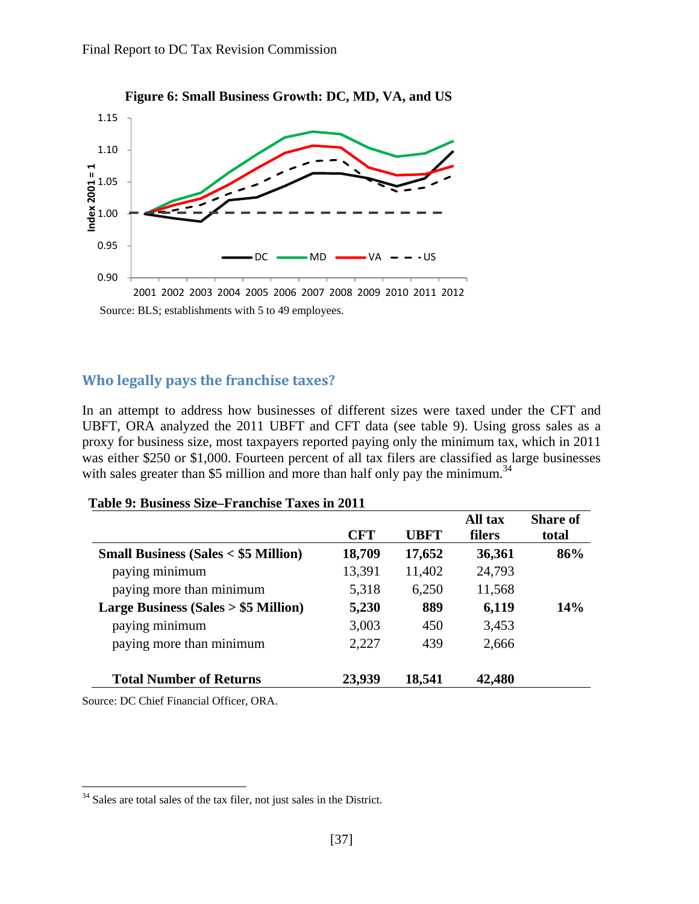**Figure 6: Small Business Growth: DC, MD, VA, and US**

Index 2001 = 1

1.15
1.10
1.05
1.00
0.95
0.90

DC MD VA US

2001 2002 2003 2004 2005 2006 2007 2008 2009 2010 2011 2012

Source: BLS; establishments with 5 to 49 employees.

## Who legally pays the franchise taxes?

In an attempt to address how businesses of different sizes were taxed under the CFT and UBFT, ORA analyzed the 2011 UBFT and CFT data (see table 9). Using gross sales as a proxy for business size, most taxpayers reported paying only the minimum tax, which in 2011 was either $250 or $1,000. Fourteen percent of all tax filers are classified as large businesses with sales greater than $5 million and more than half only pay the minimum.[34]

**Table 9: Business Size–Franchise Taxes in 2011**

| | CFT | UBFT | All tax filers | Share of total |
|---|---|---|---|---|
| **Small Business (Sales < $5 Million)** | **18,709** | **17,652** | **36,361** | **86%** |
| paying minimum | 13,391 | 11,402 | 24,793 | |
| paying more than minimum | 5,318 | 6,250 | 11,568 | |
| **Large Business (Sales > $5 Million)** | **5,230** | **889** | **6,119** | **14%** |
| paying minimum | 3,003 | 450 | 3,453 | |
| paying more than minimum | 2,227 | 439 | 2,666 | |
| **Total Number of Returns** | **23,939** | **18,541** | **42,480** | |

Source: DC Chief Financial Officer, ORA.

[34] Sales are total sales of the tax filer, not just sales in the District.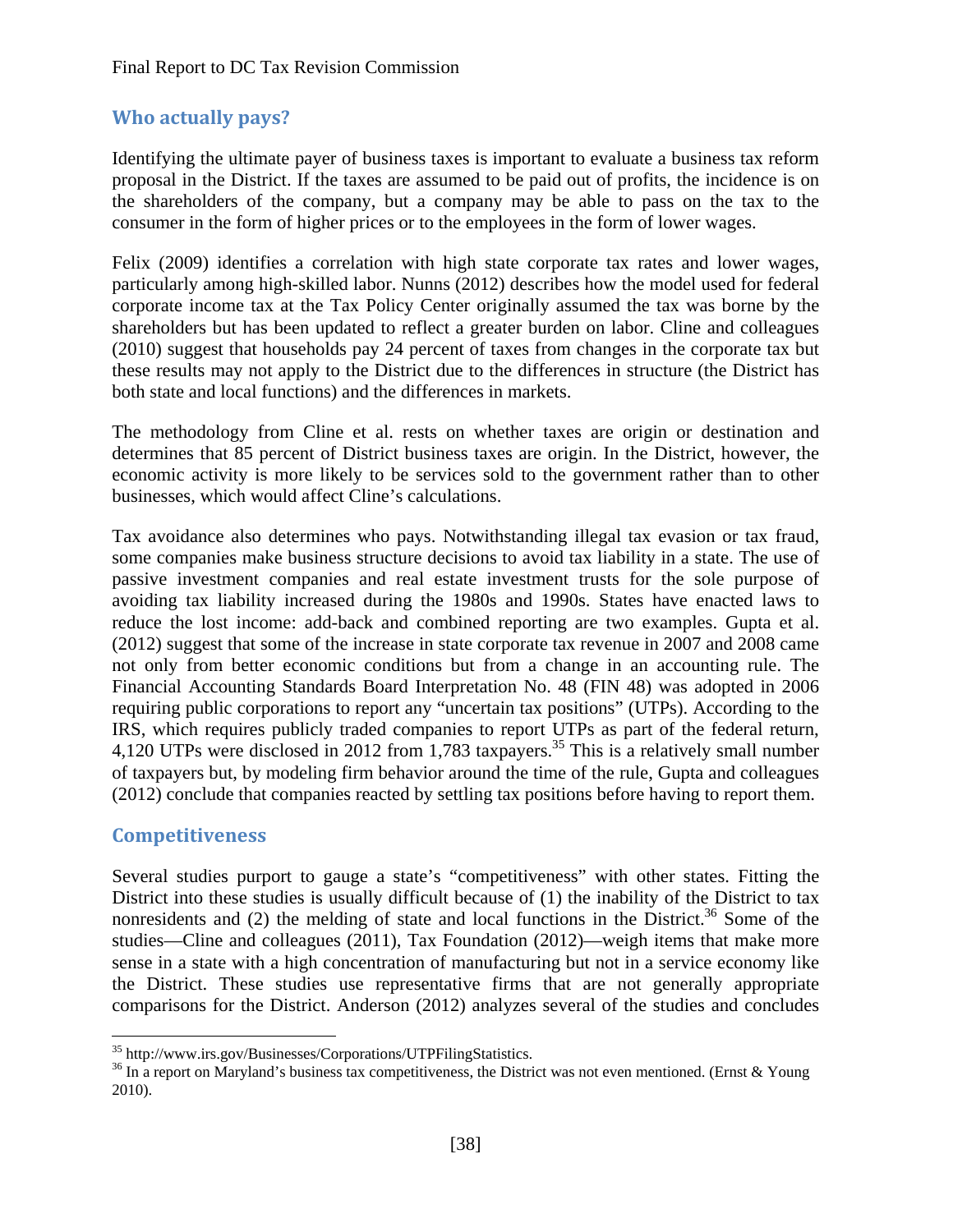## Who actually pays?

Identifying the ultimate payer of business taxes is important to evaluate a business tax reform proposal in the District. If the taxes are assumed to be paid out of profits, the incidence is on the shareholders of the company, but a company may be able to pass on the tax to the consumer in the form of higher prices or to the employees in the form of lower wages.

Felix (2009) identifies a correlation with high state corporate tax rates and lower wages, particularly among high-skilled labor. Nunns (2012) describes how the model used for federal corporate income tax at the Tax Policy Center originally assumed the tax was borne by the shareholders but has been updated to reflect a greater burden on labor. Cline and colleagues (2010) suggest that households pay 24 percent of taxes from changes in the corporate tax but these results may not apply to the District due to the differences in structure (the District has both state and local functions) and the differences in markets.

The methodology from Cline et al. rests on whether taxes are origin or destination and determines that 85 percent of District business taxes are origin. In the District, however, the economic activity is more likely to be services sold to the government rather than to other businesses, which would affect Cline's calculations.

Tax avoidance also determines who pays. Notwithstanding illegal tax evasion or tax fraud, some companies make business structure decisions to avoid tax liability in a state. The use of passive investment companies and real estate investment trusts for the sole purpose of avoiding tax liability increased during the 1980s and 1990s. States have enacted laws to reduce the lost income: add-back and combined reporting are two examples. Gupta et al. (2012) suggest that some of the increase in state corporate tax revenue in 2007 and 2008 came not only from better economic conditions but from a change in an accounting rule. The Financial Accounting Standards Board Interpretation No. 48 (FIN 48) was adopted in 2006 requiring public corporations to report any "uncertain tax positions" (UTPs). According to the IRS, which requires publicly traded companies to report UTPs as part of the federal return, 4,120 UTPs were disclosed in 2012 from 1,783 taxpayers.[35] This is a relatively small number of taxpayers but, by modeling firm behavior around the time of the rule, Gupta and colleagues (2012) conclude that companies reacted by settling tax positions before having to report them.

## Competitiveness

Several studies purport to gauge a state's "competitiveness" with other states. Fitting the District into these studies is usually difficult because of (1) the inability of the District to tax nonresidents and (2) the melding of state and local functions in the District.[36] Some of the studies—Cline and colleagues (2011), Tax Foundation (2012)—weigh items that make more sense in a state with a high concentration of manufacturing but not in a service economy like the District. These studies use representative firms that are not generally appropriate comparisons for the District. Anderson (2012) analyzes several of the studies and concludes

---

[35] http://www.irs.gov/Businesses/Corporations/UTPFilingStatistics.

[36] In a report on Maryland's business tax competitiveness, the District was not even mentioned. (Ernst & Young 2010).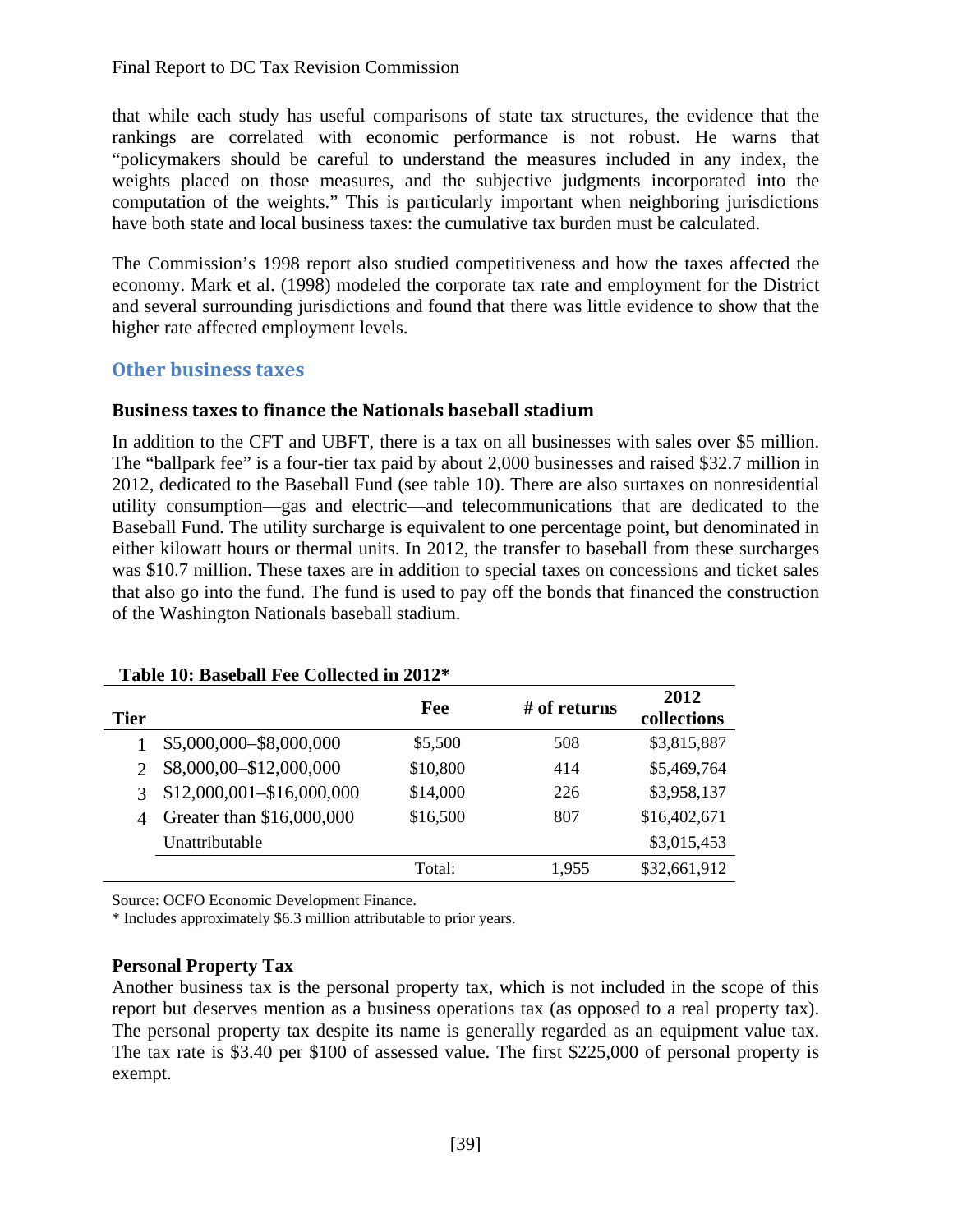that while each study has useful comparisons of state tax structures, the evidence that the rankings are correlated with economic performance is not robust. He warns that "policymakers should be careful to understand the measures included in any index, the weights placed on those measures, and the subjective judgments incorporated into the computation of the weights." This is particularly important when neighboring jurisdictions have both state and local business taxes: the cumulative tax burden must be calculated.

The Commission's 1998 report also studied competitiveness and how the taxes affected the economy. Mark et al. (1998) modeled the corporate tax rate and employment for the District and several surrounding jurisdictions and found that there was little evidence to show that the higher rate affected employment levels.

## Other business taxes

### Business taxes to finance the Nationals baseball stadium

In addition to the CFT and UBFT, there is a tax on all businesses with sales over $5 million. The "ballpark fee" is a four-tier tax paid by about 2,000 businesses and raised $32.7 million in 2012, dedicated to the Baseball Fund (see table 10). There are also surtaxes on nonresidential utility consumption—gas and electric—and telecommunications that are dedicated to the Baseball Fund. The utility surcharge is equivalent to one percentage point, but denominated in either kilowatt hours or thermal units. In 2012, the transfer to baseball from these surcharges was $10.7 million. These taxes are in addition to special taxes on concessions and ticket sales that also go into the fund. The fund is used to pay off the bonds that financed the construction of the Washington Nationals baseball stadium.

**Table 10: Baseball Fee Collected in 2012***

| Tier | | Fee | # of returns | 2012 collections |
|---|---|---|---|---|
| 1 | $5,000,000–$8,000,000 | $5,500 | 508 | $3,815,887 |
| 2 | $8,000,00–$12,000,000 | $10,800 | 414 | $5,469,764 |
| 3 | $12,000,001–$16,000,000 | $14,000 | 226 | $3,958,137 |
| 4 | Greater than $16,000,000 | $16,500 | 807 | $16,402,671 |
| | Unattributable | | | $3,015,453 |
| | | Total: | 1,955 | $32,661,912 |

Source: OCFO Economic Development Finance.
* Includes approximately $6.3 million attributable to prior years.

**Personal Property Tax**

Another business tax is the personal property tax, which is not included in the scope of this report but deserves mention as a business operations tax (as opposed to a real property tax). The personal property tax despite its name is generally regarded as an equipment value tax. The tax rate is $3.40 per $100 of assessed value. The first $225,000 of personal property is exempt.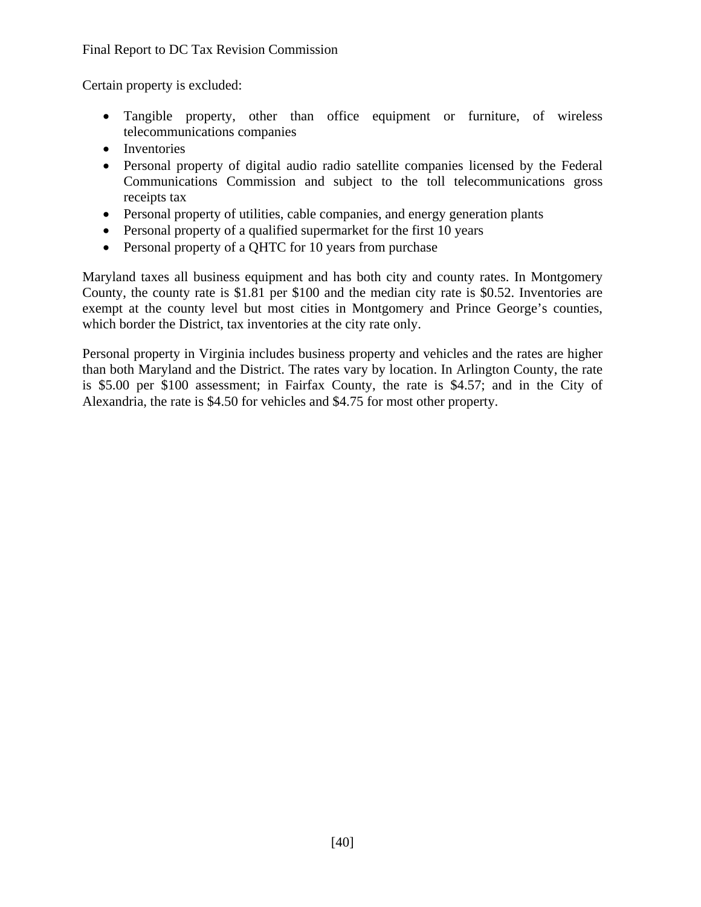Certain property is excluded:

- Tangible property, other than office equipment or furniture, of wireless telecommunications companies
- Inventories
- Personal property of digital audio radio satellite companies licensed by the Federal Communications Commission and subject to the toll telecommunications gross receipts tax
- Personal property of utilities, cable companies, and energy generation plants
- Personal property of a qualified supermarket for the first 10 years
- Personal property of a QHTC for 10 years from purchase

Maryland taxes all business equipment and has both city and county rates. In Montgomery County, the county rate is $1.81 per $100 and the median city rate is $0.52. Inventories are exempt at the county level but most cities in Montgomery and Prince George's counties, which border the District, tax inventories at the city rate only.

Personal property in Virginia includes business property and vehicles and the rates are higher than both Maryland and the District. The rates vary by location. In Arlington County, the rate is $5.00 per $100 assessment; in Fairfax County, the rate is $4.57; and in the City of Alexandria, the rate is $4.50 for vehicles and $4.75 for most other property.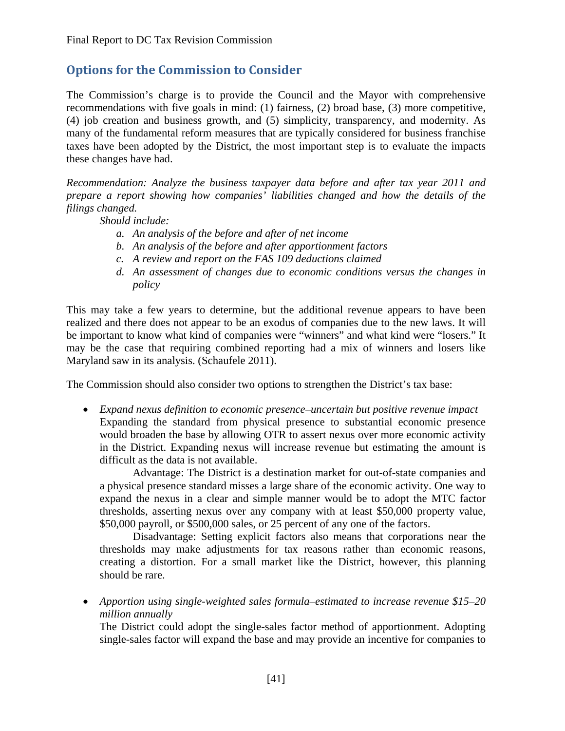## Options for the Commission to Consider

The Commission's charge is to provide the Council and the Mayor with comprehensive recommendations with five goals in mind: (1) fairness, (2) broad base, (3) more competitive, (4) job creation and business growth, and (5) simplicity, transparency, and modernity. As many of the fundamental reform measures that are typically considered for business franchise taxes have been adopted by the District, the most important step is to evaluate the impacts these changes have had.

*Recommendation: Analyze the business taxpayer data before and after tax year 2011 and prepare a report showing how companies' liabilities changed and how the details of the filings changed.*

*Should include:*

- *a. An analysis of the before and after of net income*
- *b. An analysis of the before and after apportionment factors*
- *c. A review and report on the FAS 109 deductions claimed*
- *d. An assessment of changes due to economic conditions versus the changes in policy*

This may take a few years to determine, but the additional revenue appears to have been realized and there does not appear to be an exodus of companies due to the new laws. It will be important to know what kind of companies were "winners" and what kind were "losers." It may be the case that requiring combined reporting had a mix of winners and losers like Maryland saw in its analysis. (Schaufele 2011).

The Commission should also consider two options to strengthen the District's tax base:

- *Expand nexus definition to economic presence–uncertain but positive revenue impact*
  Expanding the standard from physical presence to substantial economic presence would broaden the base by allowing OTR to assert nexus over more economic activity in the District. Expanding nexus will increase revenue but estimating the amount is difficult as the data is not available.

  Advantage: The District is a destination market for out-of-state companies and a physical presence standard misses a large share of the economic activity. One way to expand the nexus in a clear and simple manner would be to adopt the MTC factor thresholds, asserting nexus over any company with at least $50,000 property value, $50,000 payroll, or $500,000 sales, or 25 percent of any one of the factors.

  Disadvantage: Setting explicit factors also means that corporations near the thresholds may make adjustments for tax reasons rather than economic reasons, creating a distortion. For a small market like the District, however, this planning should be rare.

- *Apportion using single-weighted sales formula–estimated to increase revenue $15–20 million annually*
  The District could adopt the single-sales factor method of apportionment. Adopting single-sales factor will expand the base and may provide an incentive for companies to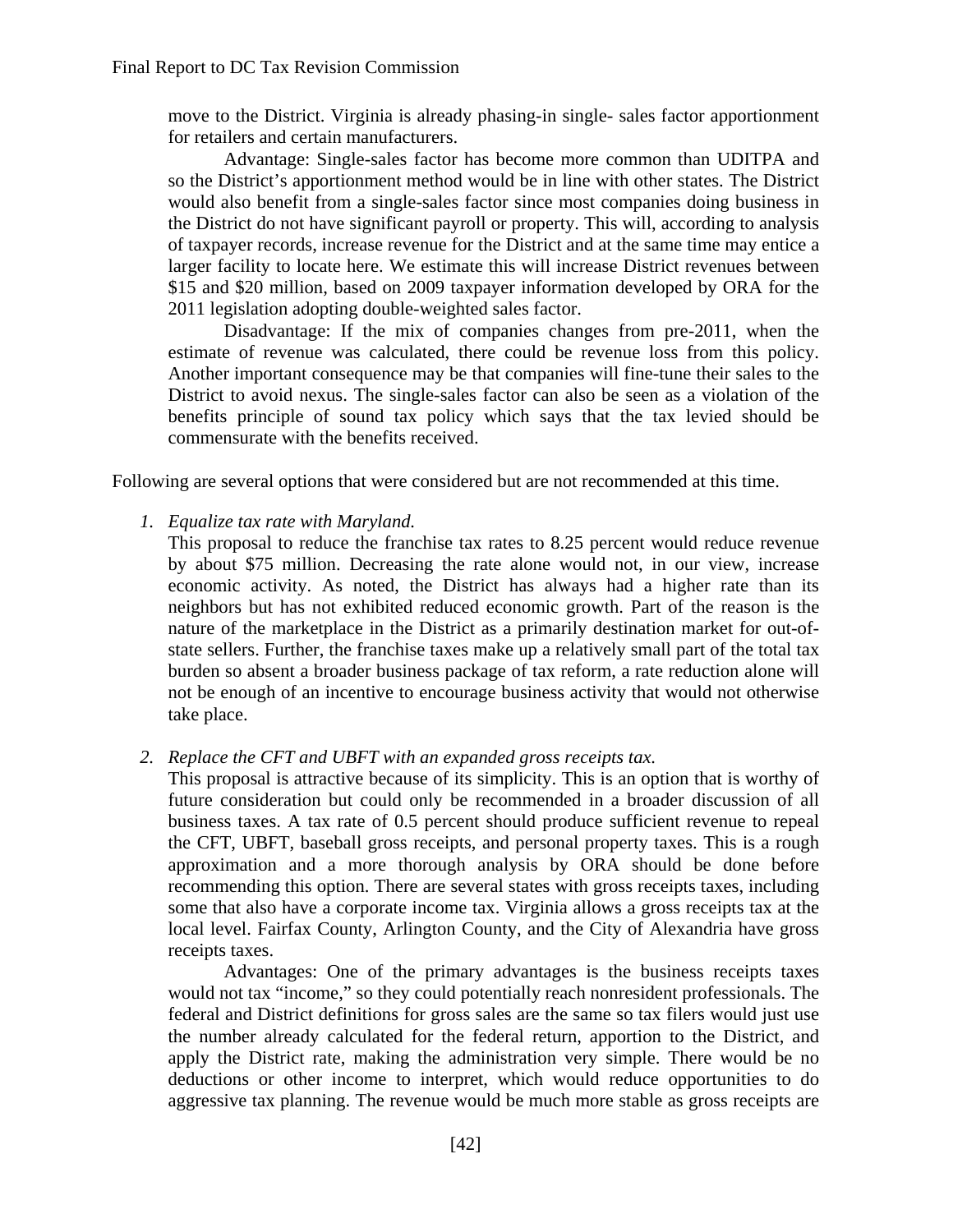move to the District. Virginia is already phasing-in single- sales factor apportionment for retailers and certain manufacturers.

Advantage: Single-sales factor has become more common than UDITPA and so the District's apportionment method would be in line with other states. The District would also benefit from a single-sales factor since most companies doing business in the District do not have significant payroll or property. This will, according to analysis of taxpayer records, increase revenue for the District and at the same time may entice a larger facility to locate here. We estimate this will increase District revenues between $15 and $20 million, based on 2009 taxpayer information developed by ORA for the 2011 legislation adopting double-weighted sales factor.

Disadvantage: If the mix of companies changes from pre-2011, when the estimate of revenue was calculated, there could be revenue loss from this policy. Another important consequence may be that companies will fine-tune their sales to the District to avoid nexus. The single-sales factor can also be seen as a violation of the benefits principle of sound tax policy which says that the tax levied should be commensurate with the benefits received.

Following are several options that were considered but are not recommended at this time.

1. *Equalize tax rate with Maryland.*
   This proposal to reduce the franchise tax rates to 8.25 percent would reduce revenue by about $75 million. Decreasing the rate alone would not, in our view, increase economic activity. As noted, the District has always had a higher rate than its neighbors but has not exhibited reduced economic growth. Part of the reason is the nature of the marketplace in the District as a primarily destination market for out-of-state sellers. Further, the franchise taxes make up a relatively small part of the total tax burden so absent a broader business package of tax reform, a rate reduction alone will not be enough of an incentive to encourage business activity that would not otherwise take place.

2. *Replace the CFT and UBFT with an expanded gross receipts tax.*
   This proposal is attractive because of its simplicity. This is an option that is worthy of future consideration but could only be recommended in a broader discussion of all business taxes. A tax rate of 0.5 percent should produce sufficient revenue to repeal the CFT, UBFT, baseball gross receipts, and personal property taxes. This is a rough approximation and a more thorough analysis by ORA should be done before recommending this option. There are several states with gross receipts taxes, including some that also have a corporate income tax. Virginia allows a gross receipts tax at the local level. Fairfax County, Arlington County, and the City of Alexandria have gross receipts taxes.

   Advantages: One of the primary advantages is the business receipts taxes would not tax "income," so they could potentially reach nonresident professionals. The federal and District definitions for gross sales are the same so tax filers would just use the number already calculated for the federal return, apportion to the District, and apply the District rate, making the administration very simple. There would be no deductions or other income to interpret, which would reduce opportunities to do aggressive tax planning. The revenue would be much more stable as gross receipts are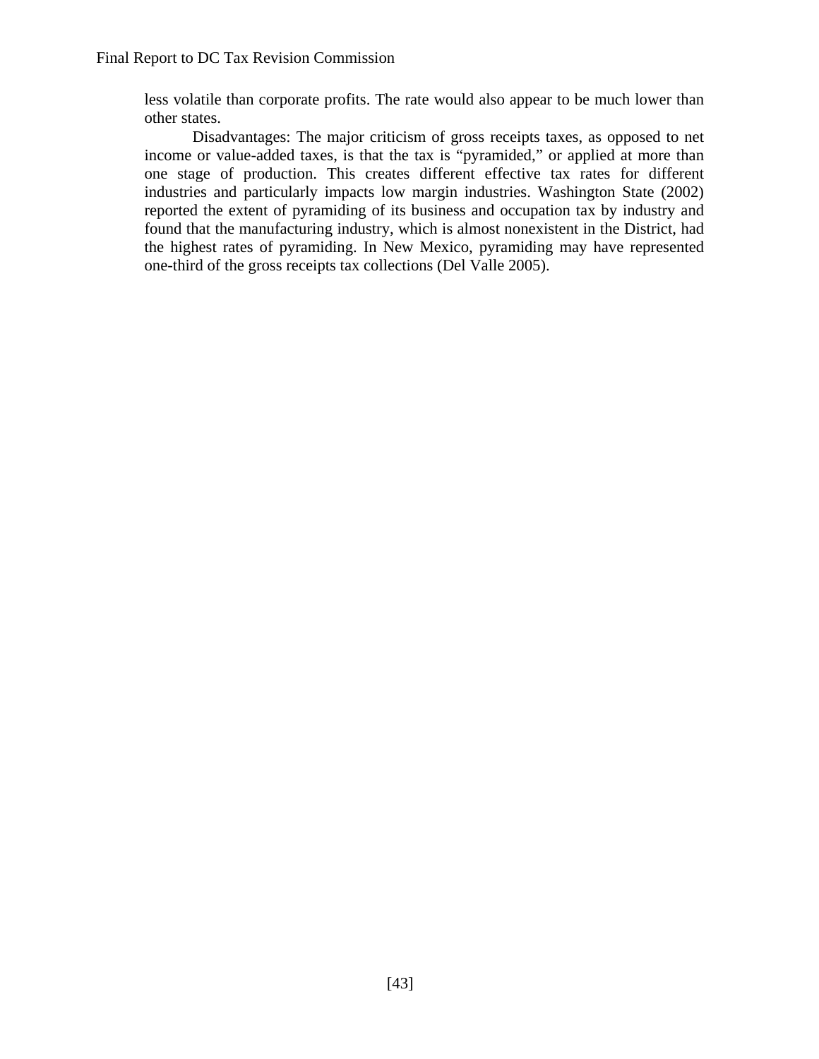less volatile than corporate profits. The rate would also appear to be much lower than other states.

Disadvantages: The major criticism of gross receipts taxes, as opposed to net income or value-added taxes, is that the tax is "pyramided," or applied at more than one stage of production. This creates different effective tax rates for different industries and particularly impacts low margin industries. Washington State (2002) reported the extent of pyramiding of its business and occupation tax by industry and found that the manufacturing industry, which is almost nonexistent in the District, had the highest rates of pyramiding. In New Mexico, pyramiding may have represented one-third of the gross receipts tax collections (Del Valle 2005).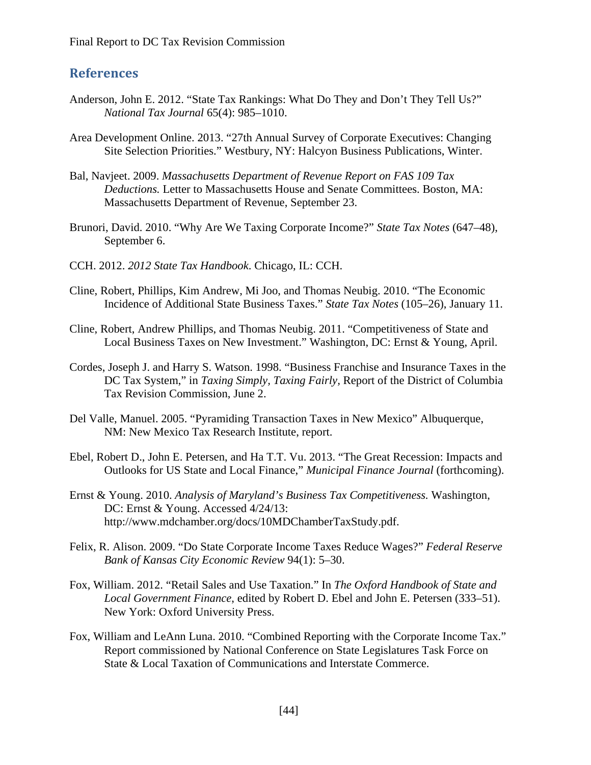## References

Anderson, John E. 2012. "State Tax Rankings: What Do They and Don't They Tell Us?" *National Tax Journal* 65(4): 985–1010.

Area Development Online. 2013. "27th Annual Survey of Corporate Executives: Changing Site Selection Priorities." Westbury, NY: Halcyon Business Publications, Winter.

Bal, Navjeet. 2009. *Massachusetts Department of Revenue Report on FAS 109 Tax Deductions.* Letter to Massachusetts House and Senate Committees. Boston, MA: Massachusetts Department of Revenue, September 23.

Brunori, David. 2010. "Why Are We Taxing Corporate Income?" *State Tax Notes* (647–48), September 6.

CCH. 2012. *2012 State Tax Handbook*. Chicago, IL: CCH.

Cline, Robert, Phillips, Kim Andrew, Mi Joo, and Thomas Neubig. 2010. "The Economic Incidence of Additional State Business Taxes." *State Tax Notes* (105–26), January 11.

Cline, Robert, Andrew Phillips, and Thomas Neubig. 2011. "Competitiveness of State and Local Business Taxes on New Investment." Washington, DC: Ernst & Young, April.

Cordes, Joseph J. and Harry S. Watson. 1998. "Business Franchise and Insurance Taxes in the DC Tax System," in *Taxing Simply, Taxing Fairly*, Report of the District of Columbia Tax Revision Commission, June 2.

Del Valle, Manuel. 2005. "Pyramiding Transaction Taxes in New Mexico" Albuquerque, NM: New Mexico Tax Research Institute, report.

Ebel, Robert D., John E. Petersen, and Ha T.T. Vu. 2013. "The Great Recession: Impacts and Outlooks for US State and Local Finance," *Municipal Finance Journal* (forthcoming).

Ernst & Young. 2010. *Analysis of Maryland's Business Tax Competitiveness.* Washington, DC: Ernst & Young. Accessed 4/24/13: http://www.mdchamber.org/docs/10MDChamberTaxStudy.pdf.

Felix, R. Alison. 2009. "Do State Corporate Income Taxes Reduce Wages?" *Federal Reserve Bank of Kansas City Economic Review* 94(1): 5–30.

Fox, William. 2012. "Retail Sales and Use Taxation." In *The Oxford Handbook of State and Local Government Finance*, edited by Robert D. Ebel and John E. Petersen (333–51). New York: Oxford University Press.

Fox, William and LeAnn Luna. 2010. "Combined Reporting with the Corporate Income Tax." Report commissioned by National Conference on State Legislatures Task Force on State & Local Taxation of Communications and Interstate Commerce.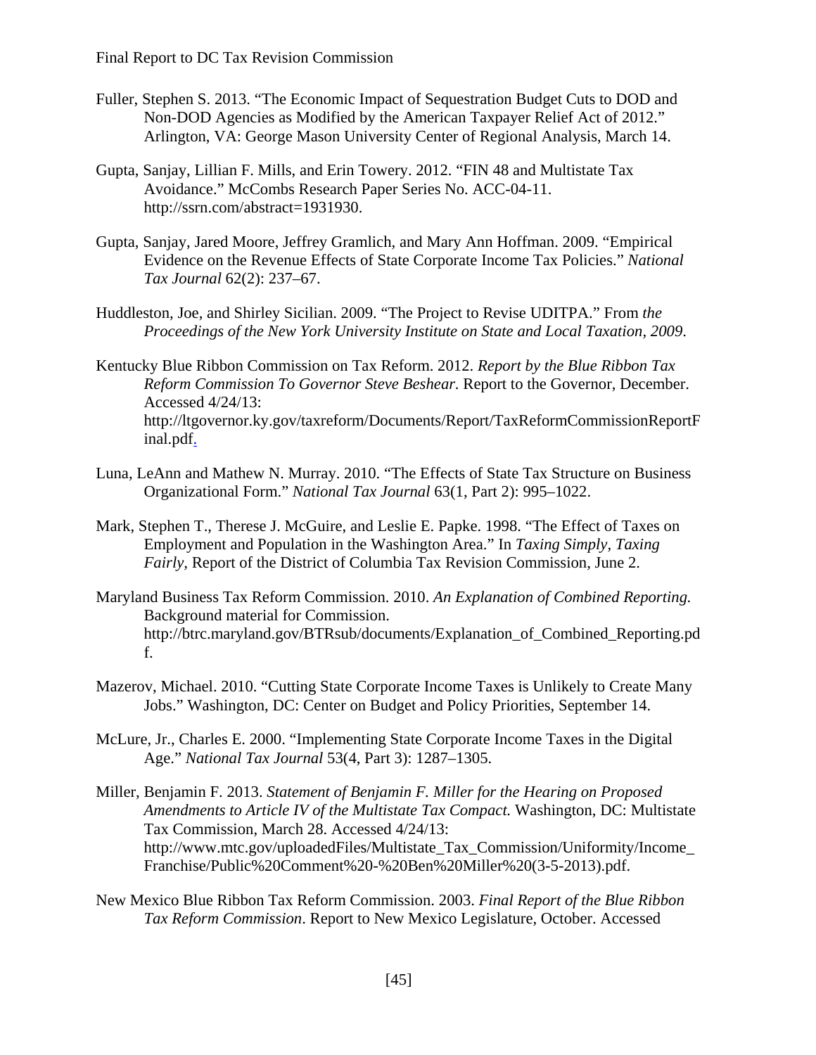Fuller, Stephen S. 2013. "The Economic Impact of Sequestration Budget Cuts to DOD and Non-DOD Agencies as Modified by the American Taxpayer Relief Act of 2012." Arlington, VA: George Mason University Center of Regional Analysis, March 14.

Gupta, Sanjay, Lillian F. Mills, and Erin Towery. 2012. "FIN 48 and Multistate Tax Avoidance." McCombs Research Paper Series No. ACC-04-11. http://ssrn.com/abstract=1931930.

Gupta, Sanjay, Jared Moore, Jeffrey Gramlich, and Mary Ann Hoffman. 2009. "Empirical Evidence on the Revenue Effects of State Corporate Income Tax Policies." *National Tax Journal* 62(2): 237–67.

Huddleston, Joe, and Shirley Sicilian. 2009. "The Project to Revise UDITPA." From *the Proceedings of the New York University Institute on State and Local Taxation, 2009*.

Kentucky Blue Ribbon Commission on Tax Reform. 2012. *Report by the Blue Ribbon Tax Reform Commission To Governor Steve Beshear.* Report to the Governor, December. Accessed 4/24/13: http://ltgovernor.ky.gov/taxreform/Documents/Report/TaxReformCommissionReportFinal.pdf.

Luna, LeAnn and Mathew N. Murray. 2010. "The Effects of State Tax Structure on Business Organizational Form." *National Tax Journal* 63(1, Part 2): 995–1022.

Mark, Stephen T., Therese J. McGuire, and Leslie E. Papke. 1998. "The Effect of Taxes on Employment and Population in the Washington Area." In *Taxing Simply, Taxing Fairly,* Report of the District of Columbia Tax Revision Commission, June 2.

Maryland Business Tax Reform Commission. 2010. *An Explanation of Combined Reporting.* Background material for Commission. http://btrc.maryland.gov/BTRsub/documents/Explanation_of_Combined_Reporting.pdf.

Mazerov, Michael. 2010. "Cutting State Corporate Income Taxes is Unlikely to Create Many Jobs." Washington, DC: Center on Budget and Policy Priorities, September 14.

McLure, Jr., Charles E. 2000. "Implementing State Corporate Income Taxes in the Digital Age." *National Tax Journal* 53(4, Part 3): 1287–1305.

Miller, Benjamin F. 2013. *Statement of Benjamin F. Miller for the Hearing on Proposed Amendments to Article IV of the Multistate Tax Compact.* Washington, DC: Multistate Tax Commission, March 28. Accessed 4/24/13: http://www.mtc.gov/uploadedFiles/Multistate_Tax_Commission/Uniformity/Income_Franchise/Public%20Comment%20-%20Ben%20Miller%20(3-5-2013).pdf.

New Mexico Blue Ribbon Tax Reform Commission. 2003. *Final Report of the Blue Ribbon Tax Reform Commission*. Report to New Mexico Legislature, October. Accessed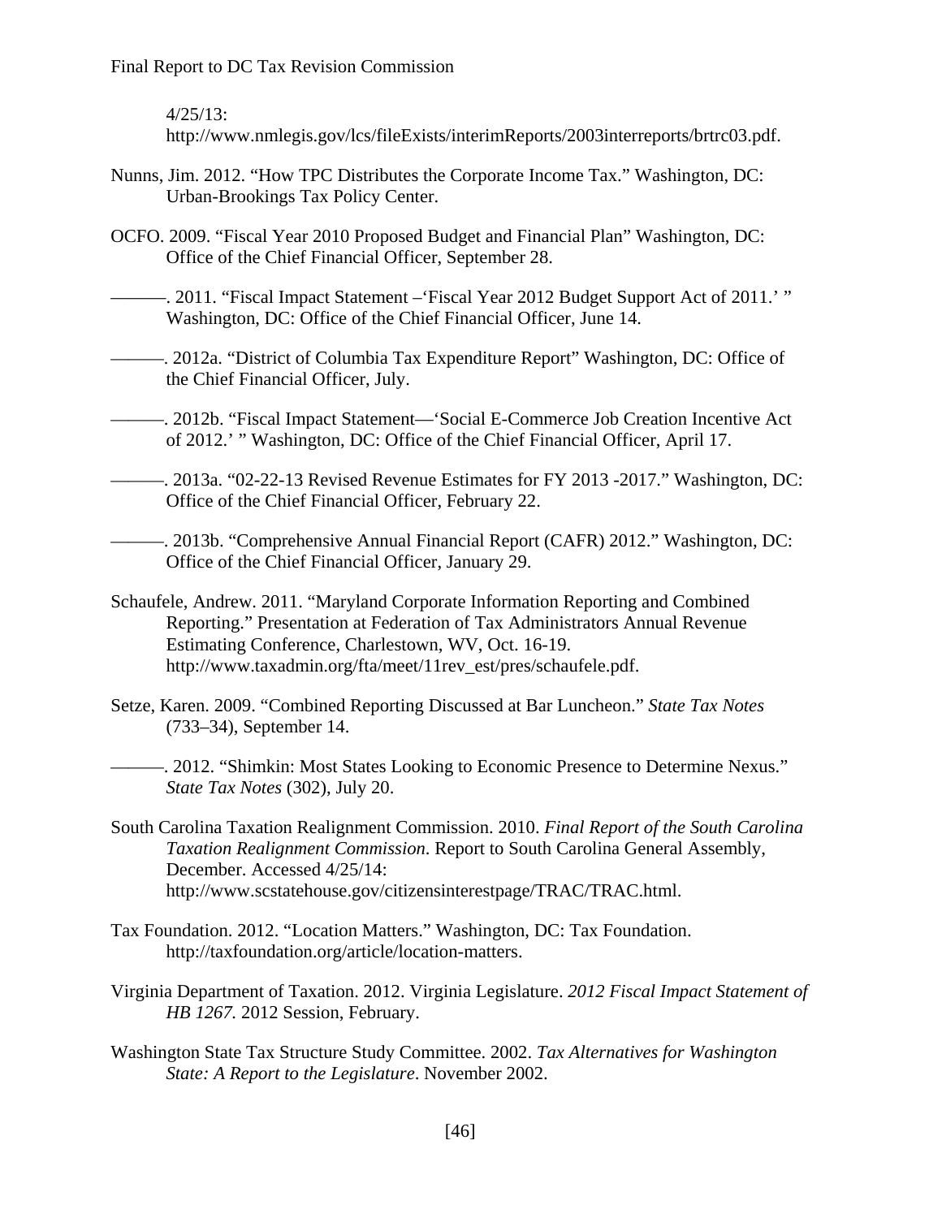4/25/13:
http://www.nmlegis.gov/lcs/fileExists/interimReports/2003interreports/brtrc03.pdf.

Nunns, Jim. 2012. "How TPC Distributes the Corporate Income Tax." Washington, DC: Urban-Brookings Tax Policy Center.

OCFO. 2009. "Fiscal Year 2010 Proposed Budget and Financial Plan" Washington, DC: Office of the Chief Financial Officer, September 28.

———. 2011. "Fiscal Impact Statement –'Fiscal Year 2012 Budget Support Act of 2011.' " Washington, DC: Office of the Chief Financial Officer, June 14.

———. 2012a. "District of Columbia Tax Expenditure Report" Washington, DC: Office of the Chief Financial Officer, July.

———. 2012b. "Fiscal Impact Statement—'Social E-Commerce Job Creation Incentive Act of 2012.' " Washington, DC: Office of the Chief Financial Officer, April 17.

———. 2013a. "02-22-13 Revised Revenue Estimates for FY 2013 -2017." Washington, DC: Office of the Chief Financial Officer, February 22.

———. 2013b. "Comprehensive Annual Financial Report (CAFR) 2012." Washington, DC: Office of the Chief Financial Officer, January 29.

Schaufele, Andrew. 2011. "Maryland Corporate Information Reporting and Combined Reporting." Presentation at Federation of Tax Administrators Annual Revenue Estimating Conference, Charlestown, WV, Oct. 16-19. http://www.taxadmin.org/fta/meet/11rev_est/pres/schaufele.pdf.

Setze, Karen. 2009. "Combined Reporting Discussed at Bar Luncheon." *State Tax Notes* (733–34), September 14.

———. 2012. "Shimkin: Most States Looking to Economic Presence to Determine Nexus." *State Tax Notes* (302), July 20.

South Carolina Taxation Realignment Commission. 2010. *Final Report of the South Carolina Taxation Realignment Commission*. Report to South Carolina General Assembly, December. Accessed 4/25/14: http://www.scstatehouse.gov/citizensinterestpage/TRAC/TRAC.html.

Tax Foundation. 2012. "Location Matters." Washington, DC: Tax Foundation. http://taxfoundation.org/article/location-matters.

Virginia Department of Taxation. 2012. Virginia Legislature. *2012 Fiscal Impact Statement of HB 1267.* 2012 Session, February.

Washington State Tax Structure Study Committee. 2002. *Tax Alternatives for Washington State: A Report to the Legislature*. November 2002.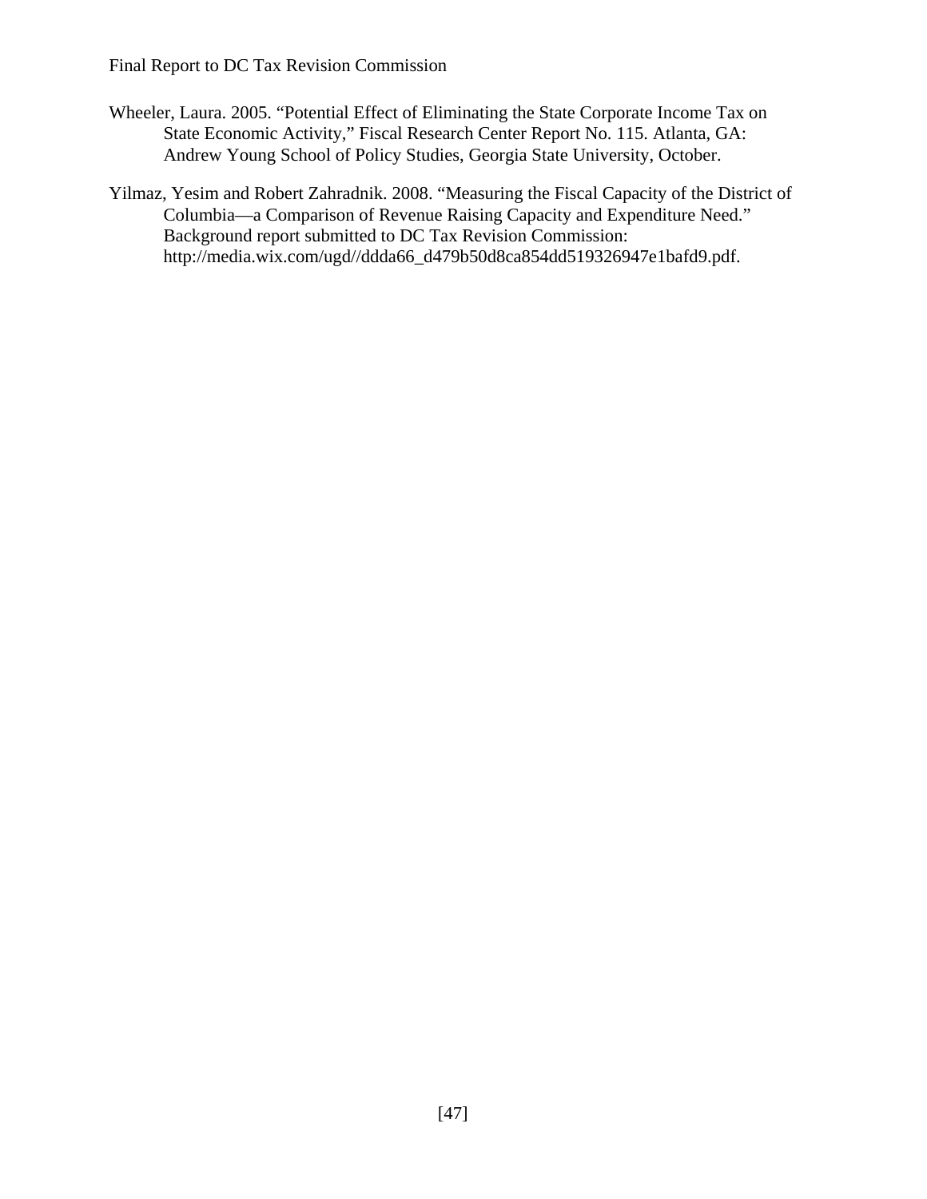Wheeler, Laura. 2005. "Potential Effect of Eliminating the State Corporate Income Tax on State Economic Activity," Fiscal Research Center Report No. 115. Atlanta, GA: Andrew Young School of Policy Studies, Georgia State University, October.

Yilmaz, Yesim and Robert Zahradnik. 2008. "Measuring the Fiscal Capacity of the District of Columbia—a Comparison of Revenue Raising Capacity and Expenditure Need." Background report submitted to DC Tax Revision Commission: http://media.wix.com/ugd//ddda66_d479b50d8ca854dd519326947e1bafd9.pdf.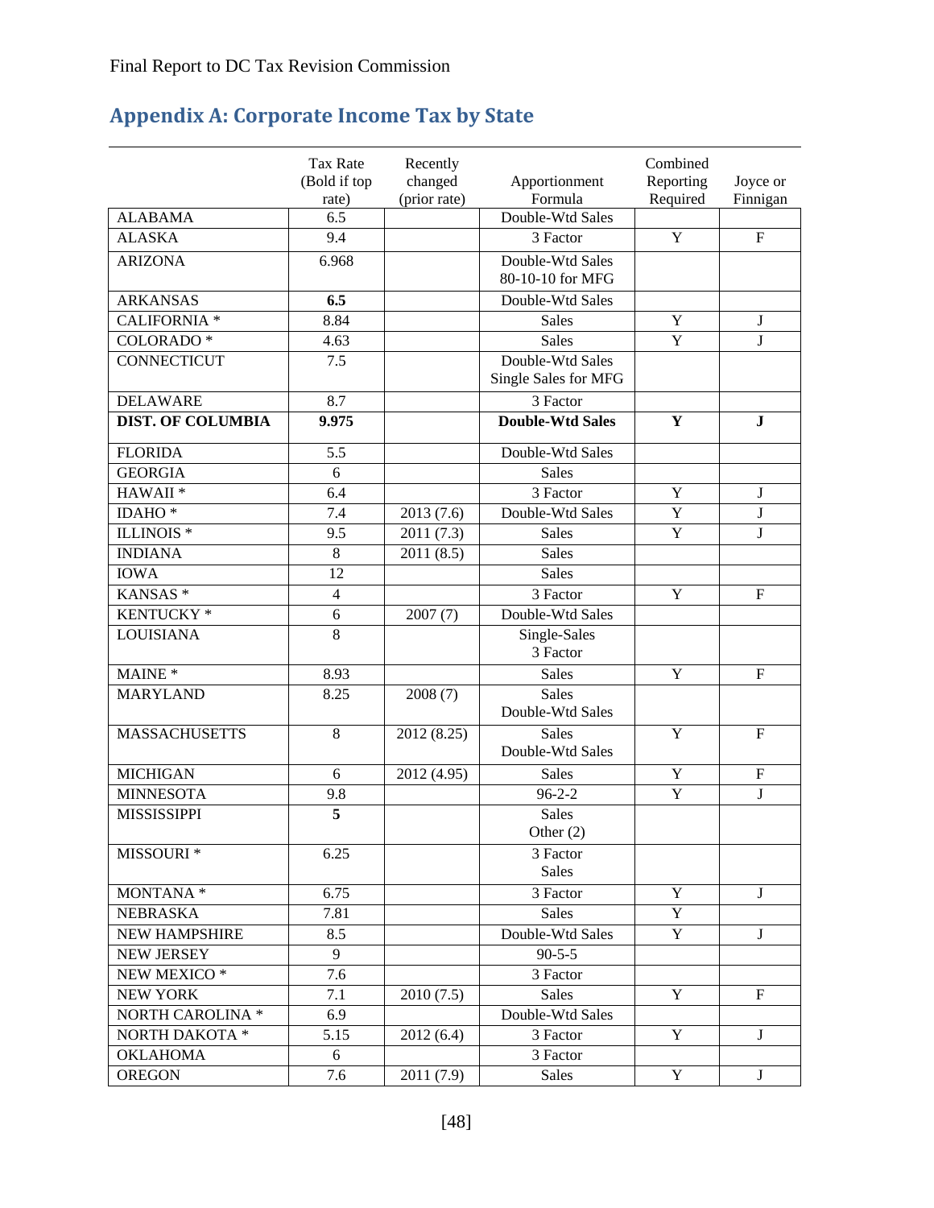## Appendix A: Corporate Income Tax by State

| | Tax Rate (Bold if top rate) | Recently changed (prior rate) | Apportionment Formula | Combined Reporting Required | Joyce or Finnigan |
|---|---|---|---|---|---|
| ALABAMA | 6.5 | | Double-Wtd Sales | | |
| ALASKA | 9.4 | | 3 Factor | Y | F |
| ARIZONA | 6.968 | | Double-Wtd Sales 80-10-10 for MFG | | |
| ARKANSAS | **6.5** | | Double-Wtd Sales | | |
| CALIFORNIA * | 8.84 | | Sales | Y | J |
| COLORADO * | 4.63 | | Sales | Y | J |
| CONNECTICUT | 7.5 | | Double-Wtd Sales Single Sales for MFG | | |
| DELAWARE | 8.7 | | 3 Factor | | |
| **DIST. OF COLUMBIA** | **9.975** | | **Double-Wtd Sales** | **Y** | **J** |
| FLORIDA | 5.5 | | Double-Wtd Sales | | |
| GEORGIA | 6 | | Sales | | |
| HAWAII * | 6.4 | | 3 Factor | Y | J |
| IDAHO * | 7.4 | 2013 (7.6) | Double-Wtd Sales | Y | J |
| ILLINOIS * | 9.5 | 2011 (7.3) | Sales | Y | J |
| INDIANA | 8 | 2011 (8.5) | Sales | | |
| IOWA | 12 | | Sales | | |
| KANSAS * | 4 | | 3 Factor | Y | F |
| KENTUCKY * | 6 | 2007 (7) | Double-Wtd Sales | | |
| LOUISIANA | 8 | | Single-Sales 3 Factor | | |
| MAINE * | 8.93 | | Sales | Y | F |
| MARYLAND | 8.25 | 2008 (7) | Sales Double-Wtd Sales | | |
| MASSACHUSETTS | 8 | 2012 (8.25) | Sales Double-Wtd Sales | Y | F |
| MICHIGAN | 6 | 2012 (4.95) | Sales | Y | F |
| MINNESOTA | 9.8 | | 96-2-2 | Y | J |
| MISSISSIPPI | **5** | | Sales Other (2) | | |
| MISSOURI * | 6.25 | | 3 Factor Sales | | |
| MONTANA * | 6.75 | | 3 Factor | Y | J |
| NEBRASKA | 7.81 | | Sales | Y | |
| NEW HAMPSHIRE | 8.5 | | Double-Wtd Sales | Y | J |
| NEW JERSEY | 9 | | 90-5-5 | | |
| NEW MEXICO * | 7.6 | | 3 Factor | | |
| NEW YORK | 7.1 | 2010 (7.5) | Sales | Y | F |
| NORTH CAROLINA * | 6.9 | | Double-Wtd Sales | | |
| NORTH DAKOTA * | 5.15 | 2012 (6.4) | 3 Factor | Y | J |
| OKLAHOMA | 6 | | 3 Factor | | |
| OREGON | 7.6 | 2011 (7.9) | Sales | Y | J |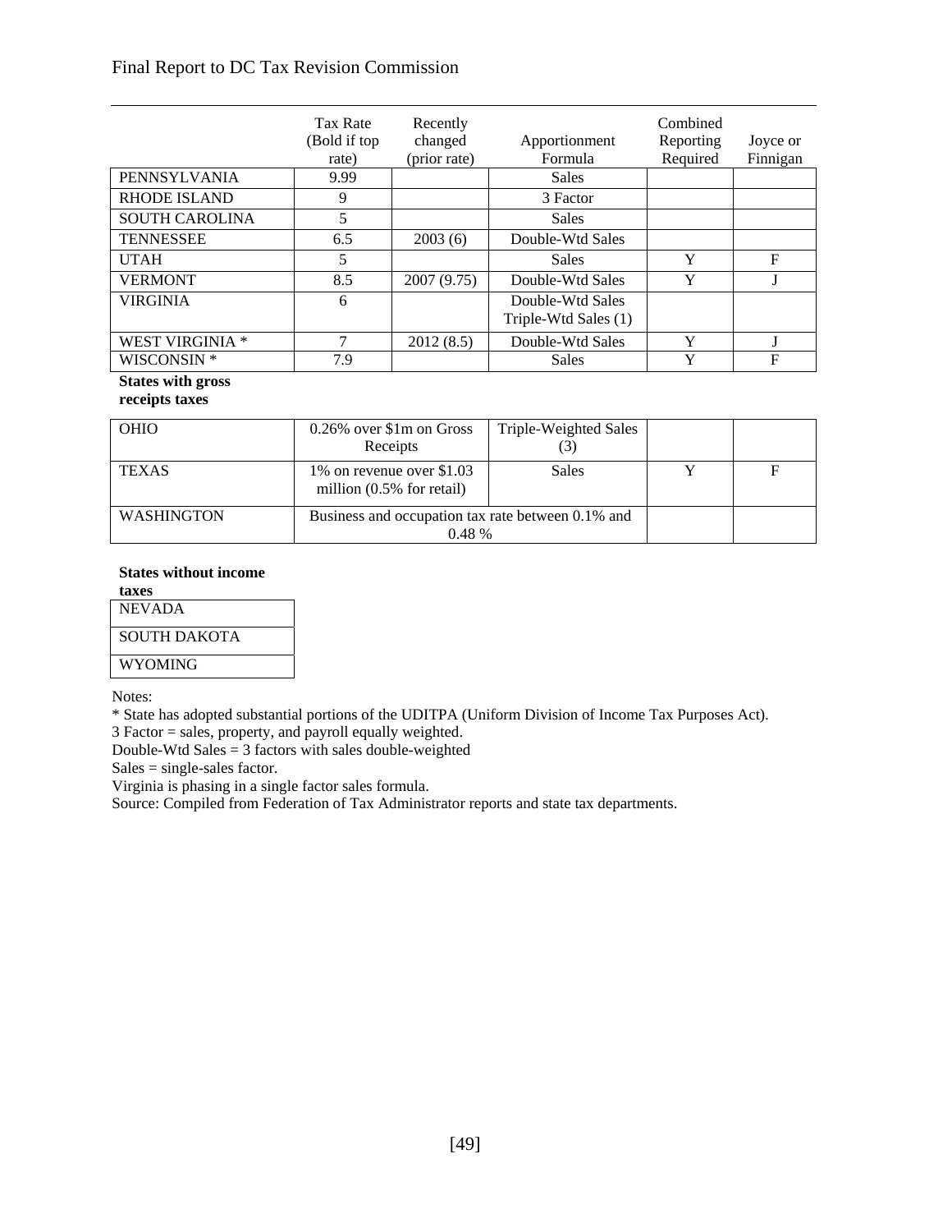| | Tax Rate (Bold if top rate) | Recently changed (prior rate) | Apportionment Formula | Combined Reporting Required | Joyce or Finnigan |
|---|---|---|---|---|---|
| PENNSYLVANIA | 9.99 | | Sales | | |
| RHODE ISLAND | 9 | | 3 Factor | | |
| SOUTH CAROLINA | 5 | | Sales | | |
| TENNESSEE | 6.5 | 2003 (6) | Double-Wtd Sales | | |
| UTAH | 5 | | Sales | Y | F |
| VERMONT | 8.5 | 2007 (9.75) | Double-Wtd Sales | Y | J |
| VIRGINIA | 6 | | Double-Wtd Sales Triple-Wtd Sales (1) | | |
| WEST VIRGINIA * | 7 | 2012 (8.5) | Double-Wtd Sales | Y | J |
| WISCONSIN * | 7.9 | | Sales | Y | F |
| **States with gross receipts taxes** | | | | | |
| OHIO | 0.26% over $1m on Gross Receipts | | Triple-Weighted Sales (3) | | |
| TEXAS | 1% on revenue over $1.03 million (0.5% for retail) | | Sales | Y | F |
| WASHINGTON | Business and occupation tax rate between 0.1% and 0.48 % | | | | |

**States without income taxes**

| |
|---|
| NEVADA |
| SOUTH DAKOTA |
| WYOMING |

Notes:

* State has adopted substantial portions of the UDITPA (Uniform Division of Income Tax Purposes Act).

3 Factor = sales, property, and payroll equally weighted.

Double-Wtd Sales = 3 factors with sales double-weighted

Sales = single-sales factor.

Virginia is phasing in a single factor sales formula.

Source: Compiled from Federation of Tax Administrator reports and state tax departments.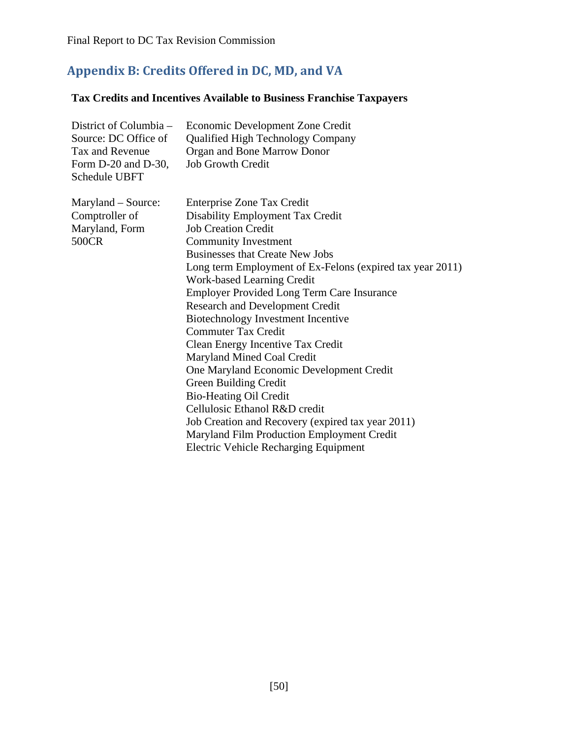## Appendix B: Credits Offered in DC, MD, and VA

**Tax Credits and Incentives Available to Business Franchise Taxpayers**

| | |
|---|---|
| District of Columbia – Source: DC Office of Tax and Revenue Form D-20 and D-30, Schedule UBFT | Economic Development Zone Credit<br>Qualified High Technology Company<br>Organ and Bone Marrow Donor<br>Job Growth Credit |
| Maryland – Source: Comptroller of Maryland, Form 500CR | Enterprise Zone Tax Credit<br>Disability Employment Tax Credit<br>Job Creation Credit<br>Community Investment<br>Businesses that Create New Jobs<br>Long term Employment of Ex-Felons (expired tax year 2011)<br>Work-based Learning Credit<br>Employer Provided Long Term Care Insurance<br>Research and Development Credit<br>Biotechnology Investment Incentive<br>Commuter Tax Credit<br>Clean Energy Incentive Tax Credit<br>Maryland Mined Coal Credit<br>One Maryland Economic Development Credit<br>Green Building Credit<br>Bio-Heating Oil Credit<br>Cellulosic Ethanol R&D credit<br>Job Creation and Recovery (expired tax year 2011)<br>Maryland Film Production Employment Credit<br>Electric Vehicle Recharging Equipment |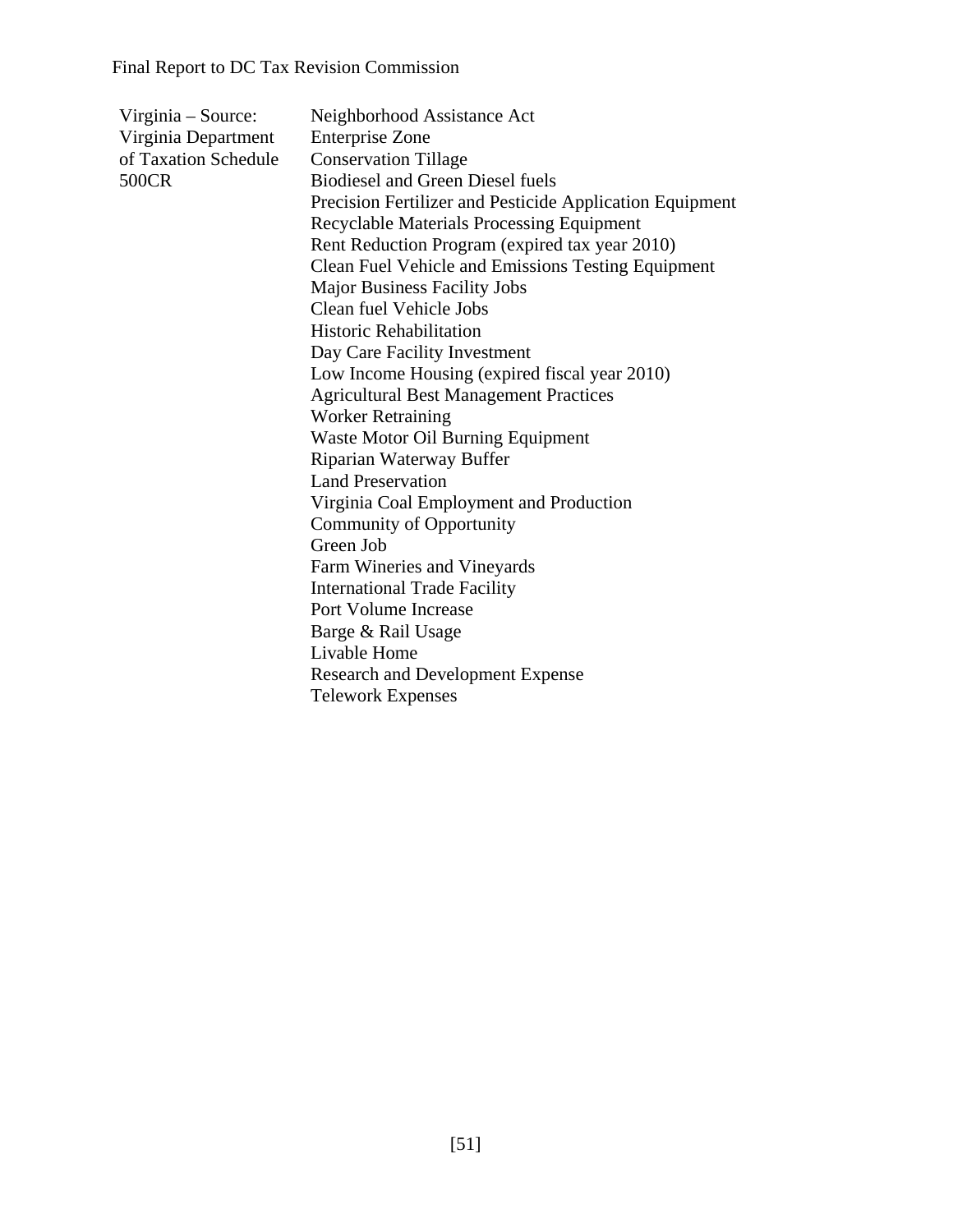| | |
|---|---|
| Virginia – Source: Virginia Department of Taxation Schedule 500CR | Neighborhood Assistance Act |
| | Enterprise Zone |
| | Conservation Tillage |
| | Biodiesel and Green Diesel fuels |
| | Precision Fertilizer and Pesticide Application Equipment |
| | Recyclable Materials Processing Equipment |
| | Rent Reduction Program (expired tax year 2010) |
| | Clean Fuel Vehicle and Emissions Testing Equipment |
| | Major Business Facility Jobs |
| | Clean fuel Vehicle Jobs |
| | Historic Rehabilitation |
| | Day Care Facility Investment |
| | Low Income Housing (expired fiscal year 2010) |
| | Agricultural Best Management Practices |
| | Worker Retraining |
| | Waste Motor Oil Burning Equipment |
| | Riparian Waterway Buffer |
| | Land Preservation |
| | Virginia Coal Employment and Production |
| | Community of Opportunity |
| | Green Job |
| | Farm Wineries and Vineyards |
| | International Trade Facility |
| | Port Volume Increase |
| | Barge & Rail Usage |
| | Livable Home |
| | Research and Development Expense |
| | Telework Expenses |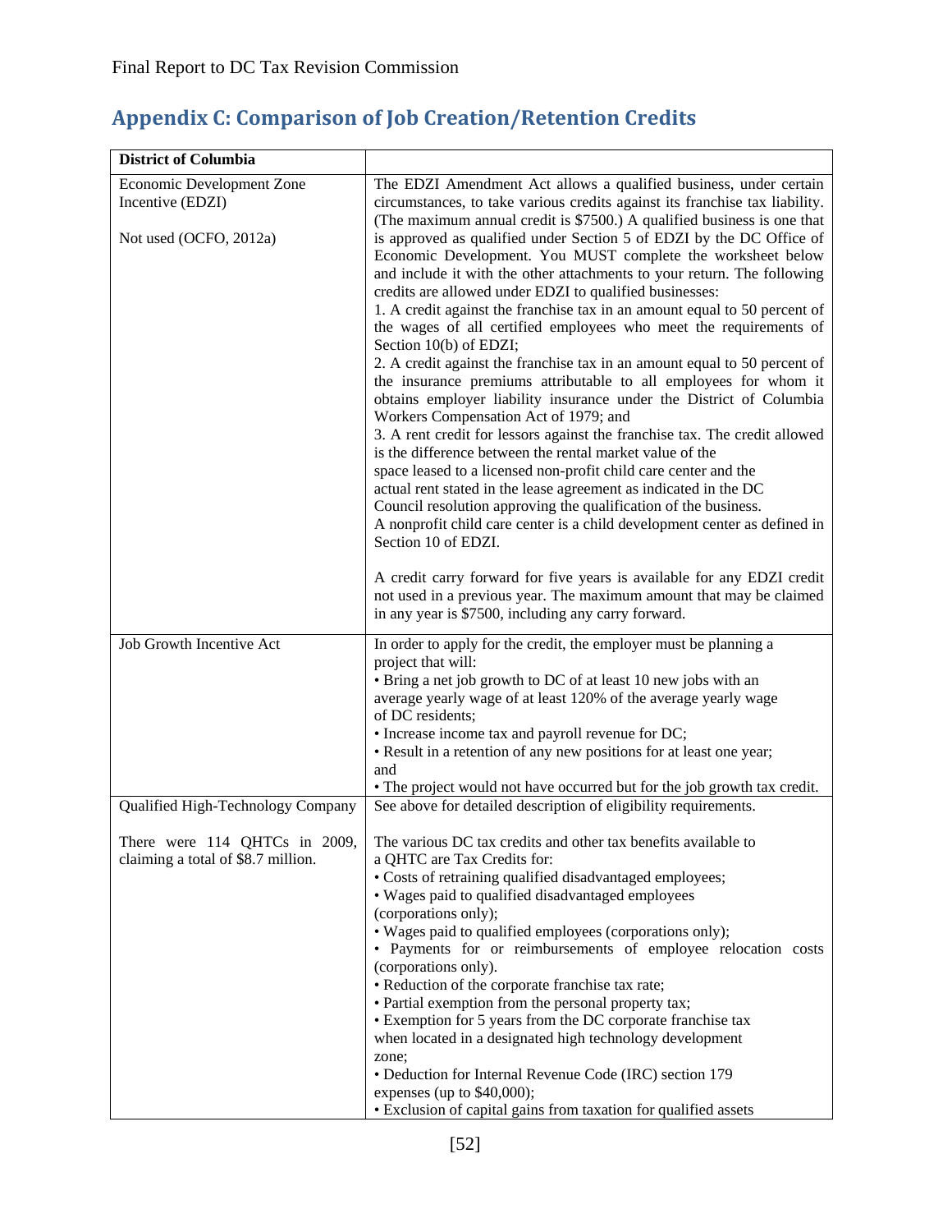## Appendix C: Comparison of Job Creation/Retention Credits

| **District of Columbia** | |
|---|---|
| Economic Development Zone Incentive (EDZI)<br><br>Not used (OCFO, 2012a) | The EDZI Amendment Act allows a qualified business, under certain circumstances, to take various credits against its franchise tax liability. (The maximum annual credit is $7500.) A qualified business is one that is approved as qualified under Section 5 of EDZI by the DC Office of Economic Development. You MUST complete the worksheet below and include it with the other attachments to your return. The following credits are allowed under EDZI to qualified businesses:<br>1. A credit against the franchise tax in an amount equal to 50 percent of the wages of all certified employees who meet the requirements of Section 10(b) of EDZI;<br>2. A credit against the franchise tax in an amount equal to 50 percent of the insurance premiums attributable to all employees for whom it obtains employer liability insurance under the District of Columbia Workers Compensation Act of 1979; and<br>3. A rent credit for lessors against the franchise tax. The credit allowed is the difference between the rental market value of the space leased to a licensed non-profit child care center and the actual rent stated in the lease agreement as indicated in the DC Council resolution approving the qualification of the business.<br>A nonprofit child care center is a child development center as defined in Section 10 of EDZI.<br><br>A credit carry forward for five years is available for any EDZI credit not used in a previous year. The maximum amount that may be claimed in any year is $7500, including any carry forward. |
| Job Growth Incentive Act | In order to apply for the credit, the employer must be planning a project that will:<br>• Bring a net job growth to DC of at least 10 new jobs with an average yearly wage of at least 120% of the average yearly wage of DC residents;<br>• Increase income tax and payroll revenue for DC;<br>• Result in a retention of any new positions for at least one year; and<br>• The project would not have occurred but for the job growth tax credit. |
| Qualified High-Technology Company<br><br>There were 114 QHTCs in 2009, claiming a total of $8.7 million. | See above for detailed description of eligibility requirements.<br><br>The various DC tax credits and other tax benefits available to a QHTC are Tax Credits for:<br>• Costs of retraining qualified disadvantaged employees;<br>• Wages paid to qualified disadvantaged employees (corporations only);<br>• Wages paid to qualified employees (corporations only);<br>• Payments for or reimbursements of employee relocation costs (corporations only).<br>• Reduction of the corporate franchise tax rate;<br>• Partial exemption from the personal property tax;<br>• Exemption for 5 years from the DC corporate franchise tax when located in a designated high technology development zone;<br>• Deduction for Internal Revenue Code (IRC) section 179 expenses (up to $40,000);<br>• Exclusion of capital gains from taxation for qualified assets |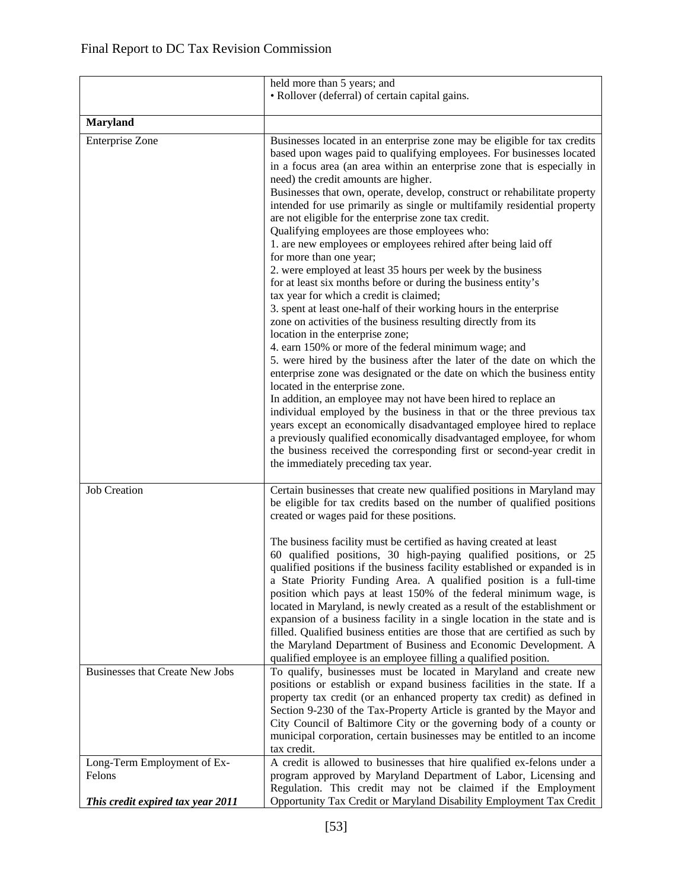| | |
|---|---|
| | held more than 5 years; and<br>• Rollover (deferral) of certain capital gains. |
| **Maryland** | |
| Enterprise Zone | Businesses located in an enterprise zone may be eligible for tax credits based upon wages paid to qualifying employees. For businesses located in a focus area (an area within an enterprise zone that is especially in need) the credit amounts are higher.<br>Businesses that own, operate, develop, construct or rehabilitate property intended for use primarily as single or multifamily residential property are not eligible for the enterprise zone tax credit.<br>Qualifying employees are those employees who:<br>1. are new employees or employees rehired after being laid off for more than one year;<br>2. were employed at least 35 hours per week by the business for at least six months before or during the business entity's tax year for which a credit is claimed;<br>3. spent at least one-half of their working hours in the enterprise zone on activities of the business resulting directly from its location in the enterprise zone;<br>4. earn 150% or more of the federal minimum wage; and<br>5. were hired by the business after the later of the date on which the enterprise zone was designated or the date on which the business entity located in the enterprise zone.<br>In addition, an employee may not have been hired to replace an individual employed by the business in that or the three previous tax years except an economically disadvantaged employee hired to replace a previously qualified economically disadvantaged employee, for whom the business received the corresponding first or second-year credit in the immediately preceding tax year. |
| Job Creation | Certain businesses that create new qualified positions in Maryland may be eligible for tax credits based on the number of qualified positions created or wages paid for these positions.<br><br>The business facility must be certified as having created at least 60 qualified positions, 30 high-paying qualified positions, or 25 qualified positions if the business facility established or expanded is in a State Priority Funding Area. A qualified position is a full-time position which pays at least 150% of the federal minimum wage, is located in Maryland, is newly created as a result of the establishment or expansion of a business facility in a single location in the state and is filled. Qualified business entities are those that are certified as such by the Maryland Department of Business and Economic Development. A qualified employee is an employee filling a qualified position. |
| Businesses that Create New Jobs | To qualify, businesses must be located in Maryland and create new positions or establish or expand business facilities in the state. If a property tax credit (or an enhanced property tax credit) as defined in Section 9-230 of the Tax-Property Article is granted by the Mayor and City Council of Baltimore City or the governing body of a county or municipal corporation, certain businesses may be entitled to an income tax credit. |
| Long-Term Employment of Ex-Felons<br><br>***This credit expired tax year 2011*** | A credit is allowed to businesses that hire qualified ex-felons under a program approved by Maryland Department of Labor, Licensing and Regulation. This credit may not be claimed if the Employment Opportunity Tax Credit or Maryland Disability Employment Tax Credit |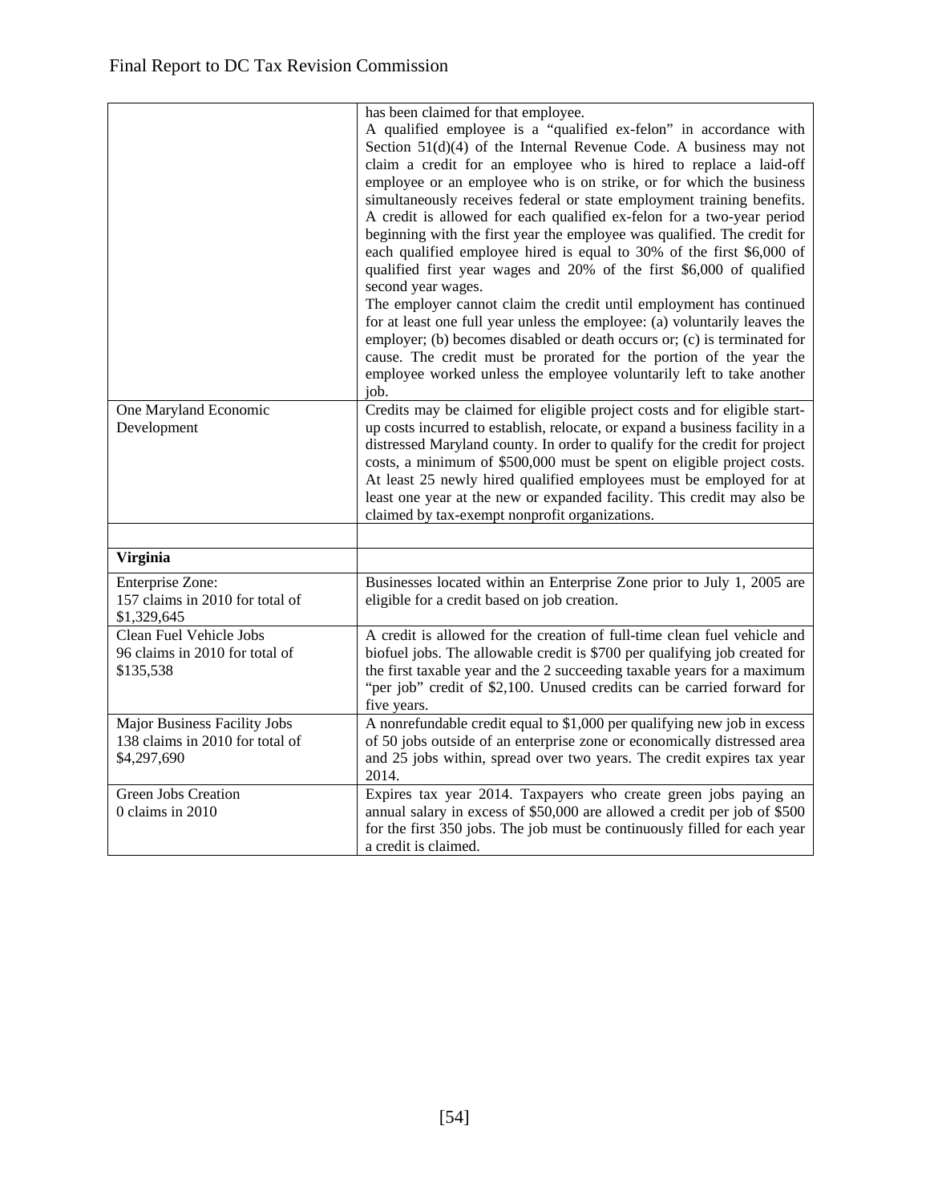| | |
|---|---|
| | has been claimed for that employee.<br>A qualified employee is a “qualified ex-felon” in accordance with Section 51(d)(4) of the Internal Revenue Code. A business may not claim a credit for an employee who is hired to replace a laid-off employee or an employee who is on strike, or for which the business simultaneously receives federal or state employment training benefits.<br>A credit is allowed for each qualified ex-felon for a two-year period beginning with the first year the employee was qualified. The credit for each qualified employee hired is equal to 30% of the first $6,000 of qualified first year wages and 20% of the first $6,000 of qualified second year wages.<br>The employer cannot claim the credit until employment has continued for at least one full year unless the employee: (a) voluntarily leaves the employer; (b) becomes disabled or death occurs or; (c) is terminated for cause. The credit must be prorated for the portion of the year the employee worked unless the employee voluntarily left to take another job. |
| One Maryland Economic Development | Credits may be claimed for eligible project costs and for eligible start-up costs incurred to establish, relocate, or expand a business facility in a distressed Maryland county. In order to qualify for the credit for project costs, a minimum of $500,000 must be spent on eligible project costs. At least 25 newly hired qualified employees must be employed for at least one year at the new or expanded facility. This credit may also be claimed by tax-exempt nonprofit organizations. |
| | |
| **Virginia** | |
| Enterprise Zone:<br>157 claims in 2010 for total of $1,329,645 | Businesses located within an Enterprise Zone prior to July 1, 2005 are eligible for a credit based on job creation. |
| Clean Fuel Vehicle Jobs<br>96 claims in 2010 for total of $135,538 | A credit is allowed for the creation of full-time clean fuel vehicle and biofuel jobs. The allowable credit is $700 per qualifying job created for the first taxable year and the 2 succeeding taxable years for a maximum “per job” credit of $2,100. Unused credits can be carried forward for five years. |
| Major Business Facility Jobs<br>138 claims in 2010 for total of $4,297,690 | A nonrefundable credit equal to $1,000 per qualifying new job in excess of 50 jobs outside of an enterprise zone or economically distressed area and 25 jobs within, spread over two years. The credit expires tax year 2014. |
| Green Jobs Creation<br>0 claims in 2010 | Expires tax year 2014. Taxpayers who create green jobs paying an annual salary in excess of $50,000 are allowed a credit per job of $500 for the first 350 jobs. The job must be continuously filled for each year a credit is claimed. |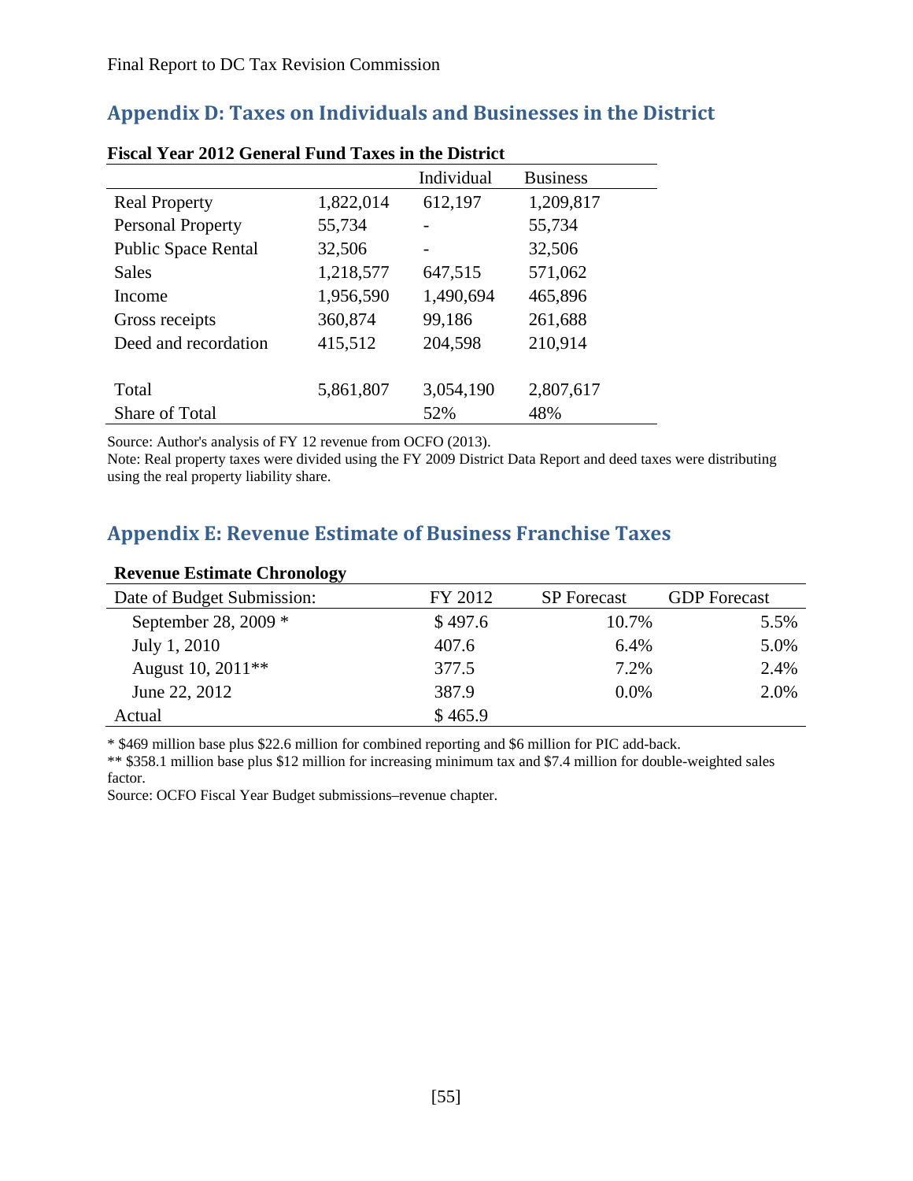## Appendix D: Taxes on Individuals and Businesses in the District

**Fiscal Year 2012 General Fund Taxes in the District**

| | | Individual | Business |
|---|---|---|---|
| Real Property | 1,822,014 | 612,197 | 1,209,817 |
| Personal Property | 55,734 | - | 55,734 |
| Public Space Rental | 32,506 | - | 32,506 |
| Sales | 1,218,577 | 647,515 | 571,062 |
| Income | 1,956,590 | 1,490,694 | 465,896 |
| Gross receipts | 360,874 | 99,186 | 261,688 |
| Deed and recordation | 415,512 | 204,598 | 210,914 |
| | | | |
| Total | 5,861,807 | 3,054,190 | 2,807,617 |
| Share of Total | | 52% | 48% |

Source: Author's analysis of FY 12 revenue from OCFO (2013).

Note: Real property taxes were divided using the FY 2009 District Data Report and deed taxes were distributing using the real property liability share.

## Appendix E: Revenue Estimate of Business Franchise Taxes

**Revenue Estimate Chronology**

| Date of Budget Submission: | FY 2012 | SP Forecast | GDP Forecast |
|---|---|---|---|
| September 28, 2009 * | $ 497.6 | 10.7% | 5.5% |
| July 1, 2010 | 407.6 | 6.4% | 5.0% |
| August 10, 2011** | 377.5 | 7.2% | 2.4% |
| June 22, 2012 | 387.9 | 0.0% | 2.0% |
| Actual | $ 465.9 | | |

* $469 million base plus $22.6 million for combined reporting and $6 million for PIC add-back.

** $358.1 million base plus $12 million for increasing minimum tax and $7.4 million for double-weighted sales factor.

Source: OCFO Fiscal Year Budget submissions–revenue chapter.